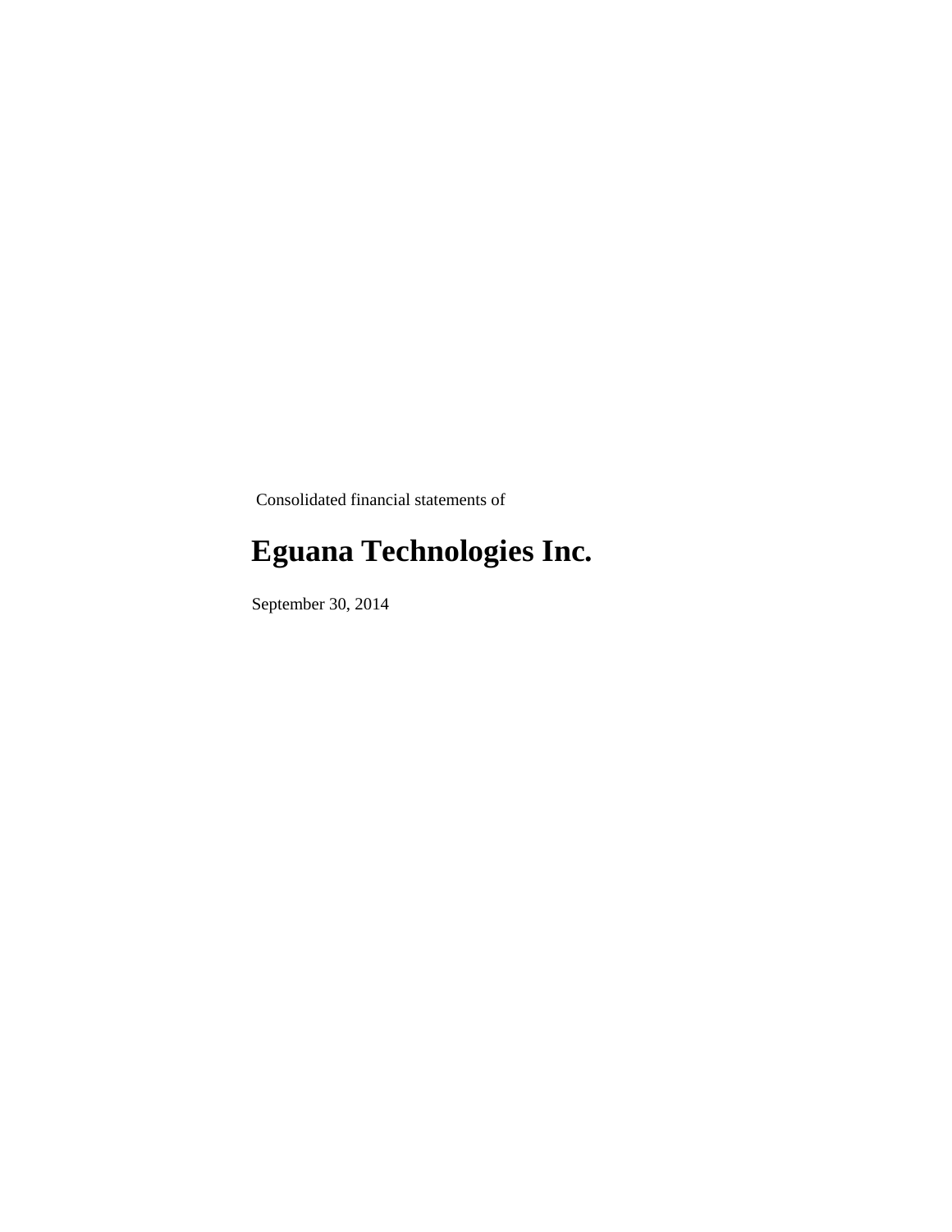Consolidated financial statements of

# Eguana Technologies Inc.

September 30, 2014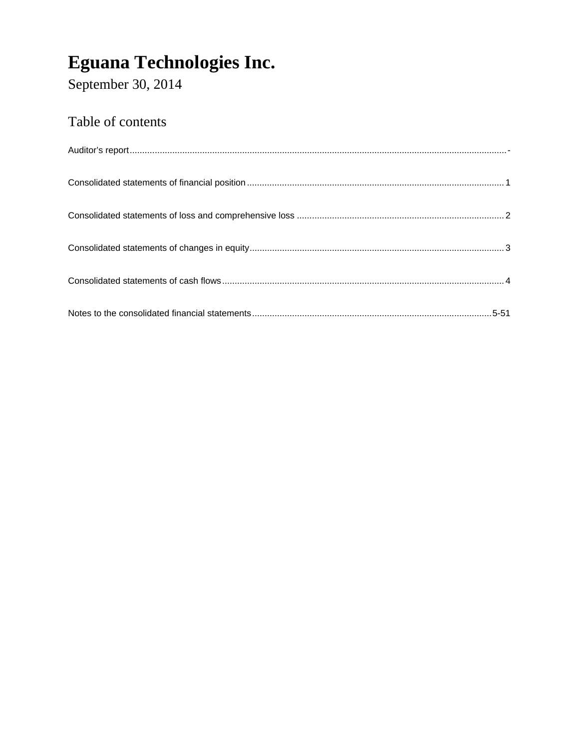# Eguana Technologies Inc.

September 30, 2014

## Table of contents

| | |
|---|---|
| Auditor's report | - |
| Consolidated statements of financial position | 1 |
| Consolidated statements of loss and comprehensive loss | 2 |
| Consolidated statements of changes in equity | 3 |
| Consolidated statements of cash flows | 4 |
| Notes to the consolidated financial statements | 5-51 |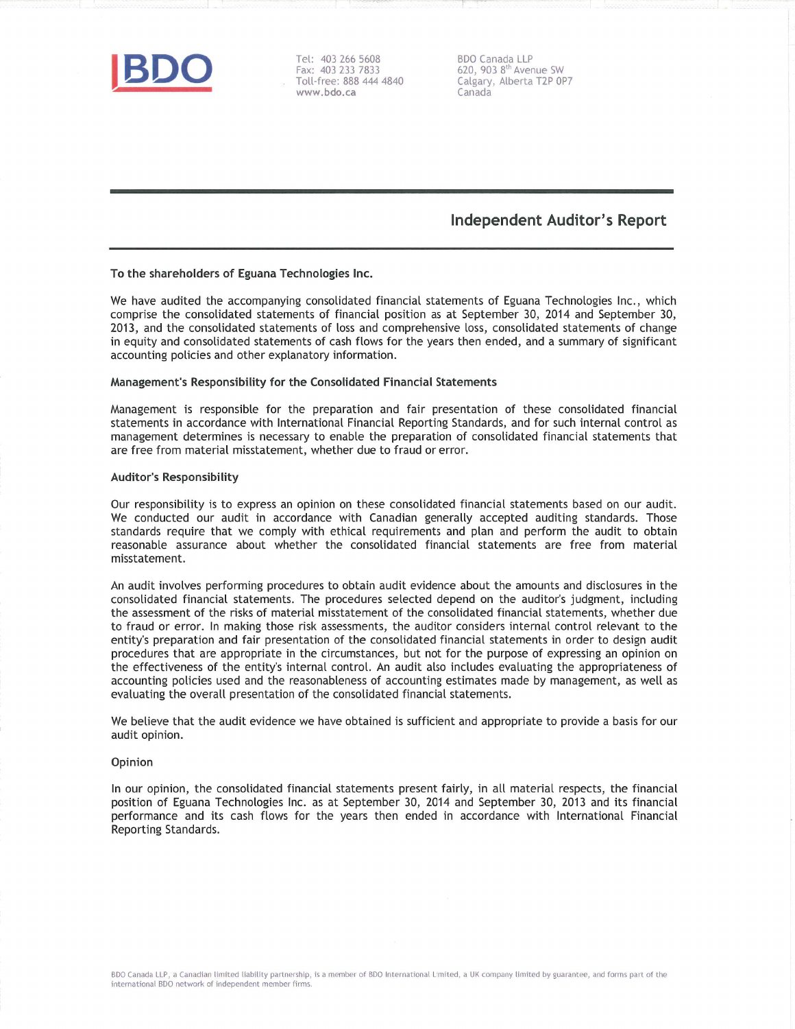BDO

Tel: 403 266 5608
Fax: 403 233 7833
Toll-free: 888 444 4840
www.bdo.ca

BDO Canada LLP
620, 903 8th Avenue SW
Calgary, Alberta T2P 0P7
Canada

# Independent Auditor's Report

**To the shareholders of Eguana Technologies Inc.**

We have audited the accompanying consolidated financial statements of Eguana Technologies Inc., which comprise the consolidated statements of financial position as at September 30, 2014 and September 30, 2013, and the consolidated statements of loss and comprehensive loss, consolidated statements of change in equity and consolidated statements of cash flows for the years then ended, and a summary of significant accounting policies and other explanatory information.

**Management's Responsibility for the Consolidated Financial Statements**

Management is responsible for the preparation and fair presentation of these consolidated financial statements in accordance with International Financial Reporting Standards, and for such internal control as management determines is necessary to enable the preparation of consolidated financial statements that are free from material misstatement, whether due to fraud or error.

**Auditor's Responsibility**

Our responsibility is to express an opinion on these consolidated financial statements based on our audit. We conducted our audit in accordance with Canadian generally accepted auditing standards. Those standards require that we comply with ethical requirements and plan and perform the audit to obtain reasonable assurance about whether the consolidated financial statements are free from material misstatement.

An audit involves performing procedures to obtain audit evidence about the amounts and disclosures in the consolidated financial statements. The procedures selected depend on the auditor's judgment, including the assessment of the risks of material misstatement of the consolidated financial statements, whether due to fraud or error. In making those risk assessments, the auditor considers internal control relevant to the entity's preparation and fair presentation of the consolidated financial statements in order to design audit procedures that are appropriate in the circumstances, but not for the purpose of expressing an opinion on the effectiveness of the entity's internal control. An audit also includes evaluating the appropriateness of accounting policies used and the reasonableness of accounting estimates made by management, as well as evaluating the overall presentation of the consolidated financial statements.

We believe that the audit evidence we have obtained is sufficient and appropriate to provide a basis for our audit opinion.

Opinion

In our opinion, the consolidated financial statements present fairly, in all material respects, the financial position of Eguana Technologies Inc. as at September 30, 2014 and September 30, 2013 and its financial performance and its cash flows for the years then ended in accordance with International Financial Reporting Standards.

BDO Canada LLP, a Canadian limited liability partnership, is a member of BDO International Limited, a UK company limited by guarantee, and forms part of the international BDO network of independent member firms.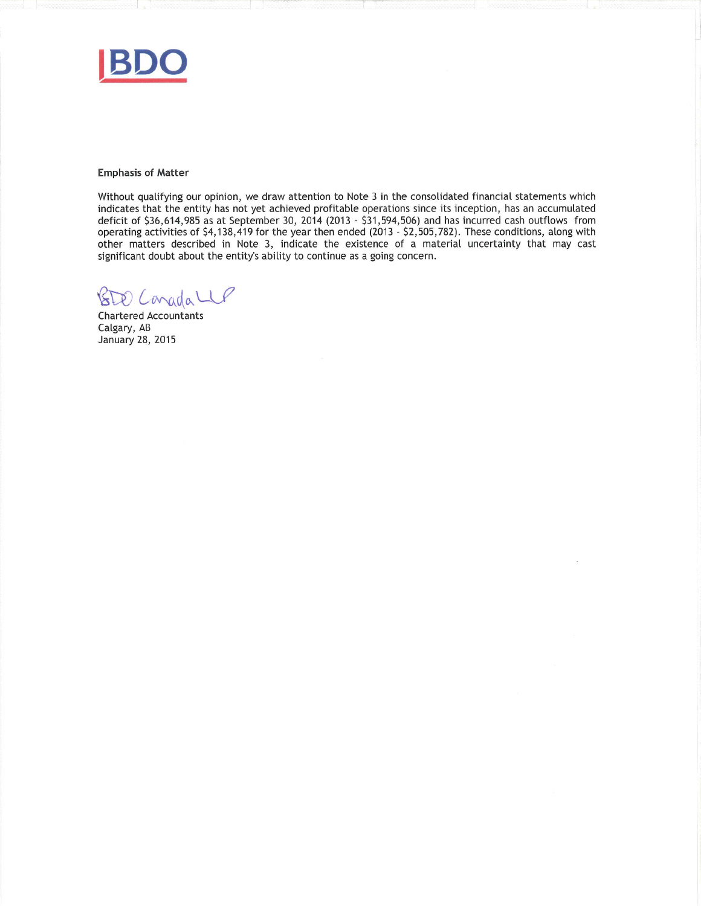BDO

**Emphasis of Matter**

Without qualifying our opinion, we draw attention to Note 3 in the consolidated financial statements which indicates that the entity has not yet achieved profitable operations since its inception, has an accumulated deficit of $36,614,985 as at September 30, 2014 (2013 - $31,594,506) and has incurred cash outflows from operating activities of $4,138,419 for the year then ended (2013 - $2,505,782). These conditions, along with other matters described in Note 3, indicate the existence of a material uncertainty that may cast significant doubt about the entity's ability to continue as a going concern.

BDO Canada LLP

Chartered Accountants
Calgary, AB
January 28, 2015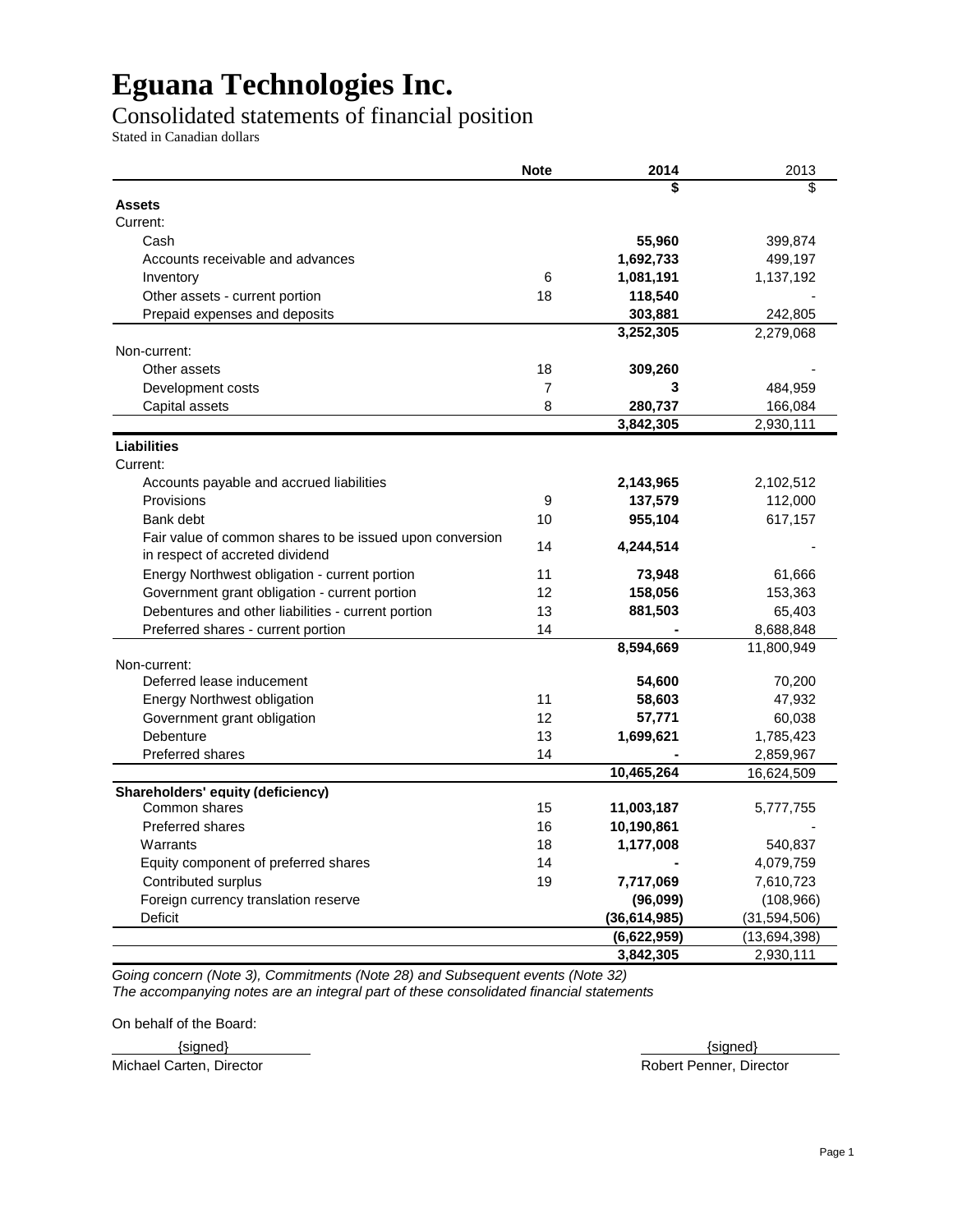# Eguana Technologies Inc.

## Consolidated statements of financial position

Stated in Canadian dollars

| | Note | 2014 | 2013 |
|---|---|---|---|
| | | **$** | $ |
| **Assets** | | | |
| Current: | | | |
| Cash | | **55,960** | 399,874 |
| Accounts receivable and advances | | **1,692,733** | 499,197 |
| Inventory | 6 | **1,081,191** | 1,137,192 |
| Other assets - current portion | 18 | **118,540** | - |
| Prepaid expenses and deposits | | **303,881** | 242,805 |
| | | **3,252,305** | 2,279,068 |
| Non-current: | | | |
| Other assets | 18 | **309,260** | - |
| Development costs | 7 | **3** | 484,959 |
| Capital assets | 8 | **280,737** | 166,084 |
| | | **3,842,305** | 2,930,111 |
| **Liabilities** | | | |
| Current: | | | |
| Accounts payable and accrued liabilities | | **2,143,965** | 2,102,512 |
| Provisions | 9 | **137,579** | 112,000 |
| Bank debt | 10 | **955,104** | 617,157 |
| Fair value of common shares to be issued upon conversion in respect of accreted dividend | 14 | **4,244,514** | - |
| Energy Northwest obligation - current portion | 11 | **73,948** | 61,666 |
| Government grant obligation - current portion | 12 | **158,056** | 153,363 |
| Debentures and other liabilities - current portion | 13 | **881,503** | 65,403 |
| Preferred shares - current portion | 14 | **-** | 8,688,848 |
| | | **8,594,669** | 11,800,949 |
| Non-current: | | | |
| Deferred lease inducement | | **54,600** | 70,200 |
| Energy Northwest obligation | 11 | **58,603** | 47,932 |
| Government grant obligation | 12 | **57,771** | 60,038 |
| Debenture | 13 | **1,699,621** | 1,785,423 |
| Preferred shares | 14 | **-** | 2,859,967 |
| | | **10,465,264** | 16,624,509 |
| **Shareholders' equity (deficiency)** | | | |
| Common shares | 15 | **11,003,187** | 5,777,755 |
| Preferred shares | 16 | **10,190,861** | - |
| Warrants | 18 | **1,177,008** | 540,837 |
| Equity component of preferred shares | 14 | **-** | 4,079,759 |
| Contributed surplus | 19 | **7,717,069** | 7,610,723 |
| Foreign currency translation reserve | | **(96,099)** | (108,966) |
| Deficit | | **(36,614,985)** | (31,594,506) |
| | | **(6,622,959)** | (13,694,398) |
| | | **3,842,305** | 2,930,111 |

*Going concern (Note 3), Commitments (Note 28) and Subsequent events (Note 32)*
*The accompanying notes are an integral part of these consolidated financial statements*

On behalf of the Board:

{signed}
Michael Carten, Director

{signed}
Robert Penner, Director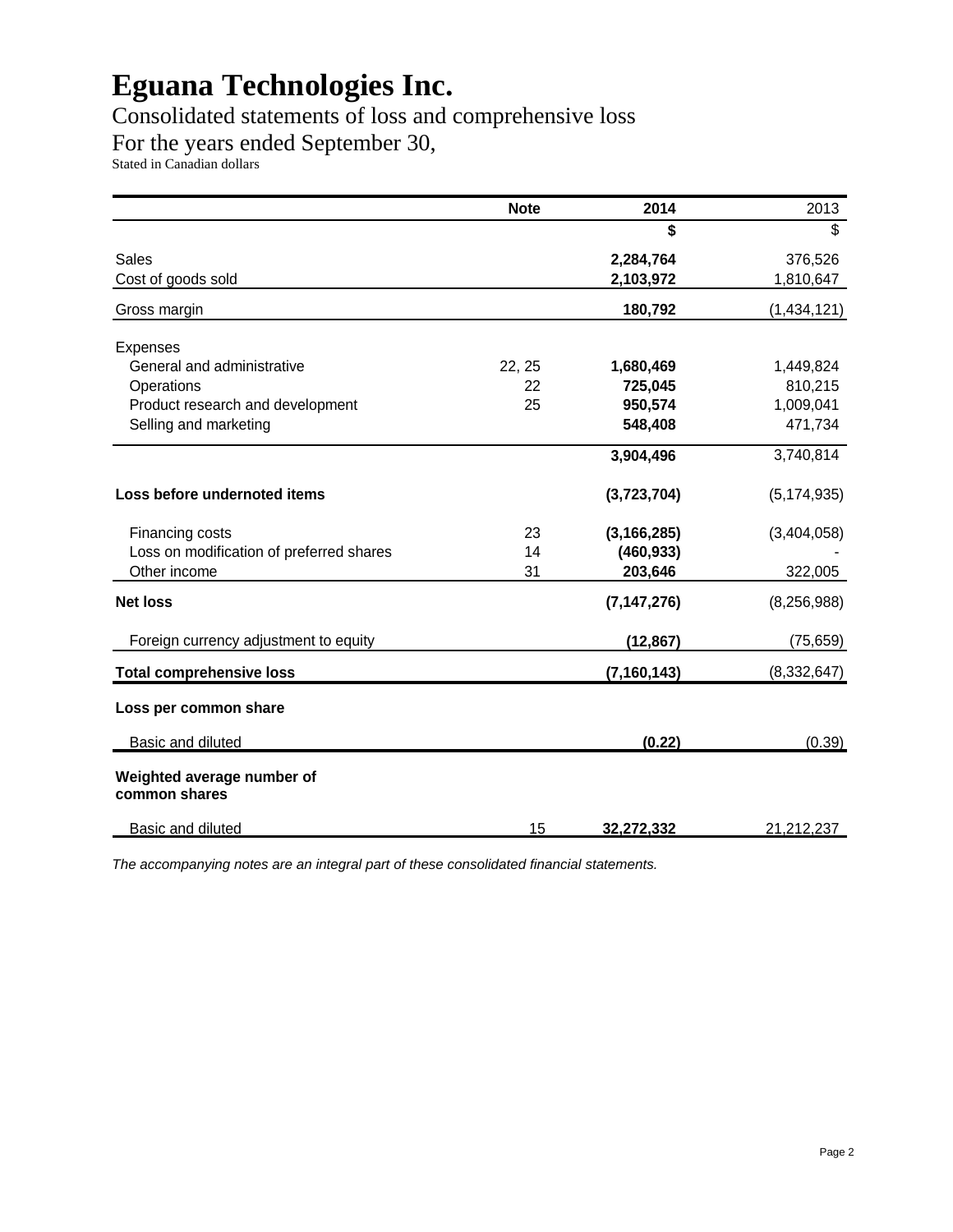# Eguana Technologies Inc.

Consolidated statements of loss and comprehensive loss

For the years ended September 30,

Stated in Canadian dollars

| | Note | 2014 | 2013 |
|---|---|---|---|
| | | **$** | $ |
| Sales | | **2,284,764** | 376,526 |
| Cost of goods sold | | **2,103,972** | 1,810,647 |
| Gross margin | | **180,792** | (1,434,121) |
| Expenses | | | |
| General and administrative | 22, 25 | **1,680,469** | 1,449,824 |
| Operations | 22 | **725,045** | 810,215 |
| Product research and development | 25 | **950,574** | 1,009,041 |
| Selling and marketing | | **548,408** | 471,734 |
| | | **3,904,496** | 3,740,814 |
| **Loss before undernoted items** | | **(3,723,704)** | (5,174,935) |
| Financing costs | 23 | **(3,166,285)** | (3,404,058) |
| Loss on modification of preferred shares | 14 | **(460,933)** | - |
| Other income | 31 | **203,646** | 322,005 |
| **Net loss** | | **(7,147,276)** | (8,256,988) |
| Foreign currency adjustment to equity | | **(12,867)** | (75,659) |
| **Total comprehensive loss** | | **(7,160,143)** | (8,332,647) |
| **Loss per common share** | | | |
| Basic and diluted | | **(0.22)** | (0.39) |
| **Weighted average number of common shares** | | | |
| Basic and diluted | 15 | **32,272,332** | 21,212,237 |

*The accompanying notes are an integral part of these consolidated financial statements.*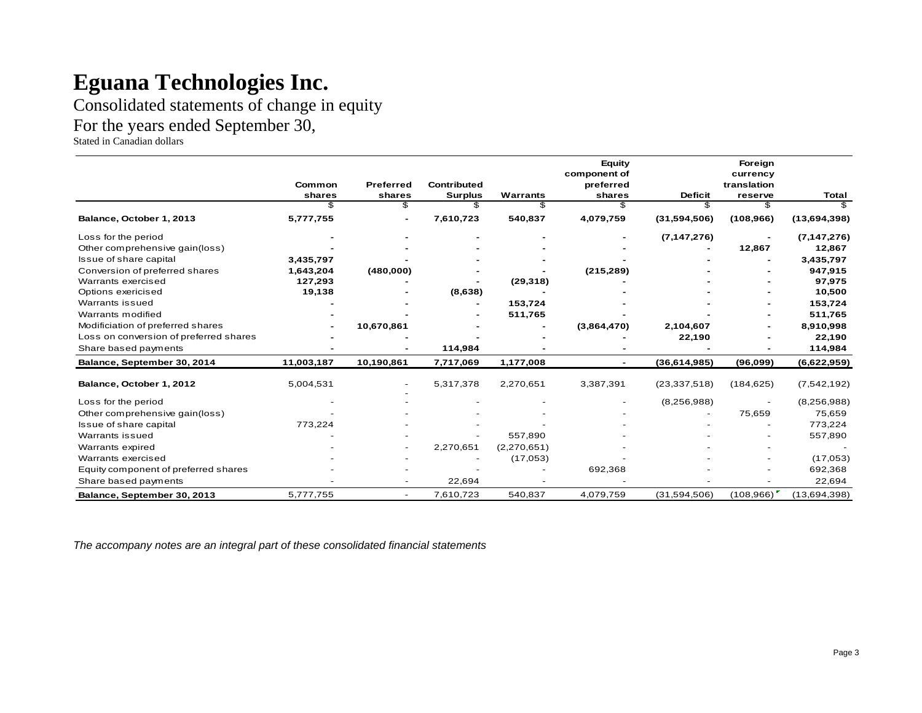# Eguana Technologies Inc.

Consolidated statements of change in equity

For the years ended September 30,

Stated in Canadian dollars

| | Common shares | Preferred shares | Contributed Surplus | Warrants | Equity component of preferred shares | Deficit | Foreign currency translation reserve | Total |
|---|---|---|---|---|---|---|---|---|
| | $ | $ | $ | $ | $ | $ | $ | $ |
| **Balance, October 1, 2013** | **5,777,755** | **-** | **7,610,723** | **540,837** | **4,079,759** | **(31,594,506)** | **(108,966)** | **(13,694,398)** |
| Loss for the period | **-** | **-** | **-** | **-** | **-** | **(7,147,276)** | **-** | **(7,147,276)** |
| Other comprehensive gain(loss) | **-** | **-** | **-** | **-** | **-** | **-** | **12,867** | **12,867** |
| Issue of share capital | **3,435,797** | **-** | **-** | **-** | **-** | **-** | **-** | **3,435,797** |
| Conversion of preferred shares | **1,643,204** | **(480,000)** | **-** | **-** | **(215,289)** | **-** | **-** | **947,915** |
| Warrants exercised | **127,293** | **-** | **-** | **(29,318)** | **-** | **-** | **-** | **97,975** |
| Options exericised | **19,138** | **-** | **(8,638)** | **-** | **-** | **-** | **-** | **10,500** |
| Warrants issued | **-** | **-** | **-** | **153,724** | **-** | **-** | **-** | **153,724** |
| Warrants modified | **-** | **-** | **-** | **511,765** | **-** | **-** | **-** | **511,765** |
| Modificiation of preferred shares | **-** | **10,670,861** | **-** | **-** | **(3,864,470)** | **2,104,607** | **-** | **8,910,998** |
| Loss on conversion of preferred shares | **-** | **-** | **-** | **-** | **-** | **22,190** | **-** | **22,190** |
| Share based payments | **-** | **-** | **114,984** | **-** | **-** | **-** | **-** | **114,984** |
| **Balance, September 30, 2014** | **11,003,187** | **10,190,861** | **7,717,069** | **1,177,008** | **-** | **(36,614,985)** | **(96,099)** | **(6,622,959)** |
| **Balance, October 1, 2012** | 5,004,531 | - | 5,317,378 | 2,270,651 | 3,387,391 | (23,337,518) | (184,625) | (7,542,192) |
| Loss for the period | - | - | - | - | - | (8,256,988) | - | (8,256,988) |
| Other comprehensive gain(loss) | - | - | - | - | - | - | 75,659 | 75,659 |
| Issue of share capital | 773,224 | - | - | - | - | - | - | 773,224 |
| Warrants issued | - | - | - | 557,890 | - | - | - | 557,890 |
| Warrants expired | - | - | 2,270,651 | (2,270,651) | - | - | - | - |
| Warrants exercised | - | - | - | (17,053) | - | - | - | (17,053) |
| Equity component of preferred shares | - | - | - | - | 692,368 | - | - | 692,368 |
| Share based payments | - | - | 22,694 | - | - | - | - | 22,694 |
| **Balance, September 30, 2013** | 5,777,755 | - | 7,610,723 | 540,837 | 4,079,759 | (31,594,506) | (108,966) | (13,694,398) |

*The accompany notes are an integral part of these consolidated financial statements*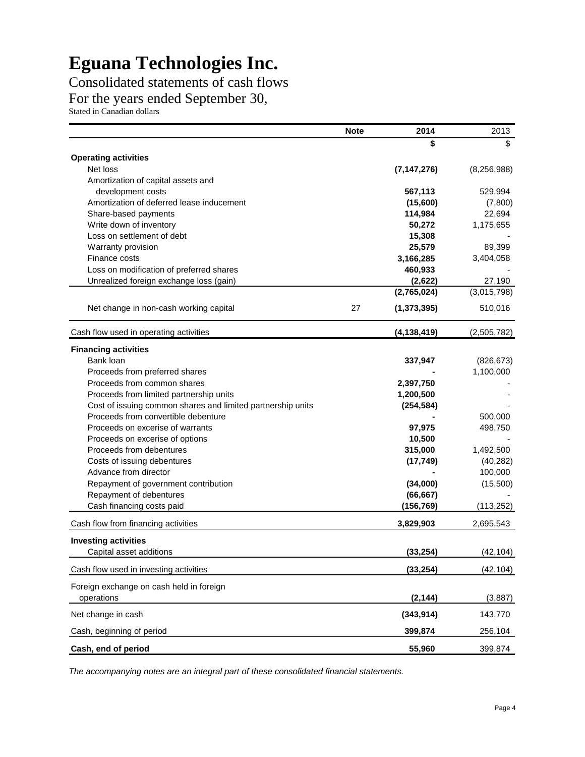# Eguana Technologies Inc.

Consolidated statements of cash flows

For the years ended September 30,

Stated in Canadian dollars

| | Note | 2014 | 2013 |
|---|---|---|---|
| | | **$** | $ |
| **Operating activities** | | | |
| Net loss | | **(7,147,276)** | (8,256,988) |
| Amortization of capital assets and development costs | | **567,113** | 529,994 |
| Amortization of deferred lease inducement | | **(15,600)** | (7,800) |
| Share-based payments | | **114,984** | 22,694 |
| Write down of inventory | | **50,272** | 1,175,655 |
| Loss on settlement of debt | | **15,308** | - |
| Warranty provision | | **25,579** | 89,399 |
| Finance costs | | **3,166,285** | 3,404,058 |
| Loss on modification of preferred shares | | **460,933** | - |
| Unrealized foreign exchange loss (gain) | | **(2,622)** | 27,190 |
| | | **(2,765,024)** | (3,015,798) |
| Net change in non-cash working capital | 27 | **(1,373,395)** | 510,016 |
| Cash flow used in operating activities | | **(4,138,419)** | (2,505,782) |
| **Financing activities** | | | |
| Bank loan | | **337,947** | (826,673) |
| Proceeds from preferred shares | | **-** | 1,100,000 |
| Proceeds from common shares | | **2,397,750** | - |
| Proceeds from limited partnership units | | **1,200,500** | - |
| Cost of issuing common shares and limited partnership units | | **(254,584)** | - |
| Proceeds from convertible debenture | | **-** | 500,000 |
| Proceeds on excerise of warrants | | **97,975** | 498,750 |
| Proceeds on excerise of options | | **10,500** | - |
| Proceeds from debentures | | **315,000** | 1,492,500 |
| Costs of issuing debentures | | **(17,749)** | (40,282) |
| Advance from director | | **-** | 100,000 |
| Repayment of government contribution | | **(34,000)** | (15,500) |
| Repayment of debentures | | **(66,667)** | - |
| Cash financing costs paid | | **(156,769)** | (113,252) |
| Cash flow from financing activities | | **3,829,903** | 2,695,543 |
| **Investing activities** | | | |
| Capital asset additions | | **(33,254)** | (42,104) |
| Cash flow used in investing activities | | **(33,254)** | (42,104) |
| Foreign exchange on cash held in foreign operations | | **(2,144)** | (3,887) |
| Net change in cash | | **(343,914)** | 143,770 |
| Cash, beginning of period | | **399,874** | 256,104 |
| **Cash, end of period** | | **55,960** | 399,874 |

*The accompanying notes are an integral part of these consolidated financial statements.*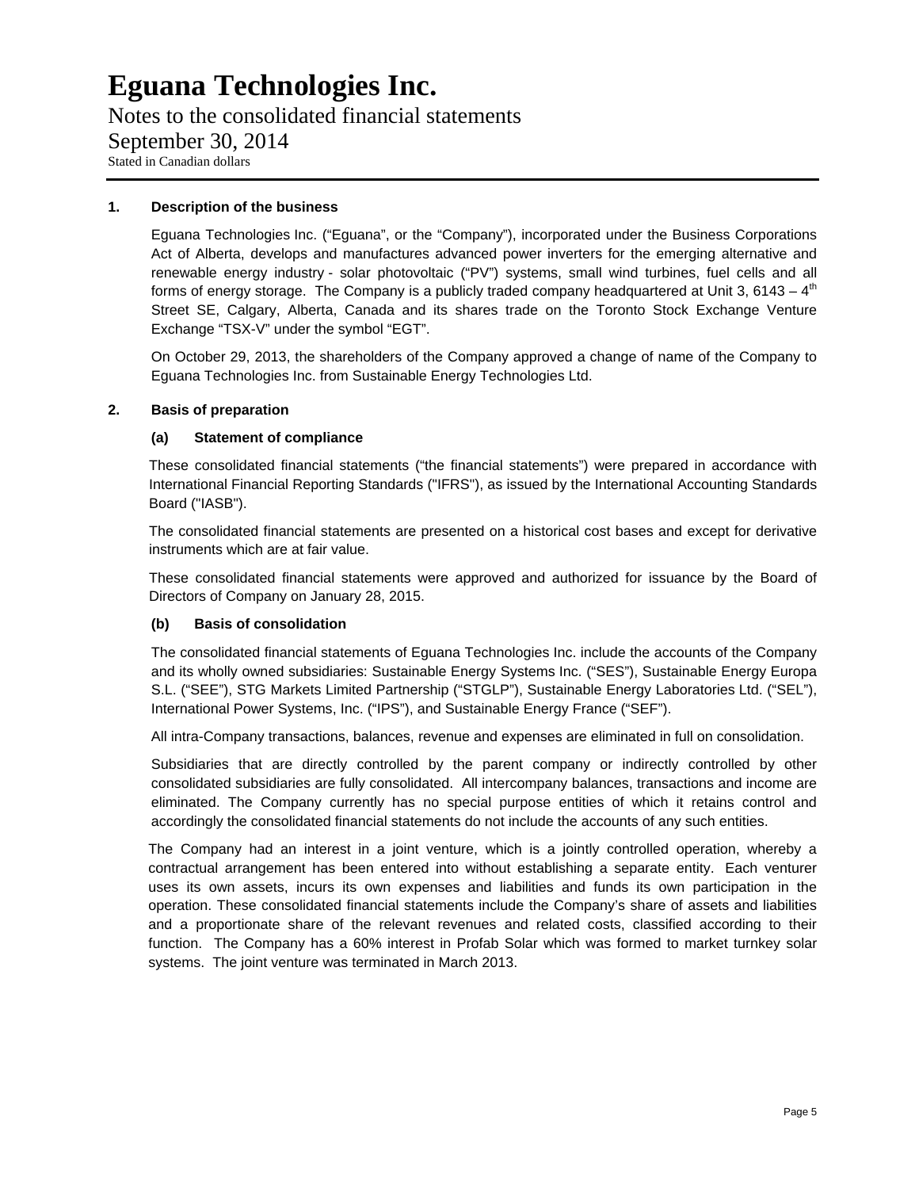# Eguana Technologies Inc.

Notes to the consolidated financial statements

September 30, 2014

Stated in Canadian dollars

**1. Description of the business**

Eguana Technologies Inc. ("Eguana", or the "Company"), incorporated under the Business Corporations Act of Alberta, develops and manufactures advanced power inverters for the emerging alternative and renewable energy industry - solar photovoltaic ("PV") systems, small wind turbines, fuel cells and all forms of energy storage. The Company is a publicly traded company headquartered at Unit 3, 6143 – 4th Street SE, Calgary, Alberta, Canada and its shares trade on the Toronto Stock Exchange Venture Exchange "TSX-V" under the symbol "EGT".

On October 29, 2013, the shareholders of the Company approved a change of name of the Company to Eguana Technologies Inc. from Sustainable Energy Technologies Ltd.

**2. Basis of preparation**

**(a) Statement of compliance**

These consolidated financial statements ("the financial statements") were prepared in accordance with International Financial Reporting Standards ("IFRS"), as issued by the International Accounting Standards Board ("IASB").

The consolidated financial statements are presented on a historical cost bases and except for derivative instruments which are at fair value.

These consolidated financial statements were approved and authorized for issuance by the Board of Directors of Company on January 28, 2015.

**(b) Basis of consolidation**

The consolidated financial statements of Eguana Technologies Inc. include the accounts of the Company and its wholly owned subsidiaries: Sustainable Energy Systems Inc. ("SES"), Sustainable Energy Europa S.L. ("SEE"), STG Markets Limited Partnership ("STGLP"), Sustainable Energy Laboratories Ltd. ("SEL"), International Power Systems, Inc. ("IPS"), and Sustainable Energy France ("SEF").

All intra-Company transactions, balances, revenue and expenses are eliminated in full on consolidation.

Subsidiaries that are directly controlled by the parent company or indirectly controlled by other consolidated subsidiaries are fully consolidated. All intercompany balances, transactions and income are eliminated. The Company currently has no special purpose entities of which it retains control and accordingly the consolidated financial statements do not include the accounts of any such entities.

The Company had an interest in a joint venture, which is a jointly controlled operation, whereby a contractual arrangement has been entered into without establishing a separate entity. Each venturer uses its own assets, incurs its own expenses and liabilities and funds its own participation in the operation. These consolidated financial statements include the Company's share of assets and liabilities and a proportionate share of the relevant revenues and related costs, classified according to their function. The Company has a 60% interest in Profab Solar which was formed to market turnkey solar systems. The joint venture was terminated in March 2013.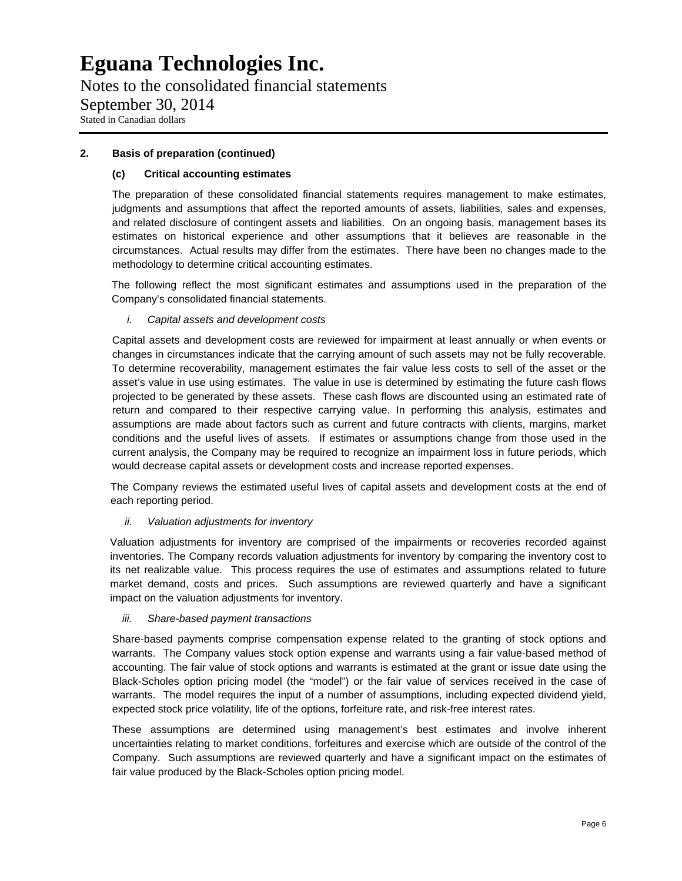# Eguana Technologies Inc.

Notes to the consolidated financial statements

September 30, 2014

Stated in Canadian dollars

**2. Basis of preparation (continued)**

**(c) Critical accounting estimates**

The preparation of these consolidated financial statements requires management to make estimates, judgments and assumptions that affect the reported amounts of assets, liabilities, sales and expenses, and related disclosure of contingent assets and liabilities. On an ongoing basis, management bases its estimates on historical experience and other assumptions that it believes are reasonable in the circumstances. Actual results may differ from the estimates. There have been no changes made to the methodology to determine critical accounting estimates.

The following reflect the most significant estimates and assumptions used in the preparation of the Company's consolidated financial statements.

*i. Capital assets and development costs*

Capital assets and development costs are reviewed for impairment at least annually or when events or changes in circumstances indicate that the carrying amount of such assets may not be fully recoverable. To determine recoverability, management estimates the fair value less costs to sell of the asset or the asset's value in use using estimates. The value in use is determined by estimating the future cash flows projected to be generated by these assets. These cash flows are discounted using an estimated rate of return and compared to their respective carrying value. In performing this analysis, estimates and assumptions are made about factors such as current and future contracts with clients, margins, market conditions and the useful lives of assets. If estimates or assumptions change from those used in the current analysis, the Company may be required to recognize an impairment loss in future periods, which would decrease capital assets or development costs and increase reported expenses.

The Company reviews the estimated useful lives of capital assets and development costs at the end of each reporting period.

*ii. Valuation adjustments for inventory*

Valuation adjustments for inventory are comprised of the impairments or recoveries recorded against inventories. The Company records valuation adjustments for inventory by comparing the inventory cost to its net realizable value. This process requires the use of estimates and assumptions related to future market demand, costs and prices. Such assumptions are reviewed quarterly and have a significant impact on the valuation adjustments for inventory.

*iii. Share-based payment transactions*

Share-based payments comprise compensation expense related to the granting of stock options and warrants. The Company values stock option expense and warrants using a fair value-based method of accounting. The fair value of stock options and warrants is estimated at the grant or issue date using the Black-Scholes option pricing model (the "model") or the fair value of services received in the case of warrants. The model requires the input of a number of assumptions, including expected dividend yield, expected stock price volatility, life of the options, forfeiture rate, and risk-free interest rates.

These assumptions are determined using management's best estimates and involve inherent uncertainties relating to market conditions, forfeitures and exercise which are outside of the control of the Company. Such assumptions are reviewed quarterly and have a significant impact on the estimates of fair value produced by the Black-Scholes option pricing model.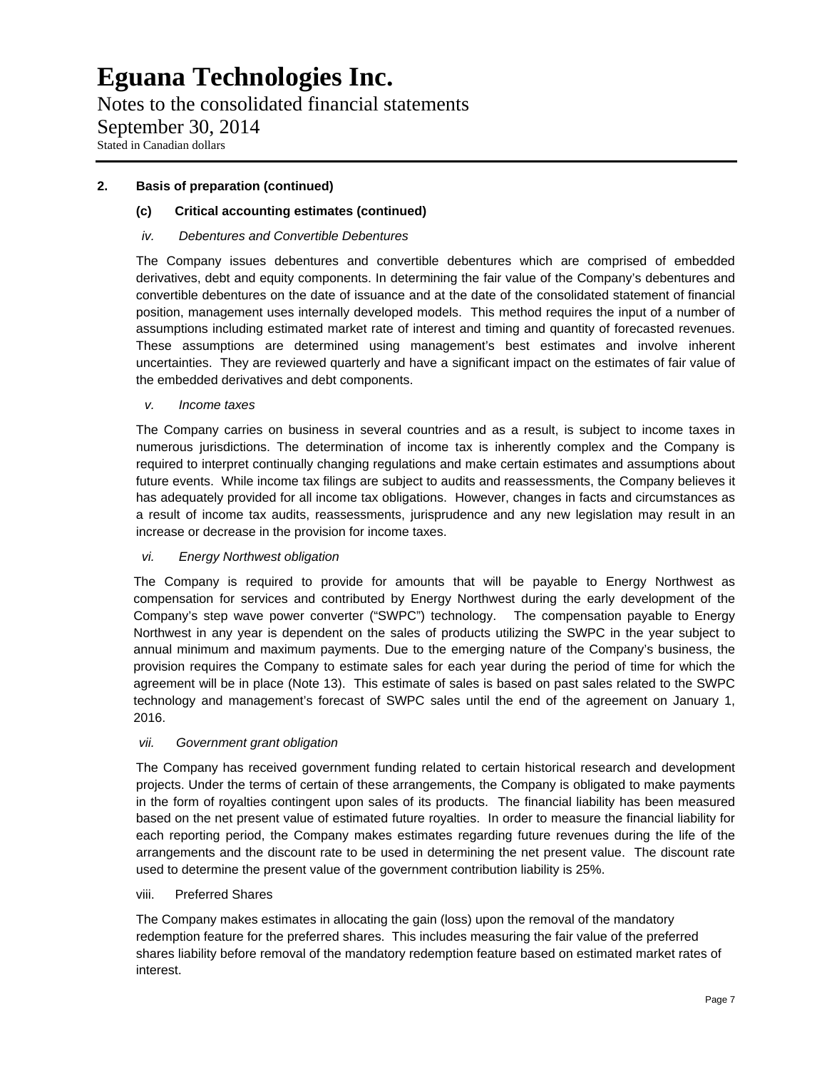## 2. Basis of preparation (continued)

### (c) Critical accounting estimates (continued)

*iv. Debentures and Convertible Debentures*

The Company issues debentures and convertible debentures which are comprised of embedded derivatives, debt and equity components. In determining the fair value of the Company's debentures and convertible debentures on the date of issuance and at the date of the consolidated statement of financial position, management uses internally developed models. This method requires the input of a number of assumptions including estimated market rate of interest and timing and quantity of forecasted revenues. These assumptions are determined using management's best estimates and involve inherent uncertainties. They are reviewed quarterly and have a significant impact on the estimates of fair value of the embedded derivatives and debt components.

*v. Income taxes*

The Company carries on business in several countries and as a result, is subject to income taxes in numerous jurisdictions. The determination of income tax is inherently complex and the Company is required to interpret continually changing regulations and make certain estimates and assumptions about future events. While income tax filings are subject to audits and reassessments, the Company believes it has adequately provided for all income tax obligations. However, changes in facts and circumstances as a result of income tax audits, reassessments, jurisprudence and any new legislation may result in an increase or decrease in the provision for income taxes.

*vi. Energy Northwest obligation*

The Company is required to provide for amounts that will be payable to Energy Northwest as compensation for services and contributed by Energy Northwest during the early development of the Company's step wave power converter ("SWPC") technology. The compensation payable to Energy Northwest in any year is dependent on the sales of products utilizing the SWPC in the year subject to annual minimum and maximum payments. Due to the emerging nature of the Company's business, the provision requires the Company to estimate sales for each year during the period of time for which the agreement will be in place (Note 13). This estimate of sales is based on past sales related to the SWPC technology and management's forecast of SWPC sales until the end of the agreement on January 1, 2016.

*vii. Government grant obligation*

The Company has received government funding related to certain historical research and development projects. Under the terms of certain of these arrangements, the Company is obligated to make payments in the form of royalties contingent upon sales of its products. The financial liability has been measured based on the net present value of estimated future royalties. In order to measure the financial liability for each reporting period, the Company makes estimates regarding future revenues during the life of the arrangements and the discount rate to be used in determining the net present value. The discount rate used to determine the present value of the government contribution liability is 25%.

viii. Preferred Shares

The Company makes estimates in allocating the gain (loss) upon the removal of the mandatory redemption feature for the preferred shares. This includes measuring the fair value of the preferred shares liability before removal of the mandatory redemption feature based on estimated market rates of interest.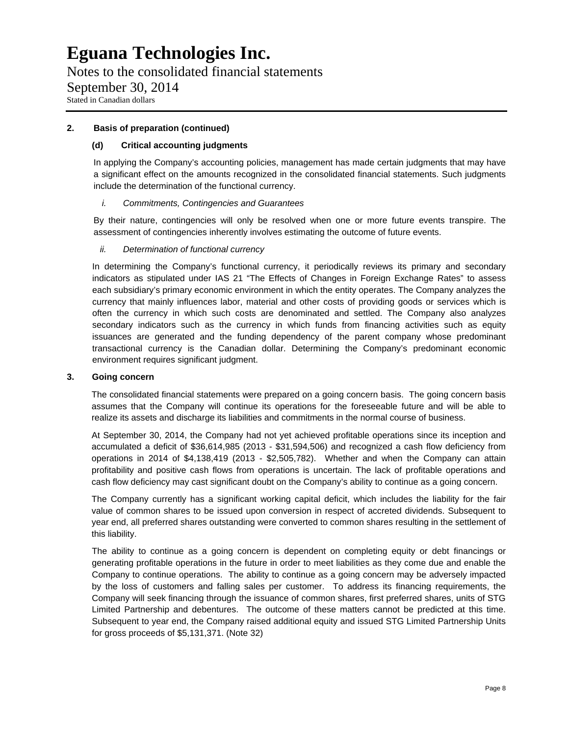## 2. Basis of preparation (continued)

### (d) Critical accounting judgments

In applying the Company's accounting policies, management has made certain judgments that may have a significant effect on the amounts recognized in the consolidated financial statements. Such judgments include the determination of the functional currency.

*i. Commitments, Contingencies and Guarantees*

By their nature, contingencies will only be resolved when one or more future events transpire. The assessment of contingencies inherently involves estimating the outcome of future events.

*ii. Determination of functional currency*

In determining the Company's functional currency, it periodically reviews its primary and secondary indicators as stipulated under IAS 21 "The Effects of Changes in Foreign Exchange Rates" to assess each subsidiary's primary economic environment in which the entity operates. The Company analyzes the currency that mainly influences labor, material and other costs of providing goods or services which is often the currency in which such costs are denominated and settled. The Company also analyzes secondary indicators such as the currency in which funds from financing activities such as equity issuances are generated and the funding dependency of the parent company whose predominant transactional currency is the Canadian dollar. Determining the Company's predominant economic environment requires significant judgment.

## 3. Going concern

The consolidated financial statements were prepared on a going concern basis. The going concern basis assumes that the Company will continue its operations for the foreseeable future and will be able to realize its assets and discharge its liabilities and commitments in the normal course of business.

At September 30, 2014, the Company had not yet achieved profitable operations since its inception and accumulated a deficit of $36,614,985 (2013 - $31,594,506) and recognized a cash flow deficiency from operations in 2014 of $4,138,419 (2013 - $2,505,782). Whether and when the Company can attain profitability and positive cash flows from operations is uncertain. The lack of profitable operations and cash flow deficiency may cast significant doubt on the Company's ability to continue as a going concern.

The Company currently has a significant working capital deficit, which includes the liability for the fair value of common shares to be issued upon conversion in respect of accreted dividends. Subsequent to year end, all preferred shares outstanding were converted to common shares resulting in the settlement of this liability.

The ability to continue as a going concern is dependent on completing equity or debt financings or generating profitable operations in the future in order to meet liabilities as they come due and enable the Company to continue operations. The ability to continue as a going concern may be adversely impacted by the loss of customers and falling sales per customer. To address its financing requirements, the Company will seek financing through the issuance of common shares, first preferred shares, units of STG Limited Partnership and debentures. The outcome of these matters cannot be predicted at this time. Subsequent to year end, the Company raised additional equity and issued STG Limited Partnership Units for gross proceeds of $5,131,371. (Note 32)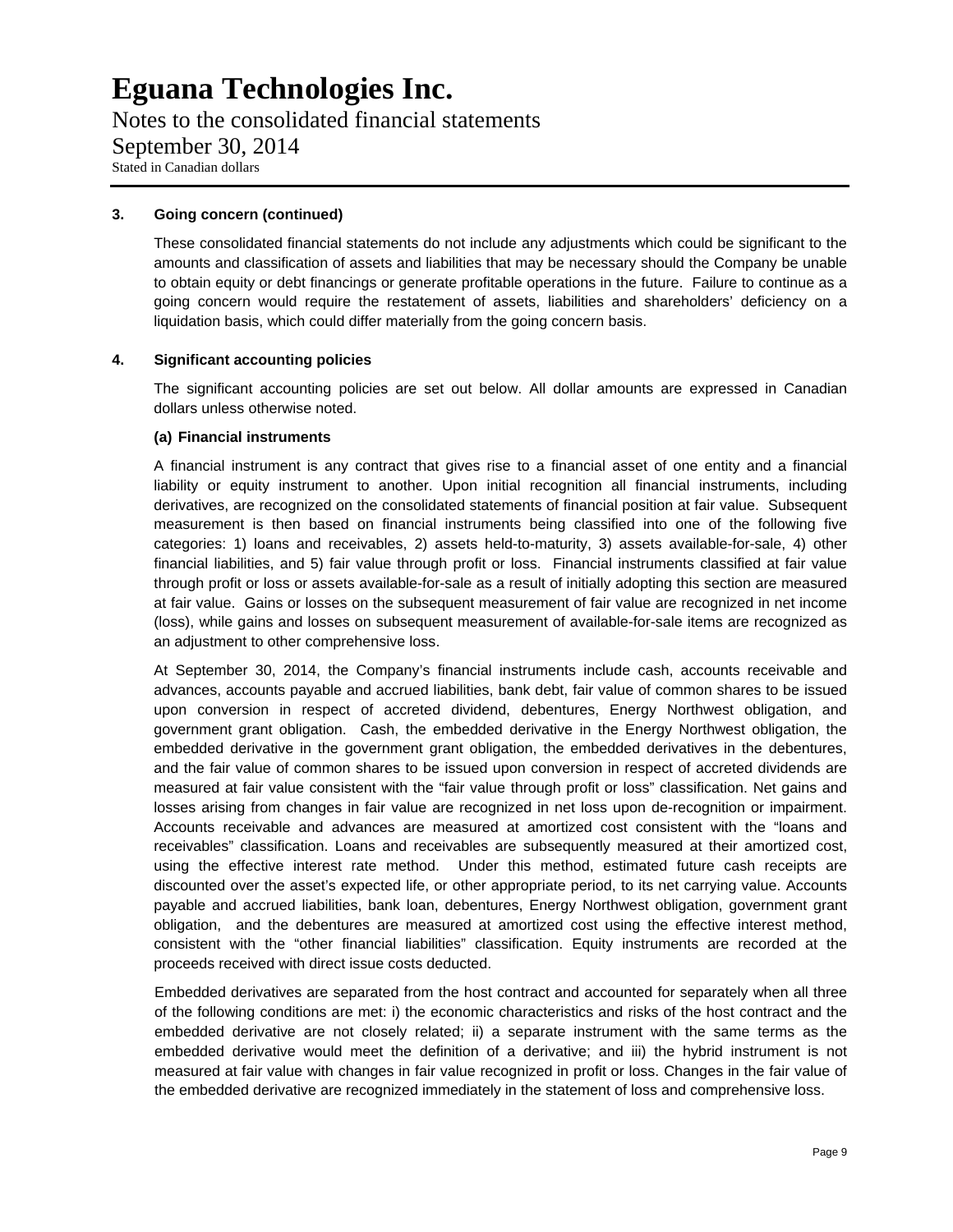### 3. Going concern (continued)

These consolidated financial statements do not include any adjustments which could be significant to the amounts and classification of assets and liabilities that may be necessary should the Company be unable to obtain equity or debt financings or generate profitable operations in the future. Failure to continue as a going concern would require the restatement of assets, liabilities and shareholders' deficiency on a liquidation basis, which could differ materially from the going concern basis.

### 4. Significant accounting policies

The significant accounting policies are set out below. All dollar amounts are expressed in Canadian dollars unless otherwise noted.

**(a) Financial instruments**

A financial instrument is any contract that gives rise to a financial asset of one entity and a financial liability or equity instrument to another. Upon initial recognition all financial instruments, including derivatives, are recognized on the consolidated statements of financial position at fair value. Subsequent measurement is then based on financial instruments being classified into one of the following five categories: 1) loans and receivables, 2) assets held-to-maturity, 3) assets available-for-sale, 4) other financial liabilities, and 5) fair value through profit or loss. Financial instruments classified at fair value through profit or loss or assets available-for-sale as a result of initially adopting this section are measured at fair value. Gains or losses on the subsequent measurement of fair value are recognized in net income (loss), while gains and losses on subsequent measurement of available-for-sale items are recognized as an adjustment to other comprehensive loss.

At September 30, 2014, the Company's financial instruments include cash, accounts receivable and advances, accounts payable and accrued liabilities, bank debt, fair value of common shares to be issued upon conversion in respect of accreted dividend, debentures, Energy Northwest obligation, and government grant obligation. Cash, the embedded derivative in the Energy Northwest obligation, the embedded derivative in the government grant obligation, the embedded derivatives in the debentures, and the fair value of common shares to be issued upon conversion in respect of accreted dividends are measured at fair value consistent with the "fair value through profit or loss" classification. Net gains and losses arising from changes in fair value are recognized in net loss upon de-recognition or impairment. Accounts receivable and advances are measured at amortized cost consistent with the "loans and receivables" classification. Loans and receivables are subsequently measured at their amortized cost, using the effective interest rate method. Under this method, estimated future cash receipts are discounted over the asset's expected life, or other appropriate period, to its net carrying value. Accounts payable and accrued liabilities, bank loan, debentures, Energy Northwest obligation, government grant obligation, and the debentures are measured at amortized cost using the effective interest method, consistent with the "other financial liabilities" classification. Equity instruments are recorded at the proceeds received with direct issue costs deducted.

Embedded derivatives are separated from the host contract and accounted for separately when all three of the following conditions are met: i) the economic characteristics and risks of the host contract and the embedded derivative are not closely related; ii) a separate instrument with the same terms as the embedded derivative would meet the definition of a derivative; and iii) the hybrid instrument is not measured at fair value with changes in fair value recognized in profit or loss. Changes in the fair value of the embedded derivative are recognized immediately in the statement of loss and comprehensive loss.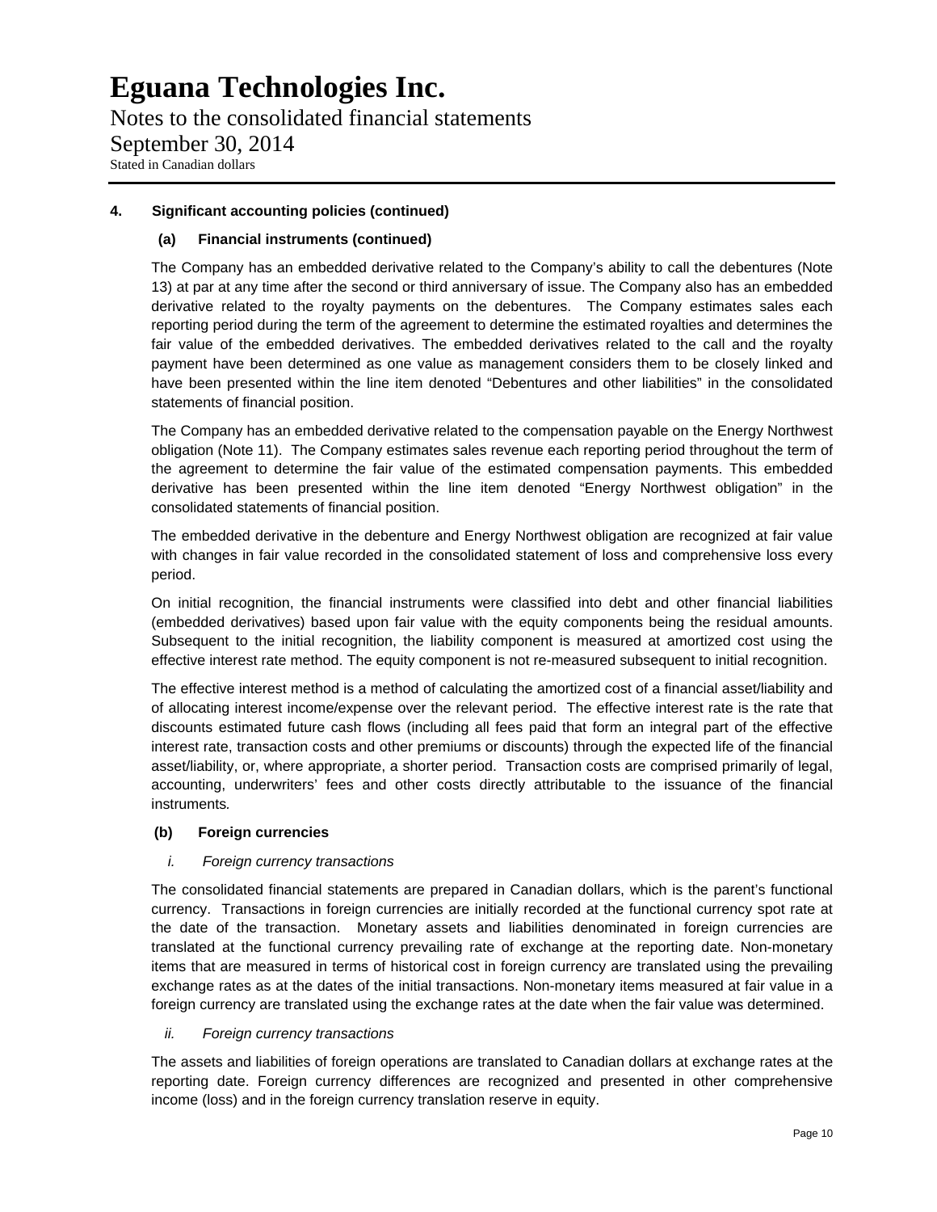## 4. Significant accounting policies (continued)

### (a) Financial instruments (continued)

The Company has an embedded derivative related to the Company's ability to call the debentures (Note 13) at par at any time after the second or third anniversary of issue. The Company also has an embedded derivative related to the royalty payments on the debentures. The Company estimates sales each reporting period during the term of the agreement to determine the estimated royalties and determines the fair value of the embedded derivatives. The embedded derivatives related to the call and the royalty payment have been determined as one value as management considers them to be closely linked and have been presented within the line item denoted "Debentures and other liabilities" in the consolidated statements of financial position.

The Company has an embedded derivative related to the compensation payable on the Energy Northwest obligation (Note 11). The Company estimates sales revenue each reporting period throughout the term of the agreement to determine the fair value of the estimated compensation payments. This embedded derivative has been presented within the line item denoted "Energy Northwest obligation" in the consolidated statements of financial position.

The embedded derivative in the debenture and Energy Northwest obligation are recognized at fair value with changes in fair value recorded in the consolidated statement of loss and comprehensive loss every period.

On initial recognition, the financial instruments were classified into debt and other financial liabilities (embedded derivatives) based upon fair value with the equity components being the residual amounts. Subsequent to the initial recognition, the liability component is measured at amortized cost using the effective interest rate method. The equity component is not re-measured subsequent to initial recognition.

The effective interest method is a method of calculating the amortized cost of a financial asset/liability and of allocating interest income/expense over the relevant period. The effective interest rate is the rate that discounts estimated future cash flows (including all fees paid that form an integral part of the effective interest rate, transaction costs and other premiums or discounts) through the expected life of the financial asset/liability, or, where appropriate, a shorter period. Transaction costs are comprised primarily of legal, accounting, underwriters' fees and other costs directly attributable to the issuance of the financial instruments.

### (b) Foreign currencies

*i. Foreign currency transactions*

The consolidated financial statements are prepared in Canadian dollars, which is the parent's functional currency. Transactions in foreign currencies are initially recorded at the functional currency spot rate at the date of the transaction. Monetary assets and liabilities denominated in foreign currencies are translated at the functional currency prevailing rate of exchange at the reporting date. Non-monetary items that are measured in terms of historical cost in foreign currency are translated using the prevailing exchange rates as at the dates of the initial transactions. Non-monetary items measured at fair value in a foreign currency are translated using the exchange rates at the date when the fair value was determined.

*ii. Foreign currency transactions*

The assets and liabilities of foreign operations are translated to Canadian dollars at exchange rates at the reporting date. Foreign currency differences are recognized and presented in other comprehensive income (loss) and in the foreign currency translation reserve in equity.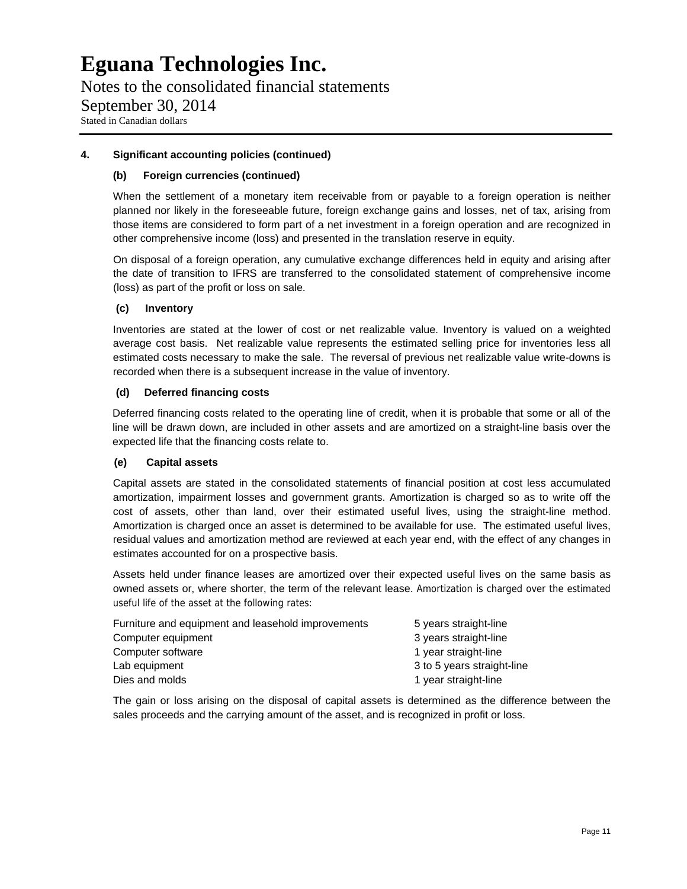# Eguana Technologies Inc.

Notes to the consolidated financial statements

September 30, 2014

Stated in Canadian dollars

**4. Significant accounting policies (continued)**

**(b) Foreign currencies (continued)**

When the settlement of a monetary item receivable from or payable to a foreign operation is neither planned nor likely in the foreseeable future, foreign exchange gains and losses, net of tax, arising from those items are considered to form part of a net investment in a foreign operation and are recognized in other comprehensive income (loss) and presented in the translation reserve in equity.

On disposal of a foreign operation, any cumulative exchange differences held in equity and arising after the date of transition to IFRS are transferred to the consolidated statement of comprehensive income (loss) as part of the profit or loss on sale.

**(c) Inventory**

Inventories are stated at the lower of cost or net realizable value. Inventory is valued on a weighted average cost basis. Net realizable value represents the estimated selling price for inventories less all estimated costs necessary to make the sale. The reversal of previous net realizable value write-downs is recorded when there is a subsequent increase in the value of inventory.

**(d) Deferred financing costs**

Deferred financing costs related to the operating line of credit, when it is probable that some or all of the line will be drawn down, are included in other assets and are amortized on a straight-line basis over the expected life that the financing costs relate to.

**(e) Capital assets**

Capital assets are stated in the consolidated statements of financial position at cost less accumulated amortization, impairment losses and government grants. Amortization is charged so as to write off the cost of assets, other than land, over their estimated useful lives, using the straight-line method. Amortization is charged once an asset is determined to be available for use. The estimated useful lives, residual values and amortization method are reviewed at each year end, with the effect of any changes in estimates accounted for on a prospective basis.

Assets held under finance leases are amortized over their expected useful lives on the same basis as owned assets or, where shorter, the term of the relevant lease. Amortization is charged over the estimated useful life of the asset at the following rates:

| | |
|---|---|
| Furniture and equipment and leasehold improvements | 5 years straight-line |
| Computer equipment | 3 years straight-line |
| Computer software | 1 year straight-line |
| Lab equipment | 3 to 5 years straight-line |
| Dies and molds | 1 year straight-line |

The gain or loss arising on the disposal of capital assets is determined as the difference between the sales proceeds and the carrying amount of the asset, and is recognized in profit or loss.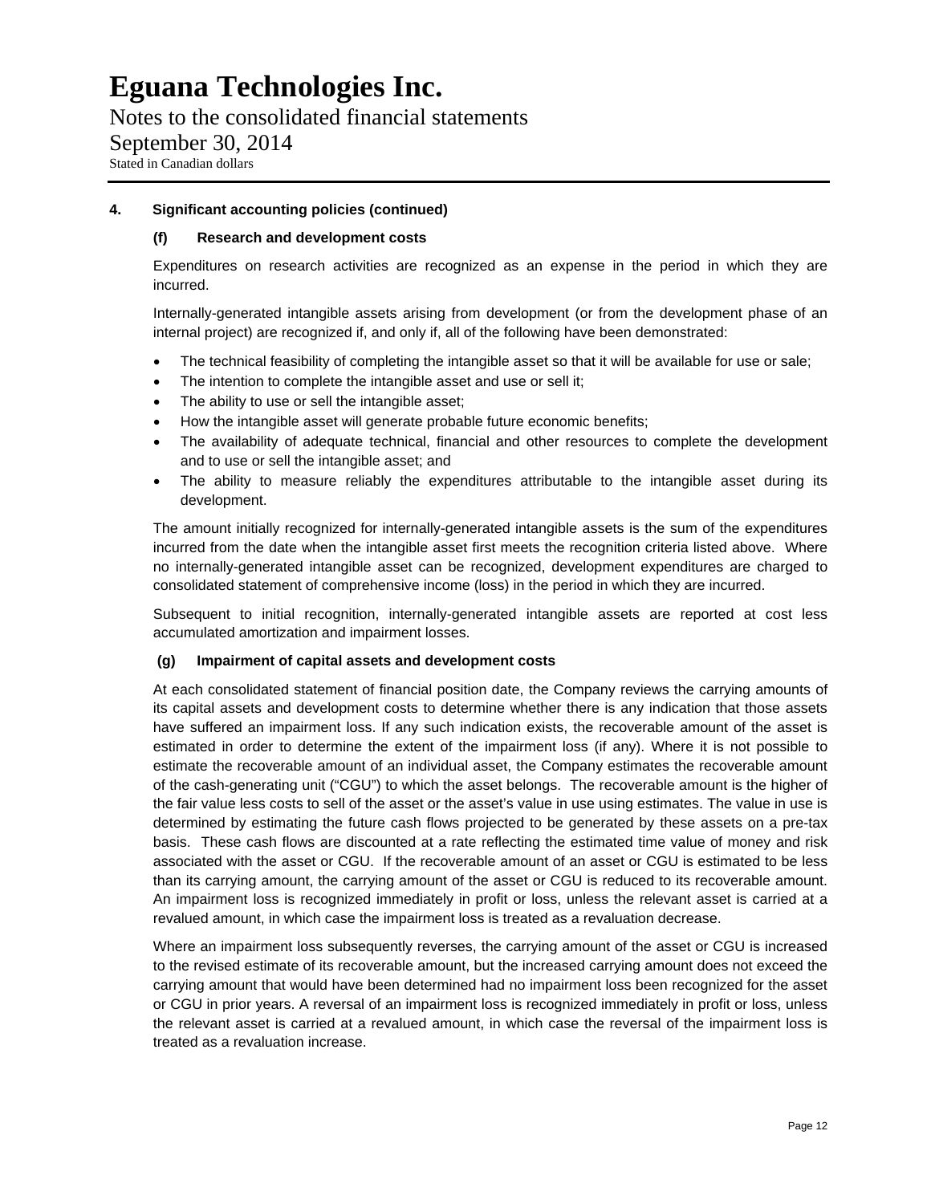# Eguana Technologies Inc.

Notes to the consolidated financial statements

September 30, 2014

Stated in Canadian dollars

**4. Significant accounting policies (continued)**

**(f) Research and development costs**

Expenditures on research activities are recognized as an expense in the period in which they are incurred.

Internally-generated intangible assets arising from development (or from the development phase of an internal project) are recognized if, and only if, all of the following have been demonstrated:

- The technical feasibility of completing the intangible asset so that it will be available for use or sale;
- The intention to complete the intangible asset and use or sell it;
- The ability to use or sell the intangible asset;
- How the intangible asset will generate probable future economic benefits;
- The availability of adequate technical, financial and other resources to complete the development and to use or sell the intangible asset; and
- The ability to measure reliably the expenditures attributable to the intangible asset during its development.

The amount initially recognized for internally-generated intangible assets is the sum of the expenditures incurred from the date when the intangible asset first meets the recognition criteria listed above. Where no internally-generated intangible asset can be recognized, development expenditures are charged to consolidated statement of comprehensive income (loss) in the period in which they are incurred.

Subsequent to initial recognition, internally-generated intangible assets are reported at cost less accumulated amortization and impairment losses.

**(g) Impairment of capital assets and development costs**

At each consolidated statement of financial position date, the Company reviews the carrying amounts of its capital assets and development costs to determine whether there is any indication that those assets have suffered an impairment loss. If any such indication exists, the recoverable amount of the asset is estimated in order to determine the extent of the impairment loss (if any). Where it is not possible to estimate the recoverable amount of an individual asset, the Company estimates the recoverable amount of the cash-generating unit ("CGU") to which the asset belongs. The recoverable amount is the higher of the fair value less costs to sell of the asset or the asset's value in use using estimates. The value in use is determined by estimating the future cash flows projected to be generated by these assets on a pre-tax basis. These cash flows are discounted at a rate reflecting the estimated time value of money and risk associated with the asset or CGU. If the recoverable amount of an asset or CGU is estimated to be less than its carrying amount, the carrying amount of the asset or CGU is reduced to its recoverable amount. An impairment loss is recognized immediately in profit or loss, unless the relevant asset is carried at a revalued amount, in which case the impairment loss is treated as a revaluation decrease.

Where an impairment loss subsequently reverses, the carrying amount of the asset or CGU is increased to the revised estimate of its recoverable amount, but the increased carrying amount does not exceed the carrying amount that would have been determined had no impairment loss been recognized for the asset or CGU in prior years. A reversal of an impairment loss is recognized immediately in profit or loss, unless the relevant asset is carried at a revalued amount, in which case the reversal of the impairment loss is treated as a revaluation increase.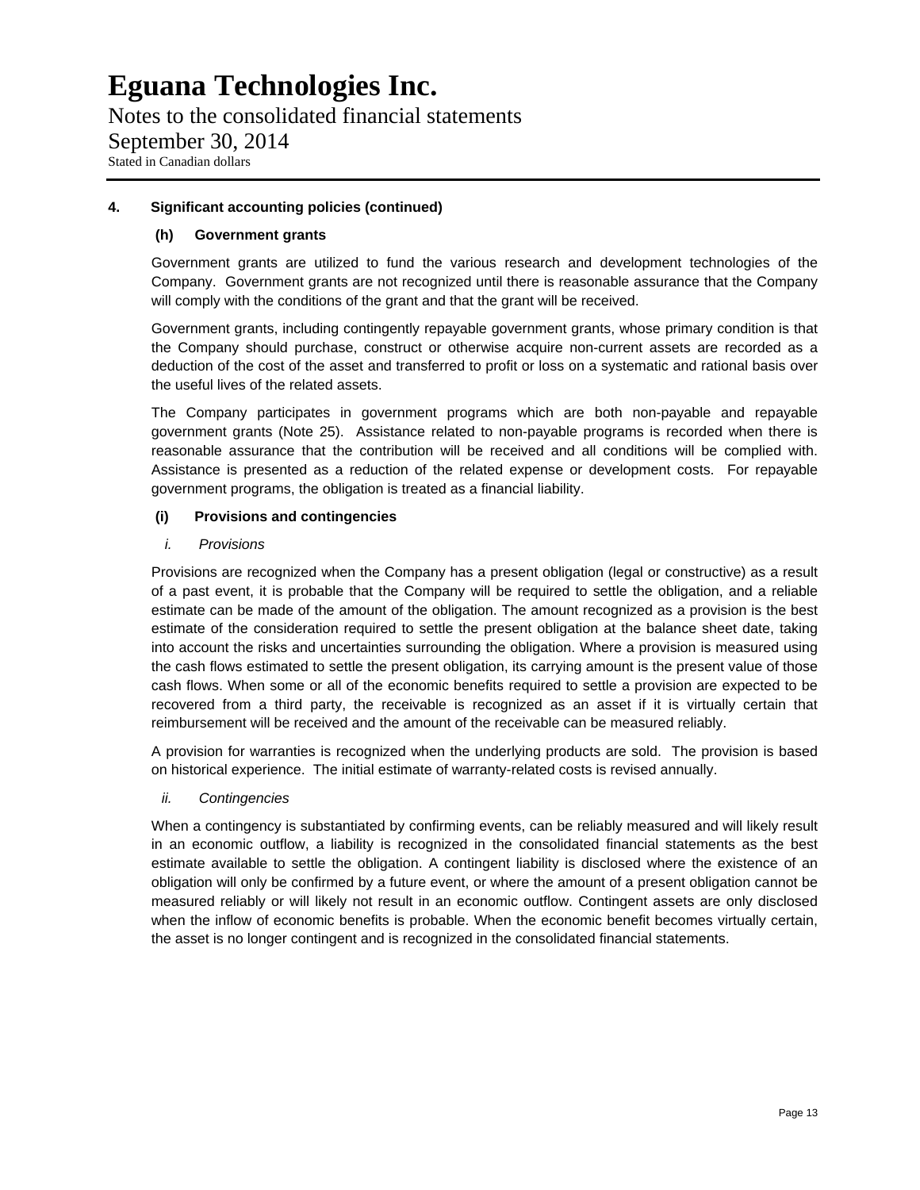# Eguana Technologies Inc.

Notes to the consolidated financial statements

September 30, 2014

Stated in Canadian dollars

**4. Significant accounting policies (continued)**

**(h) Government grants**

Government grants are utilized to fund the various research and development technologies of the Company. Government grants are not recognized until there is reasonable assurance that the Company will comply with the conditions of the grant and that the grant will be received.

Government grants, including contingently repayable government grants, whose primary condition is that the Company should purchase, construct or otherwise acquire non-current assets are recorded as a deduction of the cost of the asset and transferred to profit or loss on a systematic and rational basis over the useful lives of the related assets.

The Company participates in government programs which are both non-payable and repayable government grants (Note 25). Assistance related to non-payable programs is recorded when there is reasonable assurance that the contribution will be received and all conditions will be complied with. Assistance is presented as a reduction of the related expense or development costs. For repayable government programs, the obligation is treated as a financial liability.

**(i) Provisions and contingencies**

*i. Provisions*

Provisions are recognized when the Company has a present obligation (legal or constructive) as a result of a past event, it is probable that the Company will be required to settle the obligation, and a reliable estimate can be made of the amount of the obligation. The amount recognized as a provision is the best estimate of the consideration required to settle the present obligation at the balance sheet date, taking into account the risks and uncertainties surrounding the obligation. Where a provision is measured using the cash flows estimated to settle the present obligation, its carrying amount is the present value of those cash flows. When some or all of the economic benefits required to settle a provision are expected to be recovered from a third party, the receivable is recognized as an asset if it is virtually certain that reimbursement will be received and the amount of the receivable can be measured reliably.

A provision for warranties is recognized when the underlying products are sold. The provision is based on historical experience. The initial estimate of warranty-related costs is revised annually.

*ii. Contingencies*

When a contingency is substantiated by confirming events, can be reliably measured and will likely result in an economic outflow, a liability is recognized in the consolidated financial statements as the best estimate available to settle the obligation. A contingent liability is disclosed where the existence of an obligation will only be confirmed by a future event, or where the amount of a present obligation cannot be measured reliably or will likely not result in an economic outflow. Contingent assets are only disclosed when the inflow of economic benefits is probable. When the economic benefit becomes virtually certain, the asset is no longer contingent and is recognized in the consolidated financial statements.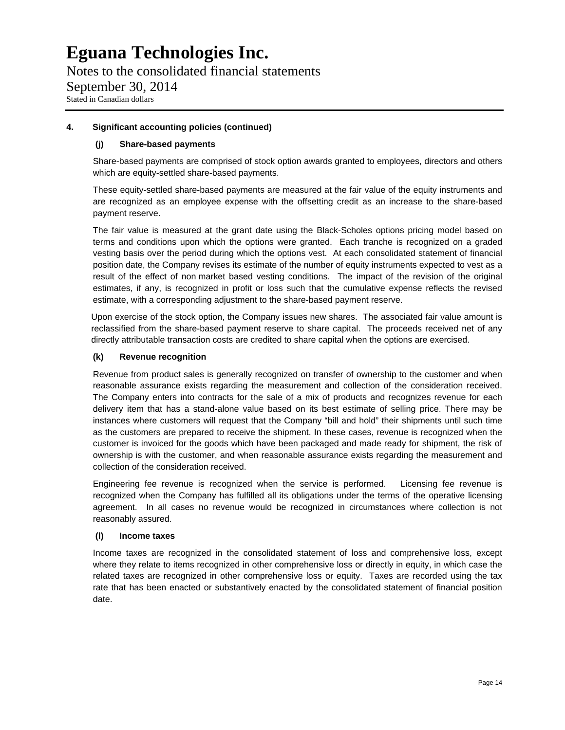## 4. Significant accounting policies (continued)

### (j) Share-based payments

Share-based payments are comprised of stock option awards granted to employees, directors and others which are equity-settled share-based payments.

These equity-settled share-based payments are measured at the fair value of the equity instruments and are recognized as an employee expense with the offsetting credit as an increase to the share-based payment reserve.

The fair value is measured at the grant date using the Black-Scholes options pricing model based on terms and conditions upon which the options were granted. Each tranche is recognized on a graded vesting basis over the period during which the options vest. At each consolidated statement of financial position date, the Company revises its estimate of the number of equity instruments expected to vest as a result of the effect of non market based vesting conditions. The impact of the revision of the original estimates, if any, is recognized in profit or loss such that the cumulative expense reflects the revised estimate, with a corresponding adjustment to the share-based payment reserve.

Upon exercise of the stock option, the Company issues new shares. The associated fair value amount is reclassified from the share-based payment reserve to share capital. The proceeds received net of any directly attributable transaction costs are credited to share capital when the options are exercised.

### (k) Revenue recognition

Revenue from product sales is generally recognized on transfer of ownership to the customer and when reasonable assurance exists regarding the measurement and collection of the consideration received. The Company enters into contracts for the sale of a mix of products and recognizes revenue for each delivery item that has a stand-alone value based on its best estimate of selling price. There may be instances where customers will request that the Company "bill and hold" their shipments until such time as the customers are prepared to receive the shipment. In these cases, revenue is recognized when the customer is invoiced for the goods which have been packaged and made ready for shipment, the risk of ownership is with the customer, and when reasonable assurance exists regarding the measurement and collection of the consideration received.

Engineering fee revenue is recognized when the service is performed. Licensing fee revenue is recognized when the Company has fulfilled all its obligations under the terms of the operative licensing agreement. In all cases no revenue would be recognized in circumstances where collection is not reasonably assured.

### (l) Income taxes

Income taxes are recognized in the consolidated statement of loss and comprehensive loss, except where they relate to items recognized in other comprehensive loss or directly in equity, in which case the related taxes are recognized in other comprehensive loss or equity. Taxes are recorded using the tax rate that has been enacted or substantively enacted by the consolidated statement of financial position date.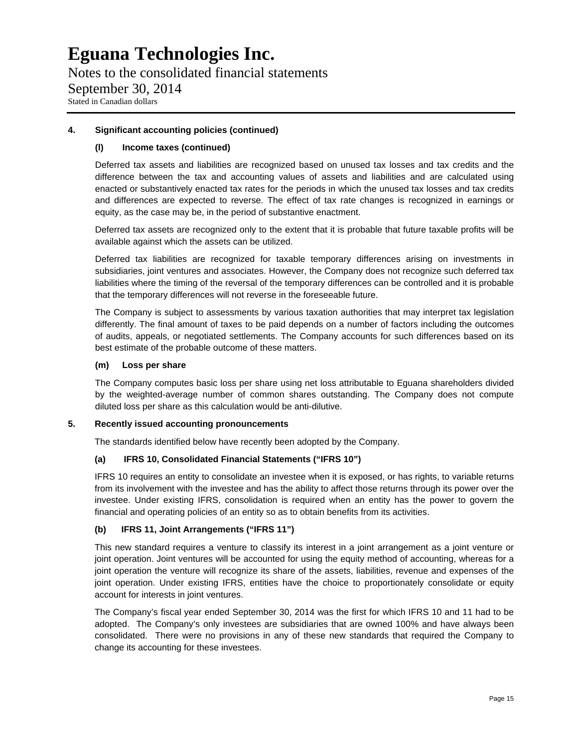#### 4. Significant accounting policies (continued)

##### (l) Income taxes (continued)

Deferred tax assets and liabilities are recognized based on unused tax losses and tax credits and the difference between the tax and accounting values of assets and liabilities and are calculated using enacted or substantively enacted tax rates for the periods in which the unused tax losses and tax credits and differences are expected to reverse. The effect of tax rate changes is recognized in earnings or equity, as the case may be, in the period of substantive enactment.

Deferred tax assets are recognized only to the extent that it is probable that future taxable profits will be available against which the assets can be utilized.

Deferred tax liabilities are recognized for taxable temporary differences arising on investments in subsidiaries, joint ventures and associates. However, the Company does not recognize such deferred tax liabilities where the timing of the reversal of the temporary differences can be controlled and it is probable that the temporary differences will not reverse in the foreseeable future.

The Company is subject to assessments by various taxation authorities that may interpret tax legislation differently. The final amount of taxes to be paid depends on a number of factors including the outcomes of audits, appeals, or negotiated settlements. The Company accounts for such differences based on its best estimate of the probable outcome of these matters.

##### (m) Loss per share

The Company computes basic loss per share using net loss attributable to Eguana shareholders divided by the weighted-average number of common shares outstanding. The Company does not compute diluted loss per share as this calculation would be anti-dilutive.

#### 5. Recently issued accounting pronouncements

The standards identified below have recently been adopted by the Company.

##### (a) IFRS 10, Consolidated Financial Statements ("IFRS 10")

IFRS 10 requires an entity to consolidate an investee when it is exposed, or has rights, to variable returns from its involvement with the investee and has the ability to affect those returns through its power over the investee. Under existing IFRS, consolidation is required when an entity has the power to govern the financial and operating policies of an entity so as to obtain benefits from its activities.

##### (b) IFRS 11, Joint Arrangements ("IFRS 11")

This new standard requires a venture to classify its interest in a joint arrangement as a joint venture or joint operation. Joint ventures will be accounted for using the equity method of accounting, whereas for a joint operation the venture will recognize its share of the assets, liabilities, revenue and expenses of the joint operation. Under existing IFRS, entities have the choice to proportionately consolidate or equity account for interests in joint ventures.

The Company's fiscal year ended September 30, 2014 was the first for which IFRS 10 and 11 had to be adopted. The Company's only investees are subsidiaries that are owned 100% and have always been consolidated. There were no provisions in any of these new standards that required the Company to change its accounting for these investees.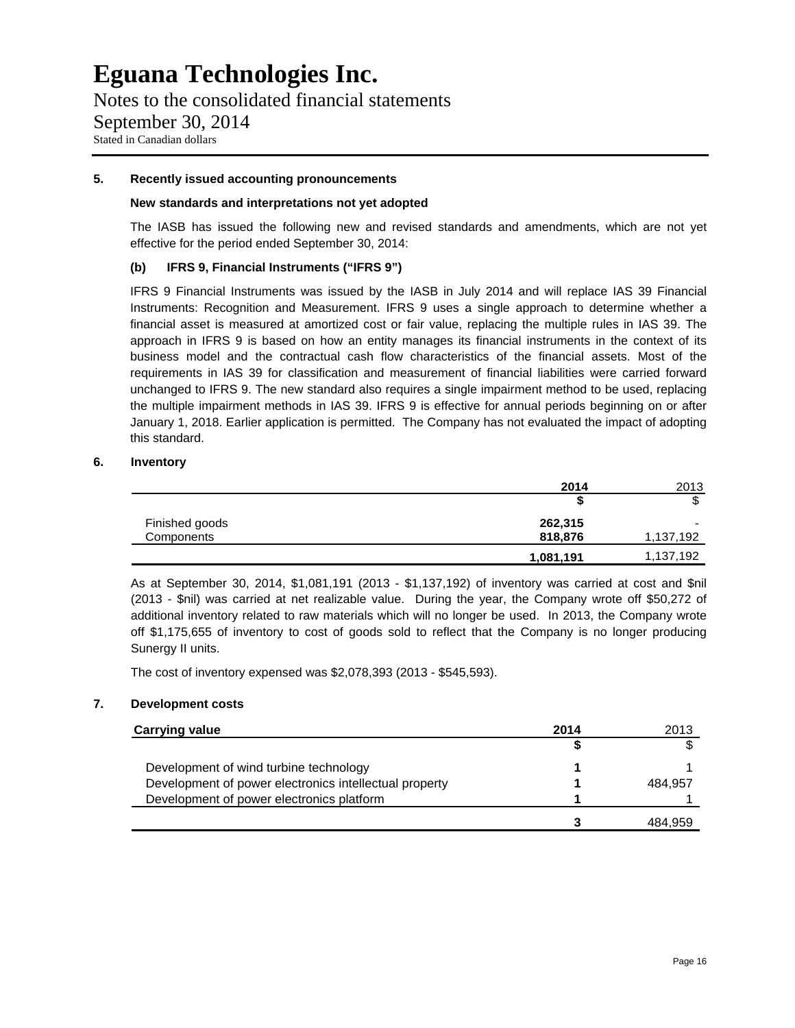### 5. Recently issued accounting pronouncements

**New standards and interpretations not yet adopted**

The IASB has issued the following new and revised standards and amendments, which are not yet effective for the period ended September 30, 2014:

**(b) IFRS 9, Financial Instruments (“IFRS 9”)**

IFRS 9 Financial Instruments was issued by the IASB in July 2014 and will replace IAS 39 Financial Instruments: Recognition and Measurement. IFRS 9 uses a single approach to determine whether a financial asset is measured at amortized cost or fair value, replacing the multiple rules in IAS 39. The approach in IFRS 9 is based on how an entity manages its financial instruments in the context of its business model and the contractual cash flow characteristics of the financial assets. Most of the requirements in IAS 39 for classification and measurement of financial liabilities were carried forward unchanged to IFRS 9. The new standard also requires a single impairment method to be used, replacing the multiple impairment methods in IAS 39. IFRS 9 is effective for annual periods beginning on or after January 1, 2018. Earlier application is permitted. The Company has not evaluated the impact of adopting this standard.

### 6. Inventory

| | **2014** | 2013 |
|---|---|---|
| | **$** | $ |
| Finished goods | **262,315** | - |
| Components | **818,876** | 1,137,192 |
| | **1,081,191** | 1,137,192 |

As at September 30, 2014, $1,081,191 (2013 - $1,137,192) of inventory was carried at cost and $nil (2013 - $nil) was carried at net realizable value. During the year, the Company wrote off $50,272 of additional inventory related to raw materials which will no longer be used. In 2013, the Company wrote off $1,175,655 of inventory to cost of goods sold to reflect that the Company is no longer producing Sunergy II units.

The cost of inventory expensed was $2,078,393 (2013 - $545,593).

### 7. Development costs

| **Carrying value** | **2014** | 2013 |
|---|---|---|
| | **$** | $ |
| Development of wind turbine technology | **1** | 1 |
| Development of power electronics intellectual property | **1** | 484,957 |
| Development of power electronics platform | **1** | 1 |
| | **3** | 484,959 |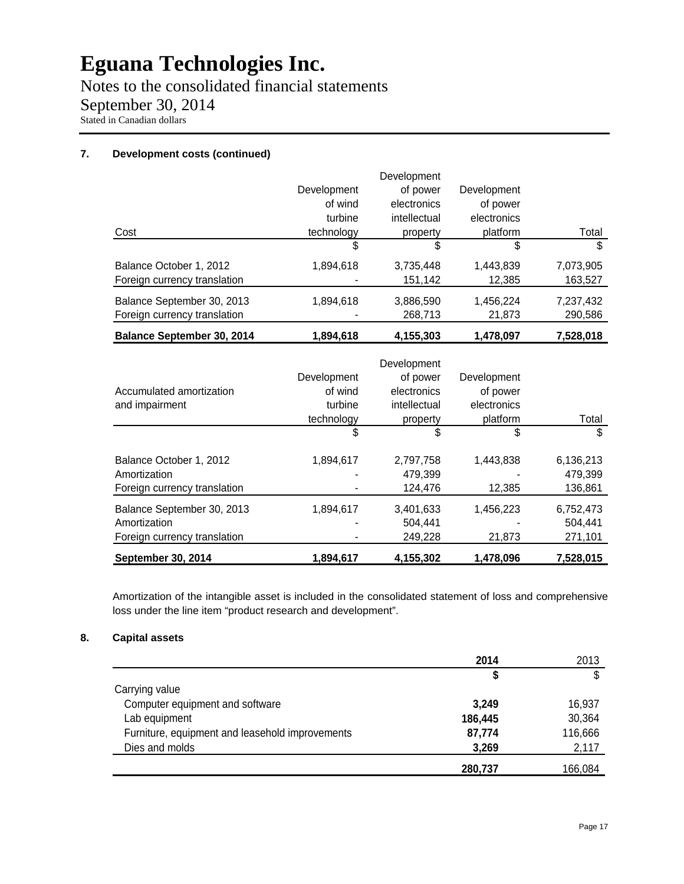# Eguana Technologies Inc.

Notes to the consolidated financial statements

September 30, 2014

Stated in Canadian dollars

**7. Development costs (continued)**

| Cost | Development of wind turbine technology | Development of power electronics intellectual property | Development of power electronics platform | Total |
|---|---|---|---|---|
| | $ | $ | $ | $ |
| Balance October 1, 2012 | 1,894,618 | 3,735,448 | 1,443,839 | 7,073,905 |
| Foreign currency translation | - | 151,142 | 12,385 | 163,527 |
| Balance September 30, 2013 | 1,894,618 | 3,886,590 | 1,456,224 | 7,237,432 |
| Foreign currency translation | - | 268,713 | 21,873 | 290,586 |
| **Balance September 30, 2014** | **1,894,618** | **4,155,303** | **1,478,097** | **7,528,018** |

| Accumulated amortization and impairment | Development of wind turbine technology | Development of power electronics intellectual property | Development of power electronics platform | Total |
|---|---|---|---|---|
| | $ | $ | $ | $ |
| Balance October 1, 2012 | 1,894,617 | 2,797,758 | 1,443,838 | 6,136,213 |
| Amortization | - | 479,399 | - | 479,399 |
| Foreign currency translation | - | 124,476 | 12,385 | 136,861 |
| Balance September 30, 2013 | 1,894,617 | 3,401,633 | 1,456,223 | 6,752,473 |
| Amortization | - | 504,441 | - | 504,441 |
| Foreign currency translation | - | 249,228 | 21,873 | 271,101 |
| **September 30, 2014** | **1,894,617** | **4,155,302** | **1,478,096** | **7,528,015** |

Amortization of the intangible asset is included in the consolidated statement of loss and comprehensive loss under the line item "product research and development".

**8. Capital assets**

| | **2014** | 2013 |
|---|---|---|
| | **$** | $ |
| Carrying value | | |
| Computer equipment and software | **3,249** | 16,937 |
| Lab equipment | **186,445** | 30,364 |
| Furniture, equipment and leasehold improvements | **87,774** | 116,666 |
| Dies and molds | **3,269** | 2,117 |
| | **280,737** | 166,084 |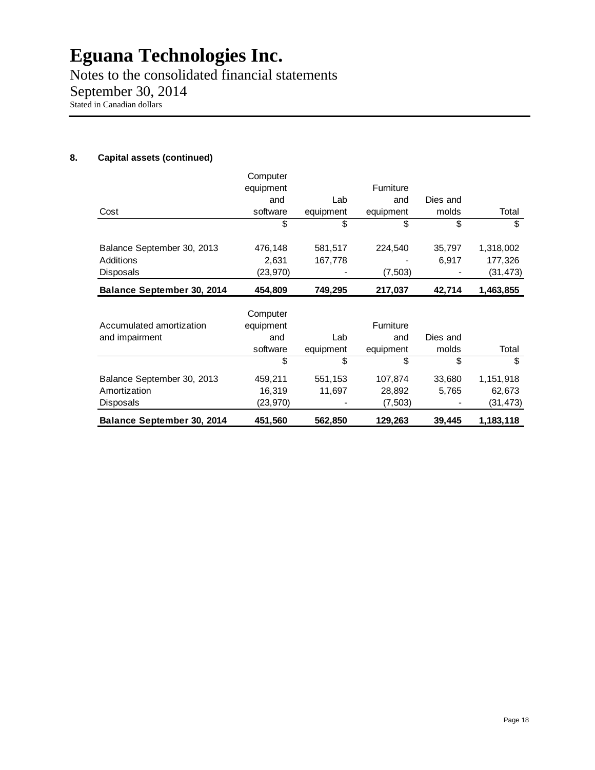## 8. Capital assets (continued)

| Cost | Computer equipment and software | Lab equipment | Furniture and equipment | Dies and molds | Total |
|---|---|---|---|---|---|
| | $ | $ | $ | $ | $ |
| Balance September 30, 2013 | 476,148 | 581,517 | 224,540 | 35,797 | 1,318,002 |
| Additions | 2,631 | 167,778 | - | 6,917 | 177,326 |
| Disposals | (23,970) | - | (7,503) | - | (31,473) |
| **Balance September 30, 2014** | **454,809** | **749,295** | **217,037** | **42,714** | **1,463,855** |

| Accumulated amortization and impairment | Computer equipment and software | Lab equipment | Furniture and equipment | Dies and molds | Total |
|---|---|---|---|---|---|
| | $ | $ | $ | $ | $ |
| Balance September 30, 2013 | 459,211 | 551,153 | 107,874 | 33,680 | 1,151,918 |
| Amortization | 16,319 | 11,697 | 28,892 | 5,765 | 62,673 |
| Disposals | (23,970) | - | (7,503) | - | (31,473) |
| **Balance September 30, 2014** | **451,560** | **562,850** | **129,263** | **39,445** | **1,183,118** |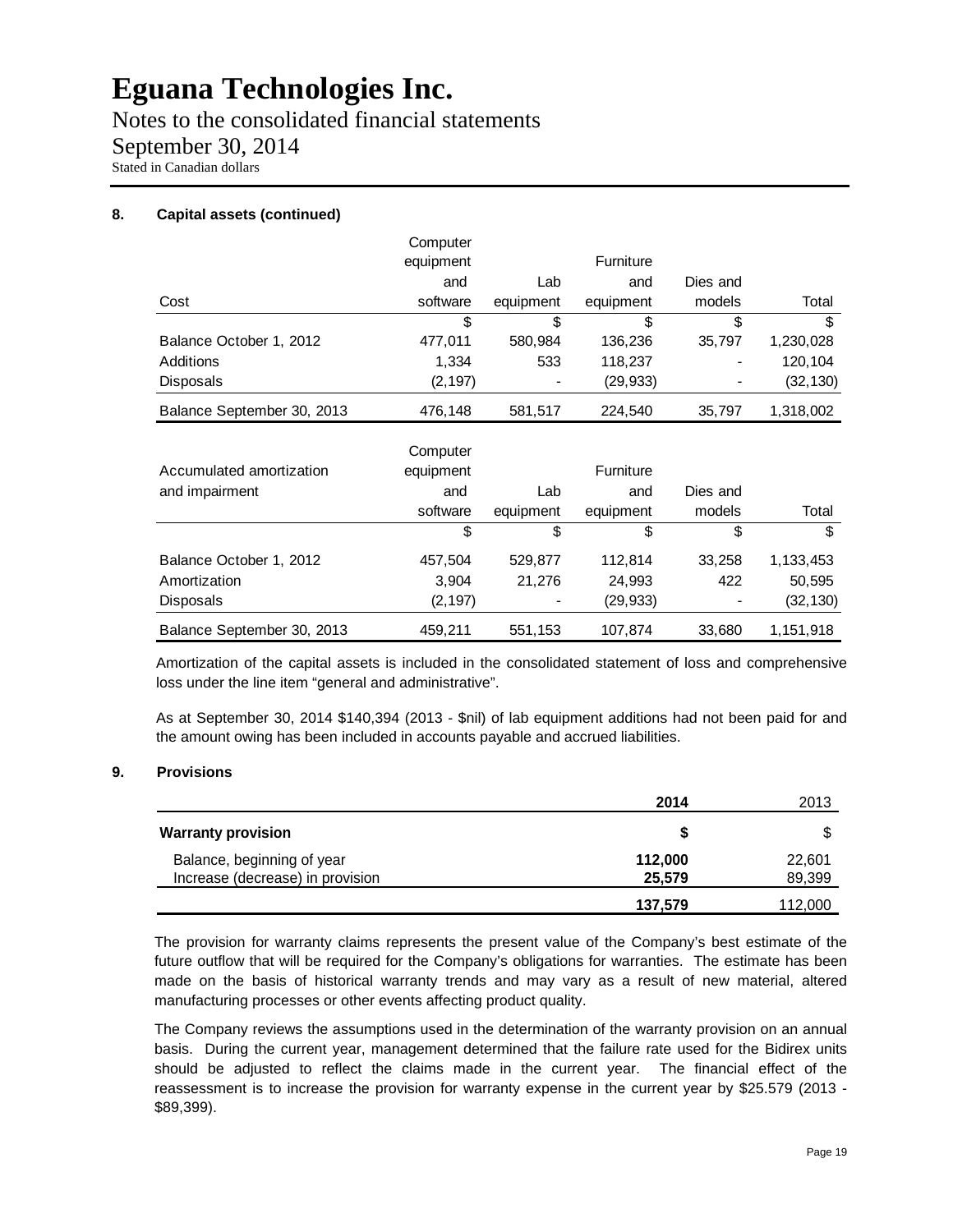# Eguana Technologies Inc.

Notes to the consolidated financial statements

September 30, 2014

Stated in Canadian dollars

## 8. Capital assets (continued)

| Cost | Computer equipment and software | Lab equipment | Furniture and equipment | Dies and models | Total |
|---|---|---|---|---|---|
| | $ | $ | $ | $ | $ |
| Balance October 1, 2012 | 477,011 | 580,984 | 136,236 | 35,797 | 1,230,028 |
| Additions | 1,334 | 533 | 118,237 | - | 120,104 |
| Disposals | (2,197) | - | (29,933) | - | (32,130) |
| Balance September 30, 2013 | 476,148 | 581,517 | 224,540 | 35,797 | 1,318,002 |

| Accumulated amortization and impairment | Computer equipment and software | Lab equipment | Furniture and equipment | Dies and models | Total |
|---|---|---|---|---|---|
| | $ | $ | $ | $ | $ |
| Balance October 1, 2012 | 457,504 | 529,877 | 112,814 | 33,258 | 1,133,453 |
| Amortization | 3,904 | 21,276 | 24,993 | 422 | 50,595 |
| Disposals | (2,197) | - | (29,933) | - | (32,130) |
| Balance September 30, 2013 | 459,211 | 551,153 | 107,874 | 33,680 | 1,151,918 |

Amortization of the capital assets is included in the consolidated statement of loss and comprehensive loss under the line item "general and administrative".

As at September 30, 2014 $140,394 (2013 - $nil) of lab equipment additions had not been paid for and the amount owing has been included in accounts payable and accrued liabilities.

## 9. Provisions

| | **2014** | 2013 |
|---|---|---|
| **Warranty provision** | **$** | $ |
| Balance, beginning of year | **112,000** | 22,601 |
| Increase (decrease) in provision | **25,579** | 89,399 |
| | **137,579** | 112,000 |

The provision for warranty claims represents the present value of the Company's best estimate of the future outflow that will be required for the Company's obligations for warranties. The estimate has been made on the basis of historical warranty trends and may vary as a result of new material, altered manufacturing processes or other events affecting product quality.

The Company reviews the assumptions used in the determination of the warranty provision on an annual basis. During the current year, management determined that the failure rate used for the Bidirex units should be adjusted to reflect the claims made in the current year. The financial effect of the reassessment is to increase the provision for warranty expense in the current year by $25.579 (2013 - $89,399).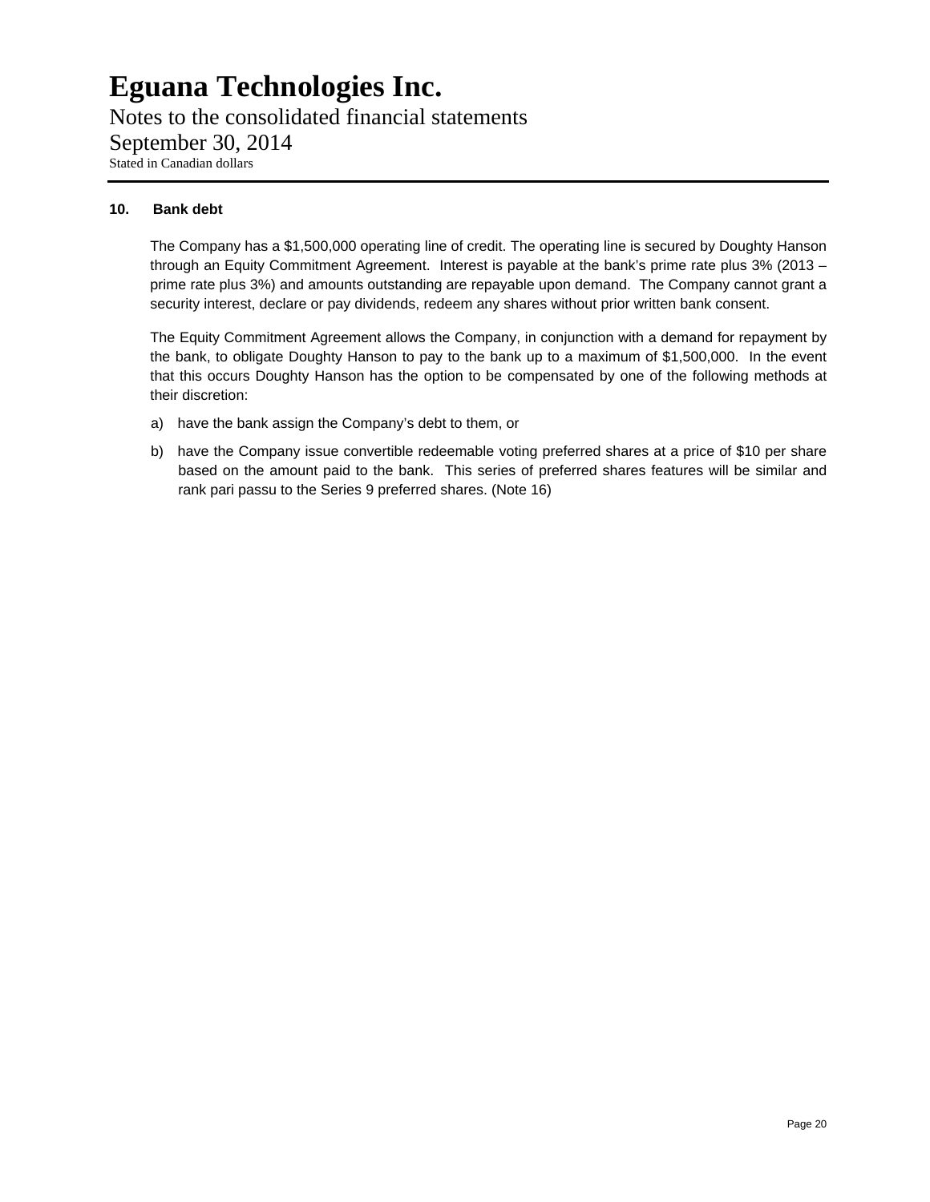## 10. Bank debt

The Company has a $1,500,000 operating line of credit. The operating line is secured by Doughty Hanson through an Equity Commitment Agreement. Interest is payable at the bank's prime rate plus 3% (2013 – prime rate plus 3%) and amounts outstanding are repayable upon demand. The Company cannot grant a security interest, declare or pay dividends, redeem any shares without prior written bank consent.

The Equity Commitment Agreement allows the Company, in conjunction with a demand for repayment by the bank, to obligate Doughty Hanson to pay to the bank up to a maximum of $1,500,000. In the event that this occurs Doughty Hanson has the option to be compensated by one of the following methods at their discretion:

a) have the bank assign the Company's debt to them, or

b) have the Company issue convertible redeemable voting preferred shares at a price of $10 per share based on the amount paid to the bank. This series of preferred shares features will be similar and rank pari passu to the Series 9 preferred shares. (Note 16)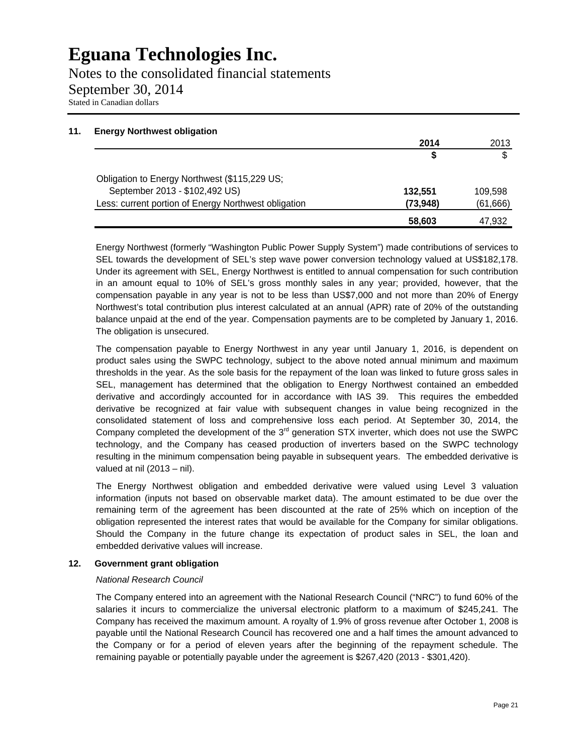# Eguana Technologies Inc.

Notes to the consolidated financial statements
September 30, 2014
Stated in Canadian dollars

## 11. Energy Northwest obligation

| | **2014** | 2013 |
|---|---|---|
| | **$** | $ |
| Obligation to Energy Northwest ($115,229 US; September 2013 - $102,492 US) | **132,551** | 109,598 |
| Less: current portion of Energy Northwest obligation | **(73,948)** | (61,666) |
| | **58,603** | 47,932 |

Energy Northwest (formerly "Washington Public Power Supply System") made contributions of services to SEL towards the development of SEL's step wave power conversion technology valued at US$182,178. Under its agreement with SEL, Energy Northwest is entitled to annual compensation for such contribution in an amount equal to 10% of SEL's gross monthly sales in any year; provided, however, that the compensation payable in any year is not to be less than US$7,000 and not more than 20% of Energy Northwest's total contribution plus interest calculated at an annual (APR) rate of 20% of the outstanding balance unpaid at the end of the year. Compensation payments are to be completed by January 1, 2016. The obligation is unsecured.

The compensation payable to Energy Northwest in any year until January 1, 2016, is dependent on product sales using the SWPC technology, subject to the above noted annual minimum and maximum thresholds in the year. As the sole basis for the repayment of the loan was linked to future gross sales in SEL, management has determined that the obligation to Energy Northwest contained an embedded derivative and accordingly accounted for in accordance with IAS 39. This requires the embedded derivative be recognized at fair value with subsequent changes in value being recognized in the consolidated statement of loss and comprehensive loss each period. At September 30, 2014, the Company completed the development of the 3rd generation STX inverter, which does not use the SWPC technology, and the Company has ceased production of inverters based on the SWPC technology resulting in the minimum compensation being payable in subsequent years. The embedded derivative is valued at nil (2013 – nil).

The Energy Northwest obligation and embedded derivative were valued using Level 3 valuation information (inputs not based on observable market data). The amount estimated to be due over the remaining term of the agreement has been discounted at the rate of 25% which on inception of the obligation represented the interest rates that would be available for the Company for similar obligations. Should the Company in the future change its expectation of product sales in SEL, the loan and embedded derivative values will increase.

## 12. Government grant obligation

*National Research Council*

The Company entered into an agreement with the National Research Council ("NRC") to fund 60% of the salaries it incurs to commercialize the universal electronic platform to a maximum of $245,241. The Company has received the maximum amount. A royalty of 1.9% of gross revenue after October 1, 2008 is payable until the National Research Council has recovered one and a half times the amount advanced to the Company or for a period of eleven years after the beginning of the repayment schedule. The remaining payable or potentially payable under the agreement is $267,420 (2013 - $301,420).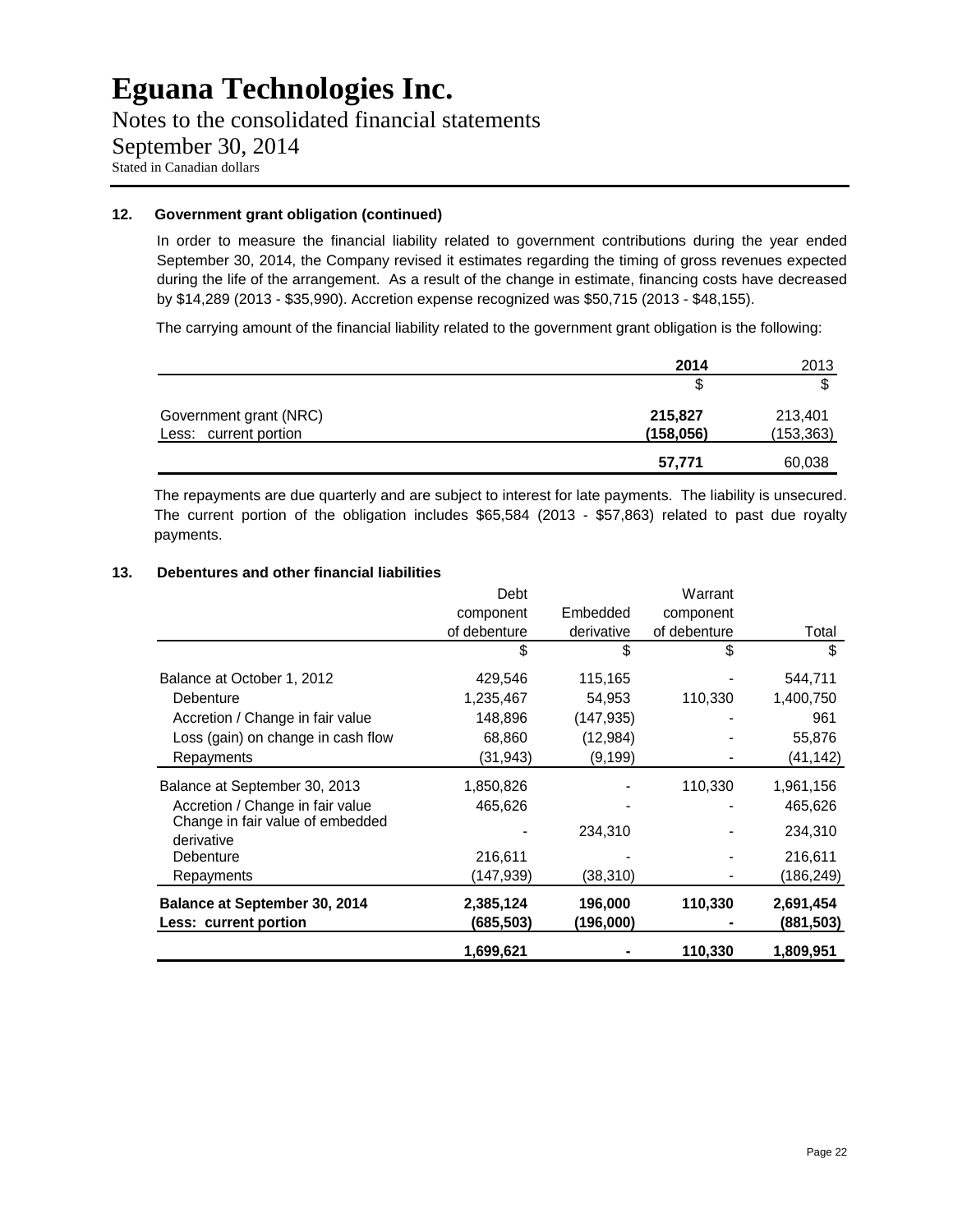### 12. Government grant obligation (continued)

In order to measure the financial liability related to government contributions during the year ended September 30, 2014, the Company revised it estimates regarding the timing of gross revenues expected during the life of the arrangement. As a result of the change in estimate, financing costs have decreased by $14,289 (2013 - $35,990). Accretion expense recognized was $50,715 (2013 - $48,155).

The carrying amount of the financial liability related to the government grant obligation is the following:

| | **2014** | 2013 |
|---|---|---|
| | $ | $ |
| Government grant (NRC) | **215,827** | 213,401 |
| Less: current portion | **(158,056)** | (153,363) |
| | **57,771** | 60,038 |

The repayments are due quarterly and are subject to interest for late payments. The liability is unsecured. The current portion of the obligation includes $65,584 (2013 - $57,863) related to past due royalty payments.

### 13. Debentures and other financial liabilities

| | Debt component of debenture | Embedded derivative | Warrant component of debenture | Total |
|---|---|---|---|---|
| | $ | $ | $ | $ |
| Balance at October 1, 2012 | 429,546 | 115,165 | - | 544,711 |
| Debenture | 1,235,467 | 54,953 | 110,330 | 1,400,750 |
| Accretion / Change in fair value | 148,896 | (147,935) | - | 961 |
| Loss (gain) on change in cash flow | 68,860 | (12,984) | - | 55,876 |
| Repayments | (31,943) | (9,199) | - | (41,142) |
| Balance at September 30, 2013 | 1,850,826 | - | 110,330 | 1,961,156 |
| Accretion / Change in fair value | 465,626 | - | - | 465,626 |
| Change in fair value of embedded derivative | - | 234,310 | - | 234,310 |
| Debenture | 216,611 | - | - | 216,611 |
| Repayments | (147,939) | (38,310) | - | (186,249) |
| **Balance at September 30, 2014** | **2,385,124** | **196,000** | **110,330** | **2,691,454** |
| **Less: current portion** | **(685,503)** | **(196,000)** | **-** | **(881,503)** |
| | **1,699,621** | **-** | **110,330** | **1,809,951** |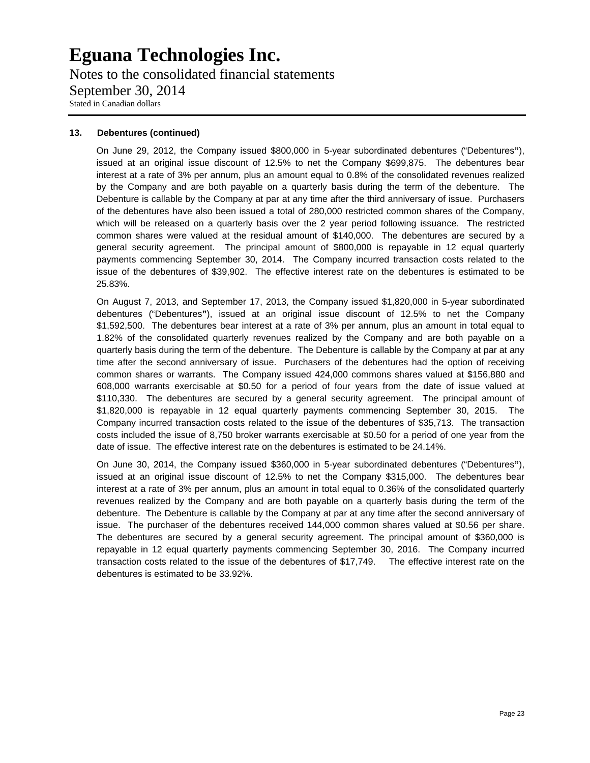### 13. Debentures (continued)

On June 29, 2012, the Company issued $800,000 in 5-year subordinated debentures ("Debentures"), issued at an original issue discount of 12.5% to net the Company $699,875. The debentures bear interest at a rate of 3% per annum, plus an amount equal to 0.8% of the consolidated revenues realized by the Company and are both payable on a quarterly basis during the term of the debenture. The Debenture is callable by the Company at par at any time after the third anniversary of issue. Purchasers of the debentures have also been issued a total of 280,000 restricted common shares of the Company, which will be released on a quarterly basis over the 2 year period following issuance. The restricted common shares were valued at the residual amount of $140,000. The debentures are secured by a general security agreement. The principal amount of $800,000 is repayable in 12 equal quarterly payments commencing September 30, 2014. The Company incurred transaction costs related to the issue of the debentures of $39,902. The effective interest rate on the debentures is estimated to be 25.83%.

On August 7, 2013, and September 17, 2013, the Company issued $1,820,000 in 5-year subordinated debentures ("Debentures"), issued at an original issue discount of 12.5% to net the Company $1,592,500. The debentures bear interest at a rate of 3% per annum, plus an amount in total equal to 1.82% of the consolidated quarterly revenues realized by the Company and are both payable on a quarterly basis during the term of the debenture. The Debenture is callable by the Company at par at any time after the second anniversary of issue. Purchasers of the debentures had the option of receiving common shares or warrants. The Company issued 424,000 commons shares valued at $156,880 and 608,000 warrants exercisable at $0.50 for a period of four years from the date of issue valued at $110,330. The debentures are secured by a general security agreement. The principal amount of $1,820,000 is repayable in 12 equal quarterly payments commencing September 30, 2015. The Company incurred transaction costs related to the issue of the debentures of $35,713. The transaction costs included the issue of 8,750 broker warrants exercisable at $0.50 for a period of one year from the date of issue. The effective interest rate on the debentures is estimated to be 24.14%.

On June 30, 2014, the Company issued $360,000 in 5-year subordinated debentures ("Debentures"), issued at an original issue discount of 12.5% to net the Company $315,000. The debentures bear interest at a rate of 3% per annum, plus an amount in total equal to 0.36% of the consolidated quarterly revenues realized by the Company and are both payable on a quarterly basis during the term of the debenture. The Debenture is callable by the Company at par at any time after the second anniversary of issue. The purchaser of the debentures received 144,000 common shares valued at $0.56 per share. The debentures are secured by a general security agreement. The principal amount of $360,000 is repayable in 12 equal quarterly payments commencing September 30, 2016. The Company incurred transaction costs related to the issue of the debentures of $17,749. The effective interest rate on the debentures is estimated to be 33.92%.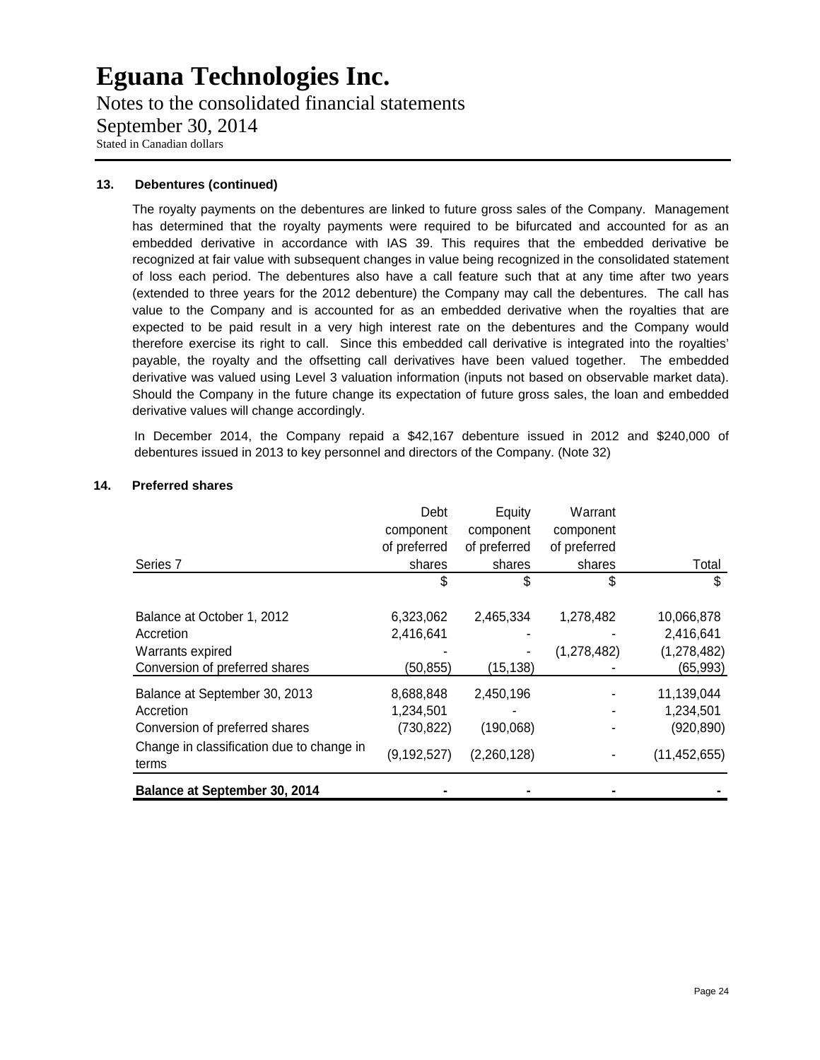### 13. Debentures (continued)

The royalty payments on the debentures are linked to future gross sales of the Company. Management has determined that the royalty payments were required to be bifurcated and accounted for as an embedded derivative in accordance with IAS 39. This requires that the embedded derivative be recognized at fair value with subsequent changes in value being recognized in the consolidated statement of loss each period. The debentures also have a call feature such that at any time after two years (extended to three years for the 2012 debenture) the Company may call the debentures. The call has value to the Company and is accounted for as an embedded derivative when the royalties that are expected to be paid result in a very high interest rate on the debentures and the Company would therefore exercise its right to call. Since this embedded call derivative is integrated into the royalties' payable, the royalty and the offsetting call derivatives have been valued together. The embedded derivative was valued using Level 3 valuation information (inputs not based on observable market data). Should the Company in the future change its expectation of future gross sales, the loan and embedded derivative values will change accordingly.

In December 2014, the Company repaid a $42,167 debenture issued in 2012 and $240,000 of debentures issued in 2013 to key personnel and directors of the Company. (Note 32)

### 14. Preferred shares

| Series 7 | Debt component of preferred shares | Equity component of preferred shares | Warrant component of preferred shares | Total |
|---|---|---|---|---|
| | $ | $ | $ | $ |
| Balance at October 1, 2012 | 6,323,062 | 2,465,334 | 1,278,482 | 10,066,878 |
| Accretion | 2,416,641 | - | - | 2,416,641 |
| Warrants expired | - | - | (1,278,482) | (1,278,482) |
| Conversion of preferred shares | (50,855) | (15,138) | - | (65,993) |
| Balance at September 30, 2013 | 8,688,848 | 2,450,196 | - | 11,139,044 |
| Accretion | 1,234,501 | - | - | 1,234,501 |
| Conversion of preferred shares | (730,822) | (190,068) | - | (920,890) |
| Change in classification due to change in terms | (9,192,527) | (2,260,128) | - | (11,452,655) |
| **Balance at September 30, 2014** | **-** | **-** | **-** | **-** |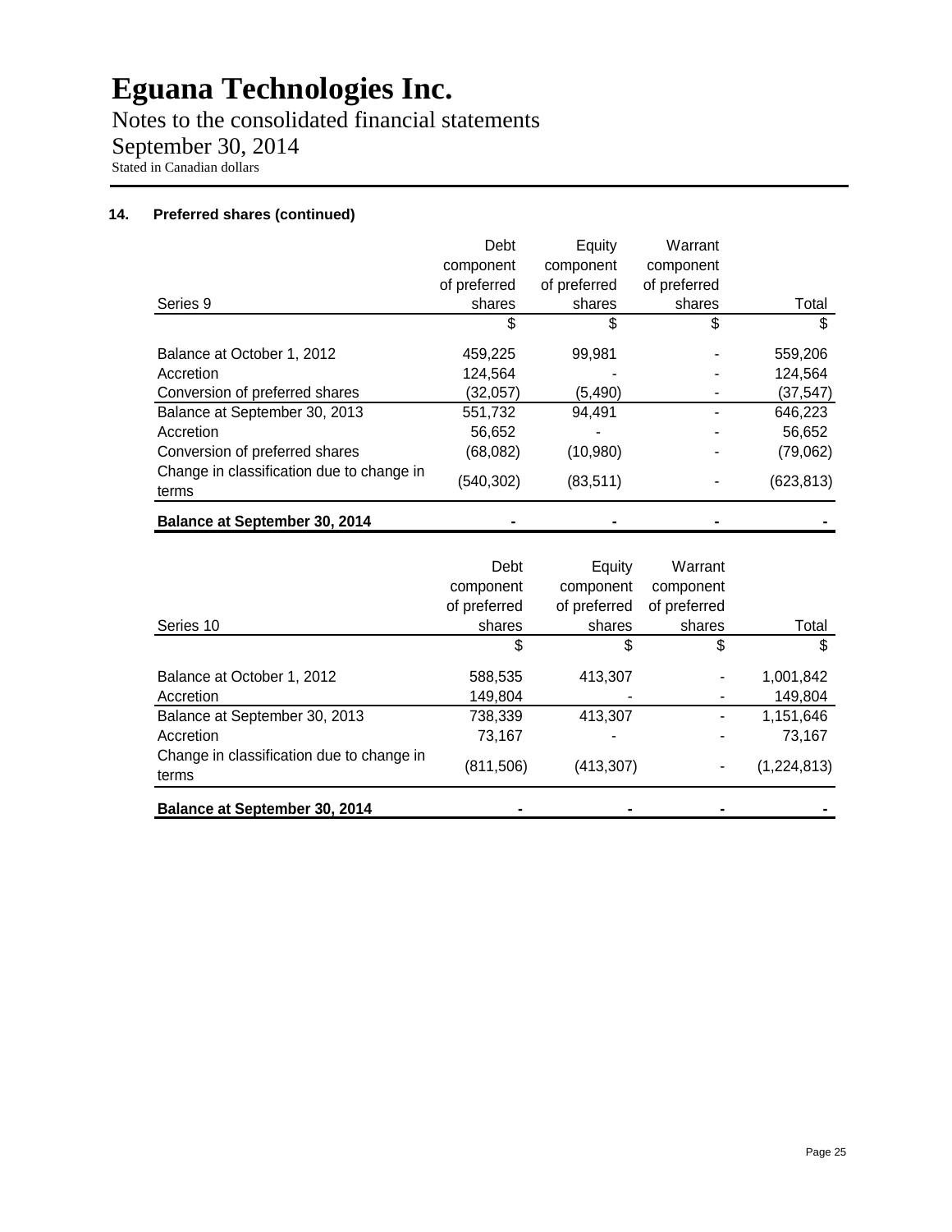# Eguana Technologies Inc.

Notes to the consolidated financial statements

September 30, 2014

Stated in Canadian dollars

### 14. Preferred shares (continued)

| Series 9 | Debt component of preferred shares | Equity component of preferred shares | Warrant component of preferred shares | Total |
|---|---|---|---|---|
| | $ | $ | $ | $ |
| Balance at October 1, 2012 | 459,225 | 99,981 | - | 559,206 |
| Accretion | 124,564 | - | - | 124,564 |
| Conversion of preferred shares | (32,057) | (5,490) | - | (37,547) |
| Balance at September 30, 2013 | 551,732 | 94,491 | - | 646,223 |
| Accretion | 56,652 | - | - | 56,652 |
| Conversion of preferred shares | (68,082) | (10,980) | - | (79,062) |
| Change in classification due to change in terms | (540,302) | (83,511) | - | (623,813) |
| **Balance at September 30, 2014** | **-** | **-** | **-** | **-** |

| Series 10 | Debt component of preferred shares | Equity component of preferred shares | Warrant component of preferred shares | Total |
|---|---|---|---|---|
| | $ | $ | $ | $ |
| Balance at October 1, 2012 | 588,535 | 413,307 | - | 1,001,842 |
| Accretion | 149,804 | - | - | 149,804 |
| Balance at September 30, 2013 | 738,339 | 413,307 | - | 1,151,646 |
| Accretion | 73,167 | - | - | 73,167 |
| Change in classification due to change in terms | (811,506) | (413,307) | - | (1,224,813) |
| **Balance at September 30, 2014** | **-** | **-** | **-** | **-** |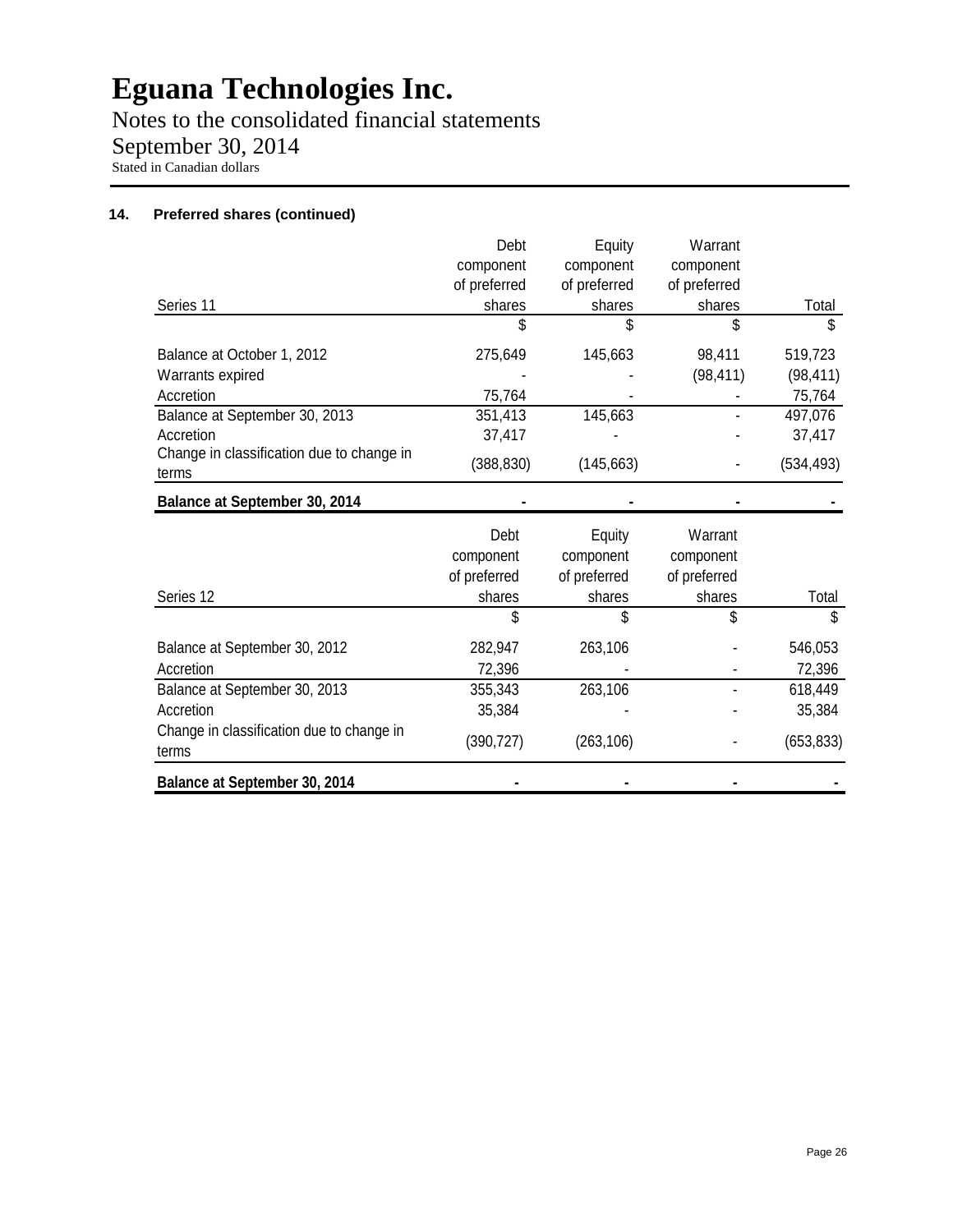# Eguana Technologies Inc.

Notes to the consolidated financial statements

September 30, 2014

Stated in Canadian dollars

## 14. Preferred shares (continued)

| Series 11 | Debt component of preferred shares | Equity component of preferred shares | Warrant component of preferred shares | Total |
|---|---|---|---|---|
| | $ | $ | $ | $ |
| Balance at October 1, 2012 | 275,649 | 145,663 | 98,411 | 519,723 |
| Warrants expired | - | - | (98,411) | (98,411) |
| Accretion | 75,764 | - | - | 75,764 |
| Balance at September 30, 2013 | 351,413 | 145,663 | - | 497,076 |
| Accretion | 37,417 | - | - | 37,417 |
| Change in classification due to change in terms | (388,830) | (145,663) | - | (534,493) |
| **Balance at September 30, 2014** | **-** | **-** | **-** | **-** |

| Series 12 | Debt component of preferred shares | Equity component of preferred shares | Warrant component of preferred shares | Total |
|---|---|---|---|---|
| | $ | $ | $ | $ |
| Balance at September 30, 2012 | 282,947 | 263,106 | - | 546,053 |
| Accretion | 72,396 | - | - | 72,396 |
| Balance at September 30, 2013 | 355,343 | 263,106 | - | 618,449 |
| Accretion | 35,384 | - | - | 35,384 |
| Change in classification due to change in terms | (390,727) | (263,106) | - | (653,833) |
| **Balance at September 30, 2014** | **-** | **-** | **-** | **-** |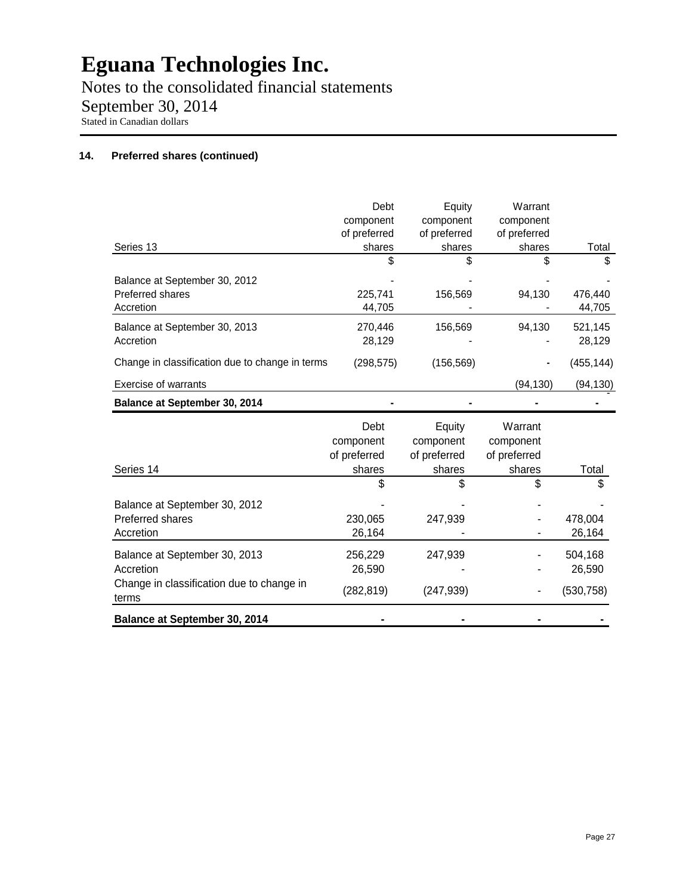### 14. Preferred shares (continued)

| Series 13 | Debt component of preferred shares | Equity component of preferred shares | Warrant component of preferred shares | Total |
|---|---|---|---|---|
| | $ | $ | $ | $ |
| Balance at September 30, 2012 | - | - | - | - |
| Preferred shares | 225,741 | 156,569 | 94,130 | 476,440 |
| Accretion | 44,705 | - | - | 44,705 |
| Balance at September 30, 2013 | 270,446 | 156,569 | 94,130 | 521,145 |
| Accretion | 28,129 | - | - | 28,129 |
| Change in classification due to change in terms | (298,575) | (156,569) | - | (455,144) |
| Exercise of warrants | | | (94,130) | (94,130) |
| **Balance at September 30, 2014** | **-** | **-** | **-** | **-** |

| Series 14 | Debt component of preferred shares | Equity component of preferred shares | Warrant component of preferred shares | Total |
|---|---|---|---|---|
| | $ | $ | $ | $ |
| Balance at September 30, 2012 | - | - | - | - |
| Preferred shares | 230,065 | 247,939 | - | 478,004 |
| Accretion | 26,164 | - | - | 26,164 |
| Balance at September 30, 2013 | 256,229 | 247,939 | - | 504,168 |
| Accretion | 26,590 | - | - | 26,590 |
| Change in classification due to change in terms | (282,819) | (247,939) | - | (530,758) |
| **Balance at September 30, 2014** | **-** | **-** | **-** | **-** |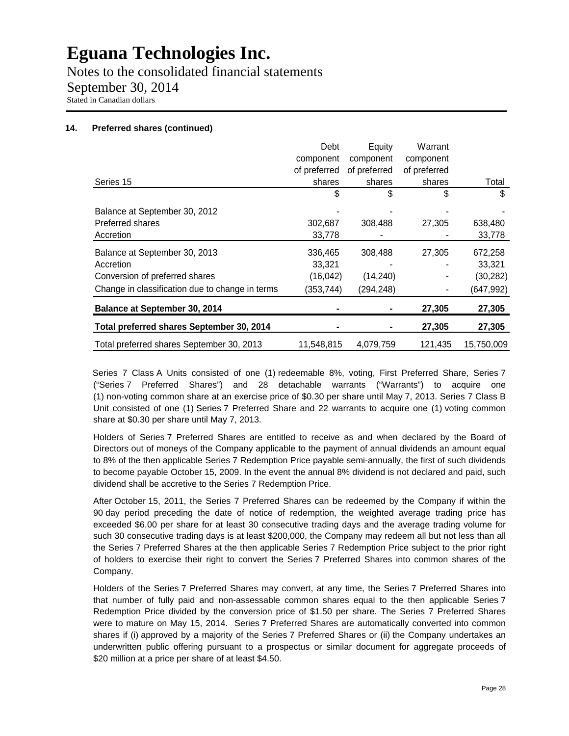#### 14. Preferred shares (continued)

| Series 15 | Debt component of preferred shares | Equity component of preferred shares | Warrant component of preferred shares | Total |
|---|---|---|---|---|
| | $ | $ | $ | $ |
| Balance at September 30, 2012 | - | - | - | - |
| Preferred shares | 302,687 | 308,488 | 27,305 | 638,480 |
| Accretion | 33,778 | - | - | 33,778 |
| Balance at September 30, 2013 | 336,465 | 308,488 | 27,305 | 672,258 |
| Accretion | 33,321 | - | - | 33,321 |
| Conversion of preferred shares | (16,042) | (14,240) | - | (30,282) |
| Change in classification due to change in terms | (353,744) | (294,248) | - | (647,992) |
| **Balance at September 30, 2014** | **-** | **-** | **27,305** | **27,305** |
| **Total preferred shares September 30, 2014** | **-** | **-** | **27,305** | **27,305** |
| Total preferred shares September 30, 2013 | 11,548,815 | 4,079,759 | 121,435 | 15,750,009 |

Series 7 Class A Units consisted of one (1) redeemable 8%, voting, First Preferred Share, Series 7 ("Series 7 Preferred Shares") and 28 detachable warrants ("Warrants") to acquire one (1) non-voting common share at an exercise price of $0.30 per share until May 7, 2013. Series 7 Class B Unit consisted of one (1) Series 7 Preferred Share and 22 warrants to acquire one (1) voting common share at $0.30 per share until May 7, 2013.

Holders of Series 7 Preferred Shares are entitled to receive as and when declared by the Board of Directors out of moneys of the Company applicable to the payment of annual dividends an amount equal to 8% of the then applicable Series 7 Redemption Price payable semi-annually, the first of such dividends to become payable October 15, 2009. In the event the annual 8% dividend is not declared and paid, such dividend shall be accretive to the Series 7 Redemption Price.

After October 15, 2011, the Series 7 Preferred Shares can be redeemed by the Company if within the 90 day period preceding the date of notice of redemption, the weighted average trading price has exceeded $6.00 per share for at least 30 consecutive trading days and the average trading volume for such 30 consecutive trading days is at least $200,000, the Company may redeem all but not less than all the Series 7 Preferred Shares at the then applicable Series 7 Redemption Price subject to the prior right of holders to exercise their right to convert the Series 7 Preferred Shares into common shares of the Company.

Holders of the Series 7 Preferred Shares may convert, at any time, the Series 7 Preferred Shares into that number of fully paid and non-assessable common shares equal to the then applicable Series 7 Redemption Price divided by the conversion price of $1.50 per share. The Series 7 Preferred Shares were to mature on May 15, 2014. Series 7 Preferred Shares are automatically converted into common shares if (i) approved by a majority of the Series 7 Preferred Shares or (ii) the Company undertakes an underwritten public offering pursuant to a prospectus or similar document for aggregate proceeds of $20 million at a price per share of at least $4.50.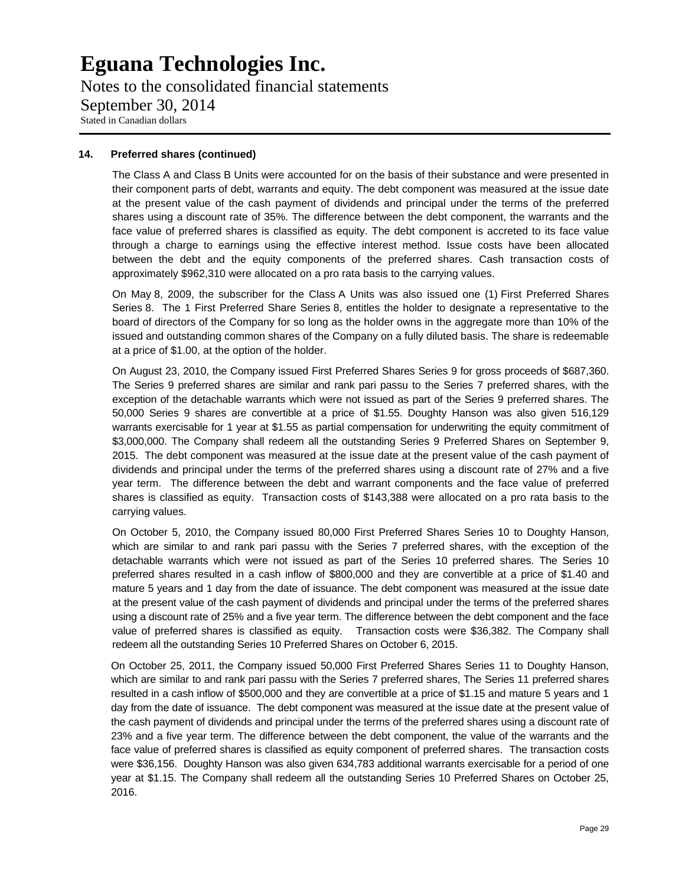### 14. Preferred shares (continued)

The Class A and Class B Units were accounted for on the basis of their substance and were presented in their component parts of debt, warrants and equity. The debt component was measured at the issue date at the present value of the cash payment of dividends and principal under the terms of the preferred shares using a discount rate of 35%. The difference between the debt component, the warrants and the face value of preferred shares is classified as equity. The debt component is accreted to its face value through a charge to earnings using the effective interest method. Issue costs have been allocated between the debt and the equity components of the preferred shares. Cash transaction costs of approximately $962,310 were allocated on a pro rata basis to the carrying values.

On May 8, 2009, the subscriber for the Class A Units was also issued one (1) First Preferred Shares Series 8. The 1 First Preferred Share Series 8, entitles the holder to designate a representative to the board of directors of the Company for so long as the holder owns in the aggregate more than 10% of the issued and outstanding common shares of the Company on a fully diluted basis. The share is redeemable at a price of $1.00, at the option of the holder.

On August 23, 2010, the Company issued First Preferred Shares Series 9 for gross proceeds of $687,360. The Series 9 preferred shares are similar and rank pari passu to the Series 7 preferred shares, with the exception of the detachable warrants which were not issued as part of the Series 9 preferred shares. The 50,000 Series 9 shares are convertible at a price of $1.55. Doughty Hanson was also given 516,129 warrants exercisable for 1 year at $1.55 as partial compensation for underwriting the equity commitment of $3,000,000. The Company shall redeem all the outstanding Series 9 Preferred Shares on September 9, 2015. The debt component was measured at the issue date at the present value of the cash payment of dividends and principal under the terms of the preferred shares using a discount rate of 27% and a five year term. The difference between the debt and warrant components and the face value of preferred shares is classified as equity. Transaction costs of $143,388 were allocated on a pro rata basis to the carrying values.

On October 5, 2010, the Company issued 80,000 First Preferred Shares Series 10 to Doughty Hanson, which are similar to and rank pari passu with the Series 7 preferred shares, with the exception of the detachable warrants which were not issued as part of the Series 10 preferred shares. The Series 10 preferred shares resulted in a cash inflow of $800,000 and they are convertible at a price of $1.40 and mature 5 years and 1 day from the date of issuance. The debt component was measured at the issue date at the present value of the cash payment of dividends and principal under the terms of the preferred shares using a discount rate of 25% and a five year term. The difference between the debt component and the face value of preferred shares is classified as equity. Transaction costs were $36,382. The Company shall redeem all the outstanding Series 10 Preferred Shares on October 6, 2015.

On October 25, 2011, the Company issued 50,000 First Preferred Shares Series 11 to Doughty Hanson, which are similar to and rank pari passu with the Series 7 preferred shares, The Series 11 preferred shares resulted in a cash inflow of $500,000 and they are convertible at a price of $1.15 and mature 5 years and 1 day from the date of issuance. The debt component was measured at the issue date at the present value of the cash payment of dividends and principal under the terms of the preferred shares using a discount rate of 23% and a five year term. The difference between the debt component, the value of the warrants and the face value of preferred shares is classified as equity component of preferred shares. The transaction costs were $36,156. Doughty Hanson was also given 634,783 additional warrants exercisable for a period of one year at $1.15. The Company shall redeem all the outstanding Series 10 Preferred Shares on October 25, 2016.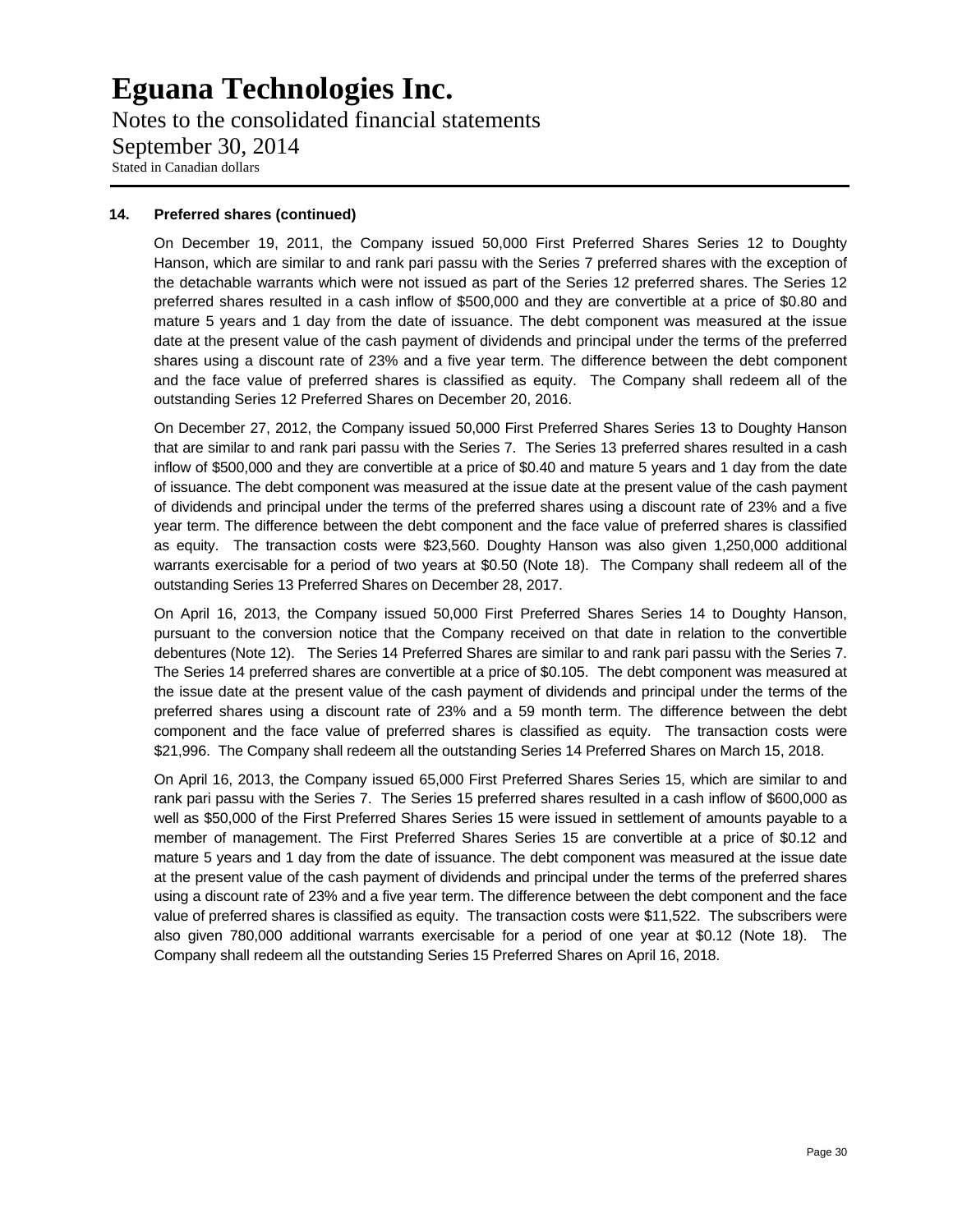### 14. Preferred shares (continued)

On December 19, 2011, the Company issued 50,000 First Preferred Shares Series 12 to Doughty Hanson, which are similar to and rank pari passu with the Series 7 preferred shares with the exception of the detachable warrants which were not issued as part of the Series 12 preferred shares. The Series 12 preferred shares resulted in a cash inflow of $500,000 and they are convertible at a price of $0.80 and mature 5 years and 1 day from the date of issuance. The debt component was measured at the issue date at the present value of the cash payment of dividends and principal under the terms of the preferred shares using a discount rate of 23% and a five year term. The difference between the debt component and the face value of preferred shares is classified as equity. The Company shall redeem all of the outstanding Series 12 Preferred Shares on December 20, 2016.

On December 27, 2012, the Company issued 50,000 First Preferred Shares Series 13 to Doughty Hanson that are similar to and rank pari passu with the Series 7. The Series 13 preferred shares resulted in a cash inflow of $500,000 and they are convertible at a price of $0.40 and mature 5 years and 1 day from the date of issuance. The debt component was measured at the issue date at the present value of the cash payment of dividends and principal under the terms of the preferred shares using a discount rate of 23% and a five year term. The difference between the debt component and the face value of preferred shares is classified as equity. The transaction costs were $23,560. Doughty Hanson was also given 1,250,000 additional warrants exercisable for a period of two years at $0.50 (Note 18). The Company shall redeem all of the outstanding Series 13 Preferred Shares on December 28, 2017.

On April 16, 2013, the Company issued 50,000 First Preferred Shares Series 14 to Doughty Hanson, pursuant to the conversion notice that the Company received on that date in relation to the convertible debentures (Note 12). The Series 14 Preferred Shares are similar to and rank pari passu with the Series 7. The Series 14 preferred shares are convertible at a price of $0.105. The debt component was measured at the issue date at the present value of the cash payment of dividends and principal under the terms of the preferred shares using a discount rate of 23% and a 59 month term. The difference between the debt component and the face value of preferred shares is classified as equity. The transaction costs were $21,996. The Company shall redeem all the outstanding Series 14 Preferred Shares on March 15, 2018.

On April 16, 2013, the Company issued 65,000 First Preferred Shares Series 15, which are similar to and rank pari passu with the Series 7. The Series 15 preferred shares resulted in a cash inflow of $600,000 as well as $50,000 of the First Preferred Shares Series 15 were issued in settlement of amounts payable to a member of management. The First Preferred Shares Series 15 are convertible at a price of $0.12 and mature 5 years and 1 day from the date of issuance. The debt component was measured at the issue date at the present value of the cash payment of dividends and principal under the terms of the preferred shares using a discount rate of 23% and a five year term. The difference between the debt component and the face value of preferred shares is classified as equity. The transaction costs were $11,522. The subscribers were also given 780,000 additional warrants exercisable for a period of one year at $0.12 (Note 18). The Company shall redeem all the outstanding Series 15 Preferred Shares on April 16, 2018.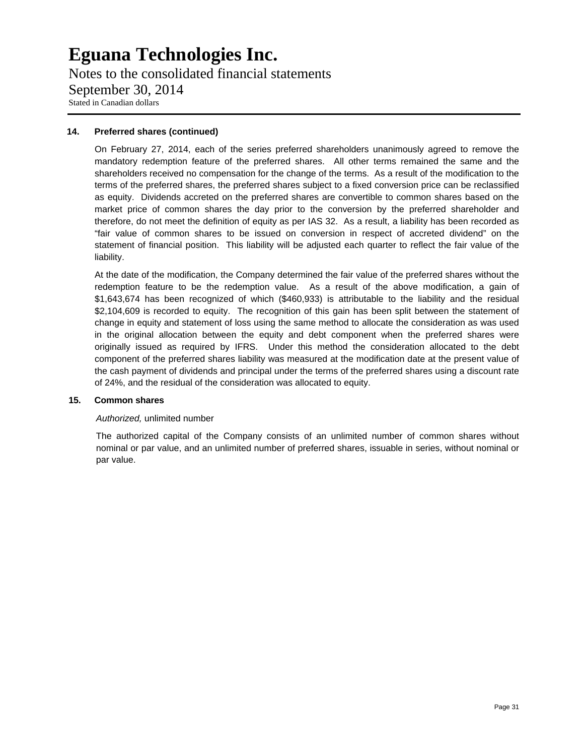**14. Preferred shares (continued)**

On February 27, 2014, each of the series preferred shareholders unanimously agreed to remove the mandatory redemption feature of the preferred shares. All other terms remained the same and the shareholders received no compensation for the change of the terms. As a result of the modification to the terms of the preferred shares, the preferred shares subject to a fixed conversion price can be reclassified as equity. Dividends accreted on the preferred shares are convertible to common shares based on the market price of common shares the day prior to the conversion by the preferred shareholder and therefore, do not meet the definition of equity as per IAS 32. As a result, a liability has been recorded as "fair value of common shares to be issued on conversion in respect of accreted dividend" on the statement of financial position. This liability will be adjusted each quarter to reflect the fair value of the liability.

At the date of the modification, the Company determined the fair value of the preferred shares without the redemption feature to be the redemption value. As a result of the above modification, a gain of $1,643,674 has been recognized of which ($460,933) is attributable to the liability and the residual $2,104,609 is recorded to equity. The recognition of this gain has been split between the statement of change in equity and statement of loss using the same method to allocate the consideration as was used in the original allocation between the equity and debt component when the preferred shares were originally issued as required by IFRS. Under this method the consideration allocated to the debt component of the preferred shares liability was measured at the modification date at the present value of the cash payment of dividends and principal under the terms of the preferred shares using a discount rate of 24%, and the residual of the consideration was allocated to equity.

**15. Common shares**

*Authorized,* unlimited number

The authorized capital of the Company consists of an unlimited number of common shares without nominal or par value, and an unlimited number of preferred shares, issuable in series, without nominal or par value.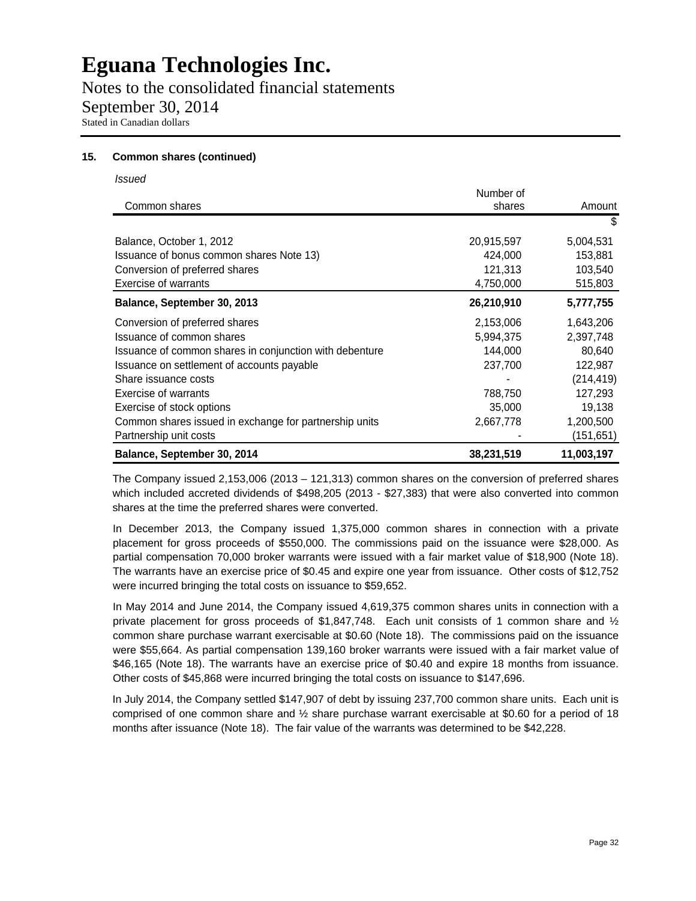### 15. Common shares (continued)

*Issued*

| Common shares | Number of shares | Amount |
|---|---|---|
| | | $ |
| Balance, October 1, 2012 | 20,915,597 | 5,004,531 |
| Issuance of bonus common shares Note 13) | 424,000 | 153,881 |
| Conversion of preferred shares | 121,313 | 103,540 |
| Exercise of warrants | 4,750,000 | 515,803 |
| **Balance, September 30, 2013** | **26,210,910** | **5,777,755** |
| Conversion of preferred shares | 2,153,006 | 1,643,206 |
| Issuance of common shares | 5,994,375 | 2,397,748 |
| Issuance of common shares in conjunction with debenture | 144,000 | 80,640 |
| Issuance on settlement of accounts payable | 237,700 | 122,987 |
| Share issuance costs | - | (214,419) |
| Exercise of warrants | 788,750 | 127,293 |
| Exercise of stock options | 35,000 | 19,138 |
| Common shares issued in exchange for partnership units | 2,667,778 | 1,200,500 |
| Partnership unit costs | - | (151,651) |
| **Balance, September 30, 2014** | **38,231,519** | **11,003,197** |

The Company issued 2,153,006 (2013 – 121,313) common shares on the conversion of preferred shares which included accreted dividends of $498,205 (2013 - $27,383) that were also converted into common shares at the time the preferred shares were converted.

In December 2013, the Company issued 1,375,000 common shares in connection with a private placement for gross proceeds of $550,000. The commissions paid on the issuance were $28,000. As partial compensation 70,000 broker warrants were issued with a fair market value of $18,900 (Note 18). The warrants have an exercise price of $0.45 and expire one year from issuance. Other costs of $12,752 were incurred bringing the total costs on issuance to $59,652.

In May 2014 and June 2014, the Company issued 4,619,375 common shares units in connection with a private placement for gross proceeds of $1,847,748. Each unit consists of 1 common share and ½ common share purchase warrant exercisable at $0.60 (Note 18). The commissions paid on the issuance were $55,664. As partial compensation 139,160 broker warrants were issued with a fair market value of $46,165 (Note 18). The warrants have an exercise price of $0.40 and expire 18 months from issuance. Other costs of $45,868 were incurred bringing the total costs on issuance to $147,696.

In July 2014, the Company settled $147,907 of debt by issuing 237,700 common share units. Each unit is comprised of one common share and ½ share purchase warrant exercisable at $0.60 for a period of 18 months after issuance (Note 18). The fair value of the warrants was determined to be $42,228.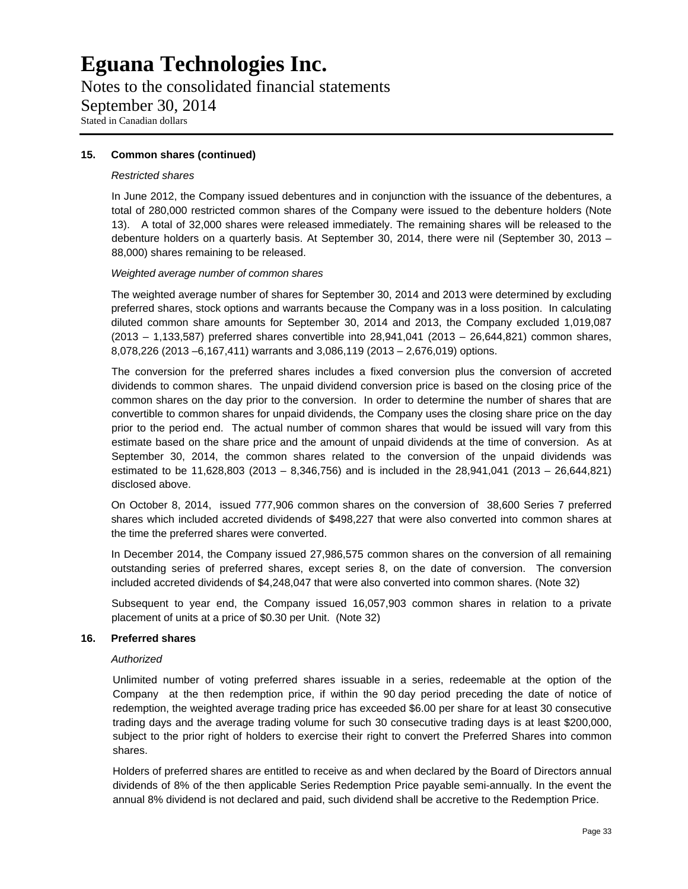### 15. Common shares (continued)

*Restricted shares*

In June 2012, the Company issued debentures and in conjunction with the issuance of the debentures, a total of 280,000 restricted common shares of the Company were issued to the debenture holders (Note 13). A total of 32,000 shares were released immediately. The remaining shares will be released to the debenture holders on a quarterly basis. At September 30, 2014, there were nil (September 30, 2013 – 88,000) shares remaining to be released.

*Weighted average number of common shares*

The weighted average number of shares for September 30, 2014 and 2013 were determined by excluding preferred shares, stock options and warrants because the Company was in a loss position. In calculating diluted common share amounts for September 30, 2014 and 2013, the Company excluded 1,019,087 (2013 – 1,133,587) preferred shares convertible into 28,941,041 (2013 – 26,644,821) common shares, 8,078,226 (2013 –6,167,411) warrants and 3,086,119 (2013 – 2,676,019) options.

The conversion for the preferred shares includes a fixed conversion plus the conversion of accreted dividends to common shares. The unpaid dividend conversion price is based on the closing price of the common shares on the day prior to the conversion. In order to determine the number of shares that are convertible to common shares for unpaid dividends, the Company uses the closing share price on the day prior to the period end. The actual number of common shares that would be issued will vary from this estimate based on the share price and the amount of unpaid dividends at the time of conversion. As at September 30, 2014, the common shares related to the conversion of the unpaid dividends was estimated to be 11,628,803 (2013 – 8,346,756) and is included in the 28,941,041 (2013 – 26,644,821) disclosed above.

On October 8, 2014, issued 777,906 common shares on the conversion of 38,600 Series 7 preferred shares which included accreted dividends of $498,227 that were also converted into common shares at the time the preferred shares were converted.

In December 2014, the Company issued 27,986,575 common shares on the conversion of all remaining outstanding series of preferred shares, except series 8, on the date of conversion. The conversion included accreted dividends of $4,248,047 that were also converted into common shares. (Note 32)

Subsequent to year end, the Company issued 16,057,903 common shares in relation to a private placement of units at a price of $0.30 per Unit. (Note 32)

### 16. Preferred shares

*Authorized*

Unlimited number of voting preferred shares issuable in a series, redeemable at the option of the Company at the then redemption price, if within the 90 day period preceding the date of notice of redemption, the weighted average trading price has exceeded $6.00 per share for at least 30 consecutive trading days and the average trading volume for such 30 consecutive trading days is at least $200,000, subject to the prior right of holders to exercise their right to convert the Preferred Shares into common shares.

Holders of preferred shares are entitled to receive as and when declared by the Board of Directors annual dividends of 8% of the then applicable Series Redemption Price payable semi-annually. In the event the annual 8% dividend is not declared and paid, such dividend shall be accretive to the Redemption Price.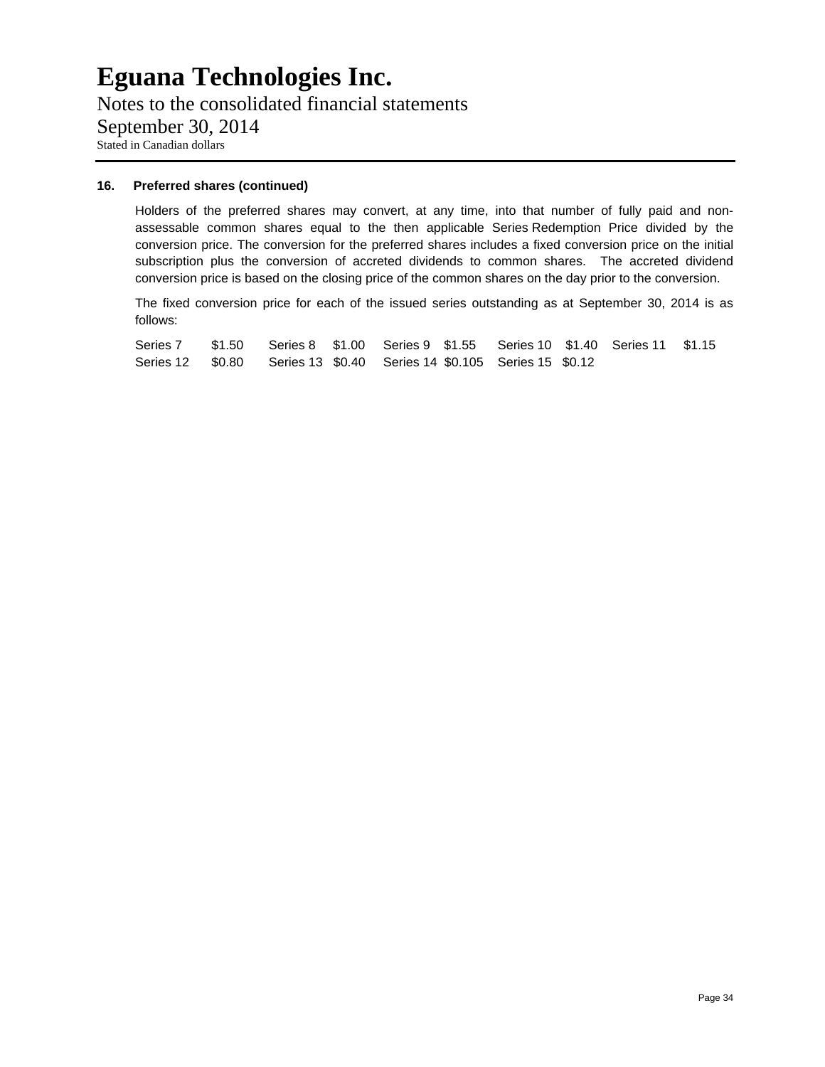## 16. Preferred shares (continued)

Holders of the preferred shares may convert, at any time, into that number of fully paid and non-assessable common shares equal to the then applicable Series Redemption Price divided by the conversion price. The conversion for the preferred shares includes a fixed conversion price on the initial subscription plus the conversion of accreted dividends to common shares. The accreted dividend conversion price is based on the closing price of the common shares on the day prior to the conversion.

The fixed conversion price for each of the issued series outstanding as at September 30, 2014 is as follows:

| | | | | | | | | | |
|---|---|---|---|---|---|---|---|---|---|
| Series 7 | $1.50 | Series 8 | $1.00 | Series 9 | $1.55 | Series 10 | $1.40 | Series 11 | $1.15 |
| Series 12 | $0.80 | Series 13 | $0.40 | Series 14 | $0.105 | Series 15 | $0.12 | | |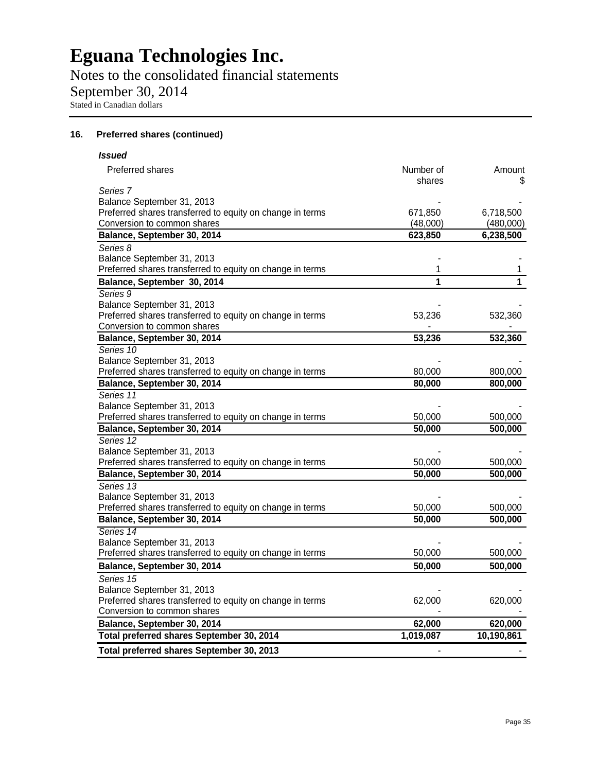# Eguana Technologies Inc.

Notes to the consolidated financial statements

September 30, 2014

Stated in Canadian dollars

## 16. Preferred shares (continued)

***Issued***

| Preferred shares | Number of shares | Amount $ |
|---|---|---|
| *Series 7* | | |
| Balance September 31, 2013 | - | - |
| Preferred shares transferred to equity on change in terms | 671,850 | 6,718,500 |
| Conversion to common shares | (48,000) | (480,000) |
| **Balance, September 30, 2014** | **623,850** | **6,238,500** |
| *Series 8* | | |
| Balance September 31, 2013 | - | - |
| Preferred shares transferred to equity on change in terms | 1 | 1 |
| **Balance, September 30, 2014** | **1** | **1** |
| *Series 9* | | |
| Balance September 31, 2013 | - | - |
| Preferred shares transferred to equity on change in terms | 53,236 | 532,360 |
| Conversion to common shares | - | - |
| **Balance, September 30, 2014** | **53,236** | **532,360** |
| *Series 10* | | |
| Balance September 31, 2013 | - | - |
| Preferred shares transferred to equity on change in terms | 80,000 | 800,000 |
| **Balance, September 30, 2014** | **80,000** | **800,000** |
| *Series 11* | | |
| Balance September 31, 2013 | - | - |
| Preferred shares transferred to equity on change in terms | 50,000 | 500,000 |
| **Balance, September 30, 2014** | **50,000** | **500,000** |
| *Series 12* | | |
| Balance September 31, 2013 | - | - |
| Preferred shares transferred to equity on change in terms | 50,000 | 500,000 |
| **Balance, September 30, 2014** | **50,000** | **500,000** |
| *Series 13* | | |
| Balance September 31, 2013 | - | - |
| Preferred shares transferred to equity on change in terms | 50,000 | 500,000 |
| **Balance, September 30, 2014** | **50,000** | **500,000** |
| *Series 14* | | |
| Balance September 31, 2013 | - | - |
| Preferred shares transferred to equity on change in terms | 50,000 | 500,000 |
| **Balance, September 30, 2014** | **50,000** | **500,000** |
| *Series 15* | | |
| Balance September 31, 2013 | - | - |
| Preferred shares transferred to equity on change in terms | 62,000 | 620,000 |
| Conversion to common shares | - | - |
| **Balance, September 30, 2014** | **62,000** | **620,000** |
| **Total preferred shares September 30, 2014** | **1,019,087** | **10,190,861** |
| **Total preferred shares September 30, 2013** | - | - |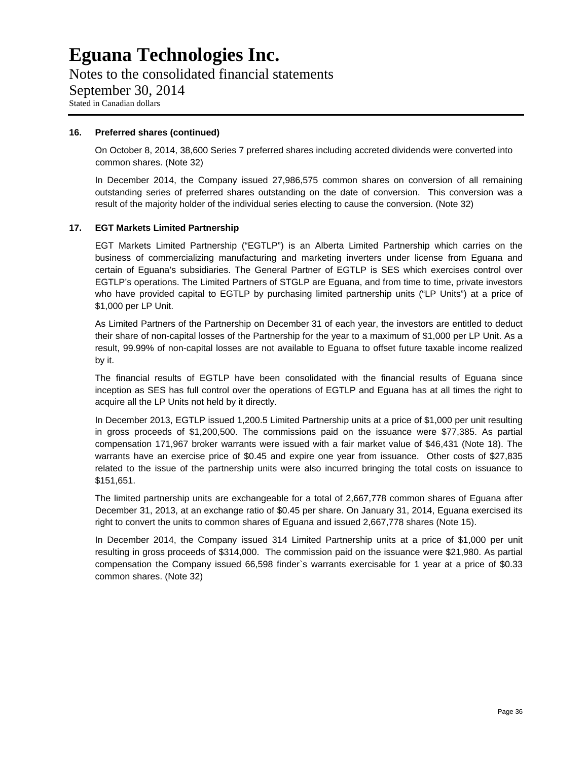# Eguana Technologies Inc.

Notes to the consolidated financial statements

September 30, 2014

Stated in Canadian dollars

## 16. Preferred shares (continued)

On October 8, 2014, 38,600 Series 7 preferred shares including accreted dividends were converted into common shares. (Note 32)

In December 2014, the Company issued 27,986,575 common shares on conversion of all remaining outstanding series of preferred shares outstanding on the date of conversion. This conversion was a result of the majority holder of the individual series electing to cause the conversion. (Note 32)

## 17. EGT Markets Limited Partnership

EGT Markets Limited Partnership ("EGTLP") is an Alberta Limited Partnership which carries on the business of commercializing manufacturing and marketing inverters under license from Eguana and certain of Eguana's subsidiaries. The General Partner of EGTLP is SES which exercises control over EGTLP's operations. The Limited Partners of STGLP are Eguana, and from time to time, private investors who have provided capital to EGTLP by purchasing limited partnership units ("LP Units") at a price of $1,000 per LP Unit.

As Limited Partners of the Partnership on December 31 of each year, the investors are entitled to deduct their share of non-capital losses of the Partnership for the year to a maximum of $1,000 per LP Unit. As a result, 99.99% of non-capital losses are not available to Eguana to offset future taxable income realized by it.

The financial results of EGTLP have been consolidated with the financial results of Eguana since inception as SES has full control over the operations of EGTLP and Eguana has at all times the right to acquire all the LP Units not held by it directly.

In December 2013, EGTLP issued 1,200.5 Limited Partnership units at a price of $1,000 per unit resulting in gross proceeds of $1,200,500. The commissions paid on the issuance were $77,385. As partial compensation 171,967 broker warrants were issued with a fair market value of $46,431 (Note 18). The warrants have an exercise price of $0.45 and expire one year from issuance. Other costs of $27,835 related to the issue of the partnership units were also incurred bringing the total costs on issuance to $151,651.

The limited partnership units are exchangeable for a total of 2,667,778 common shares of Eguana after December 31, 2013, at an exchange ratio of $0.45 per share. On January 31, 2014, Eguana exercised its right to convert the units to common shares of Eguana and issued 2,667,778 shares (Note 15).

In December 2014, the Company issued 314 Limited Partnership units at a price of $1,000 per unit resulting in gross proceeds of $314,000. The commission paid on the issuance were $21,980. As partial compensation the Company issued 66,598 finder`s warrants exercisable for 1 year at a price of $0.33 common shares. (Note 32)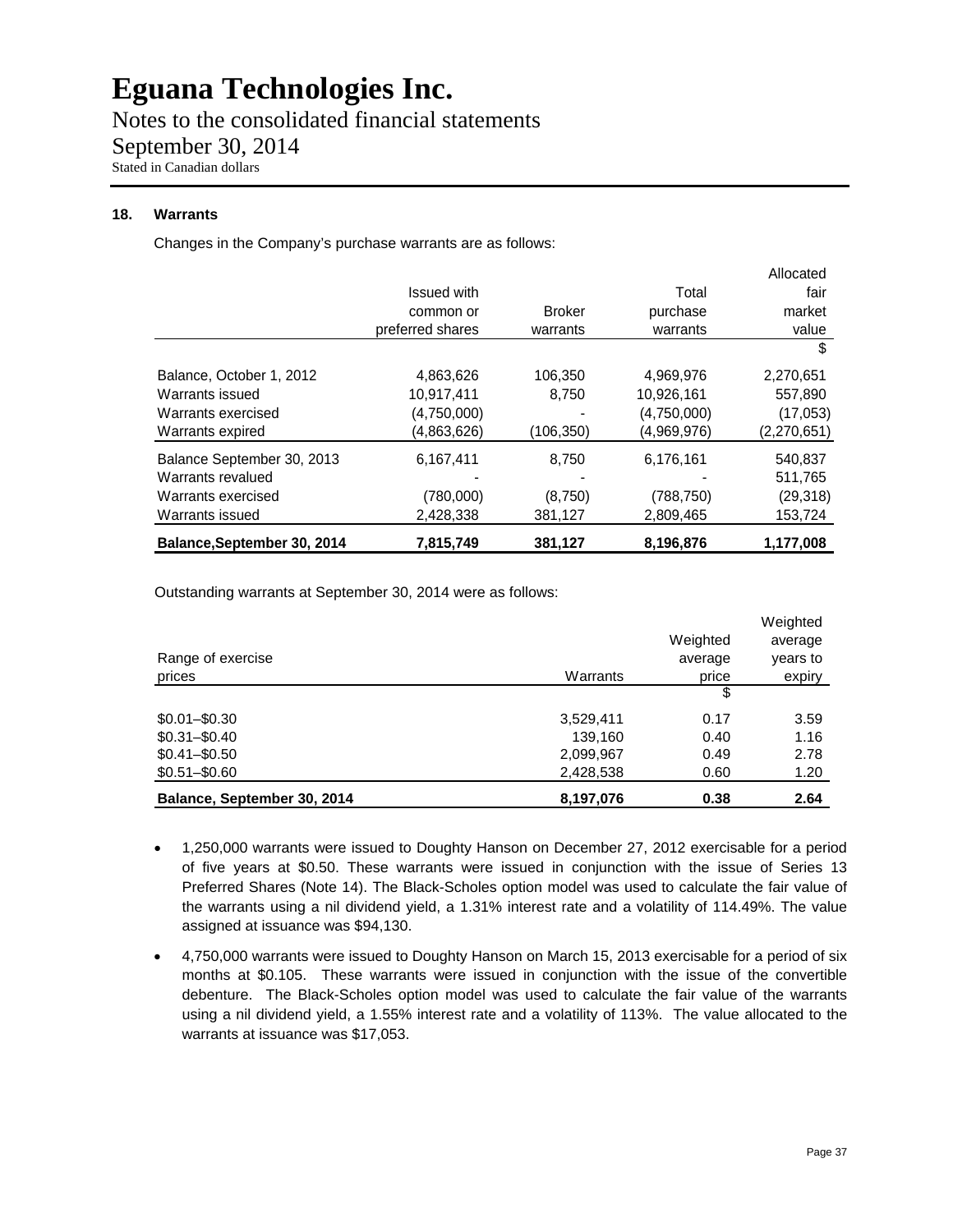# Eguana Technologies Inc.

Notes to the consolidated financial statements

September 30, 2014

Stated in Canadian dollars

### 18. Warrants

Changes in the Company's purchase warrants are as follows:

| | Issued with common or preferred shares | Broker warrants | Total purchase warrants | Allocated fair market value |
|---|---|---|---|---|
| | | | | $ |
| Balance, October 1, 2012 | 4,863,626 | 106,350 | 4,969,976 | 2,270,651 |
| Warrants issued | 10,917,411 | 8,750 | 10,926,161 | 557,890 |
| Warrants exercised | (4,750,000) | - | (4,750,000) | (17,053) |
| Warrants expired | (4,863,626) | (106,350) | (4,969,976) | (2,270,651) |
| Balance September 30, 2013 | 6,167,411 | 8,750 | 6,176,161 | 540,837 |
| Warrants revalued | - | - | - | 511,765 |
| Warrants exercised | (780,000) | (8,750) | (788,750) | (29,318) |
| Warrants issued | 2,428,338 | 381,127 | 2,809,465 | 153,724 |
| **Balance,September 30, 2014** | **7,815,749** | **381,127** | **8,196,876** | **1,177,008** |

Outstanding warrants at September 30, 2014 were as follows:

| Range of exercise prices | Warrants | Weighted average price | Weighted average years to expiry |
|---|---|---|---|
| | | $ | |
| $0.01–$0.30 | 3,529,411 | 0.17 | 3.59 |
| $0.31–$0.40 | 139,160 | 0.40 | 1.16 |
| $0.41–$0.50 | 2,099,967 | 0.49 | 2.78 |
| $0.51–$0.60 | 2,428,538 | 0.60 | 1.20 |
| **Balance, September 30, 2014** | **8,197,076** | **0.38** | **2.64** |

- 1,250,000 warrants were issued to Doughty Hanson on December 27, 2012 exercisable for a period of five years at $0.50. These warrants were issued in conjunction with the issue of Series 13 Preferred Shares (Note 14). The Black-Scholes option model was used to calculate the fair value of the warrants using a nil dividend yield, a 1.31% interest rate and a volatility of 114.49%. The value assigned at issuance was $94,130.
- 4,750,000 warrants were issued to Doughty Hanson on March 15, 2013 exercisable for a period of six months at $0.105. These warrants were issued in conjunction with the issue of the convertible debenture. The Black-Scholes option model was used to calculate the fair value of the warrants using a nil dividend yield, a 1.55% interest rate and a volatility of 113%. The value allocated to the warrants at issuance was $17,053.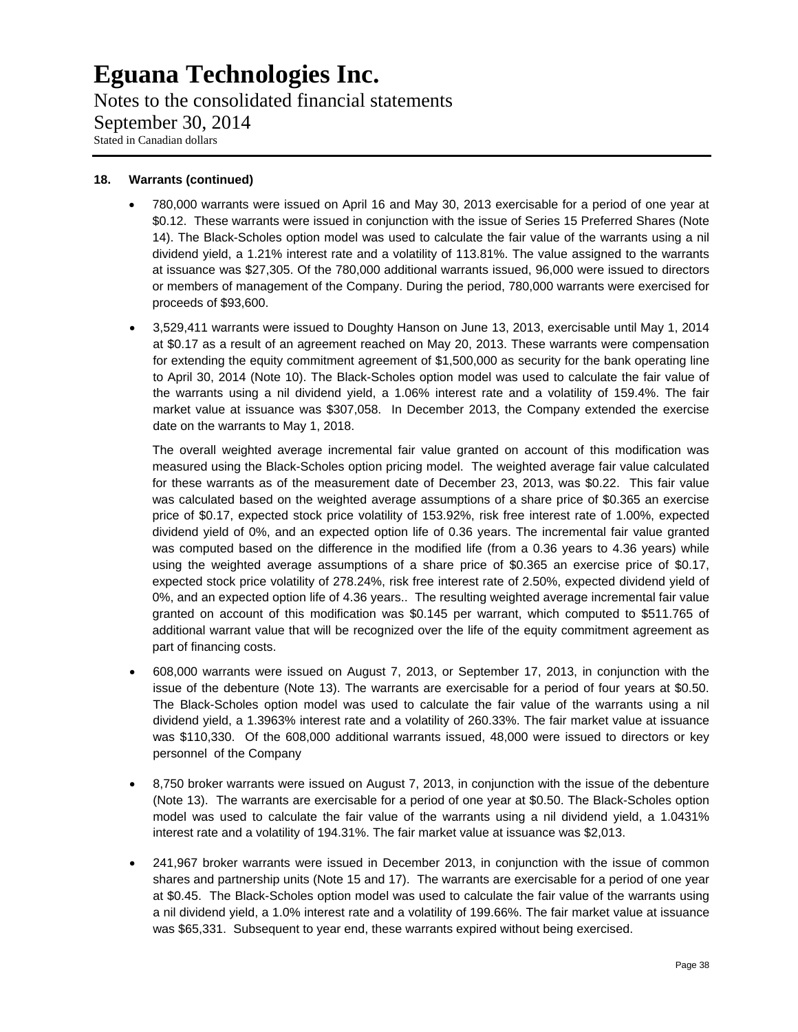**18. Warrants (continued)**

- 780,000 warrants were issued on April 16 and May 30, 2013 exercisable for a period of one year at $0.12. These warrants were issued in conjunction with the issue of Series 15 Preferred Shares (Note 14). The Black-Scholes option model was used to calculate the fair value of the warrants using a nil dividend yield, a 1.21% interest rate and a volatility of 113.81%. The value assigned to the warrants at issuance was $27,305. Of the 780,000 additional warrants issued, 96,000 were issued to directors or members of management of the Company. During the period, 780,000 warrants were exercised for proceeds of $93,600.

- 3,529,411 warrants were issued to Doughty Hanson on June 13, 2013, exercisable until May 1, 2014 at $0.17 as a result of an agreement reached on May 20, 2013. These warrants were compensation for extending the equity commitment agreement of $1,500,000 as security for the bank operating line to April 30, 2014 (Note 10). The Black-Scholes option model was used to calculate the fair value of the warrants using a nil dividend yield, a 1.06% interest rate and a volatility of 159.4%. The fair market value at issuance was $307,058. In December 2013, the Company extended the exercise date on the warrants to May 1, 2018.

  The overall weighted average incremental fair value granted on account of this modification was measured using the Black-Scholes option pricing model. The weighted average fair value calculated for these warrants as of the measurement date of December 23, 2013, was $0.22. This fair value was calculated based on the weighted average assumptions of a share price of $0.365 an exercise price of $0.17, expected stock price volatility of 153.92%, risk free interest rate of 1.00%, expected dividend yield of 0%, and an expected option life of 0.36 years. The incremental fair value granted was computed based on the difference in the modified life (from a 0.36 years to 4.36 years) while using the weighted average assumptions of a share price of $0.365 an exercise price of $0.17, expected stock price volatility of 278.24%, risk free interest rate of 2.50%, expected dividend yield of 0%, and an expected option life of 4.36 years.. The resulting weighted average incremental fair value granted on account of this modification was $0.145 per warrant, which computed to $511.765 of additional warrant value that will be recognized over the life of the equity commitment agreement as part of financing costs.

- 608,000 warrants were issued on August 7, 2013, or September 17, 2013, in conjunction with the issue of the debenture (Note 13). The warrants are exercisable for a period of four years at $0.50. The Black-Scholes option model was used to calculate the fair value of the warrants using a nil dividend yield, a 1.3963% interest rate and a volatility of 260.33%. The fair market value at issuance was $110,330. Of the 608,000 additional warrants issued, 48,000 were issued to directors or key personnel of the Company

- 8,750 broker warrants were issued on August 7, 2013, in conjunction with the issue of the debenture (Note 13). The warrants are exercisable for a period of one year at $0.50. The Black-Scholes option model was used to calculate the fair value of the warrants using a nil dividend yield, a 1.0431% interest rate and a volatility of 194.31%. The fair market value at issuance was $2,013.

- 241,967 broker warrants were issued in December 2013, in conjunction with the issue of common shares and partnership units (Note 15 and 17). The warrants are exercisable for a period of one year at $0.45. The Black-Scholes option model was used to calculate the fair value of the warrants using a nil dividend yield, a 1.0% interest rate and a volatility of 199.66%. The fair market value at issuance was $65,331. Subsequent to year end, these warrants expired without being exercised.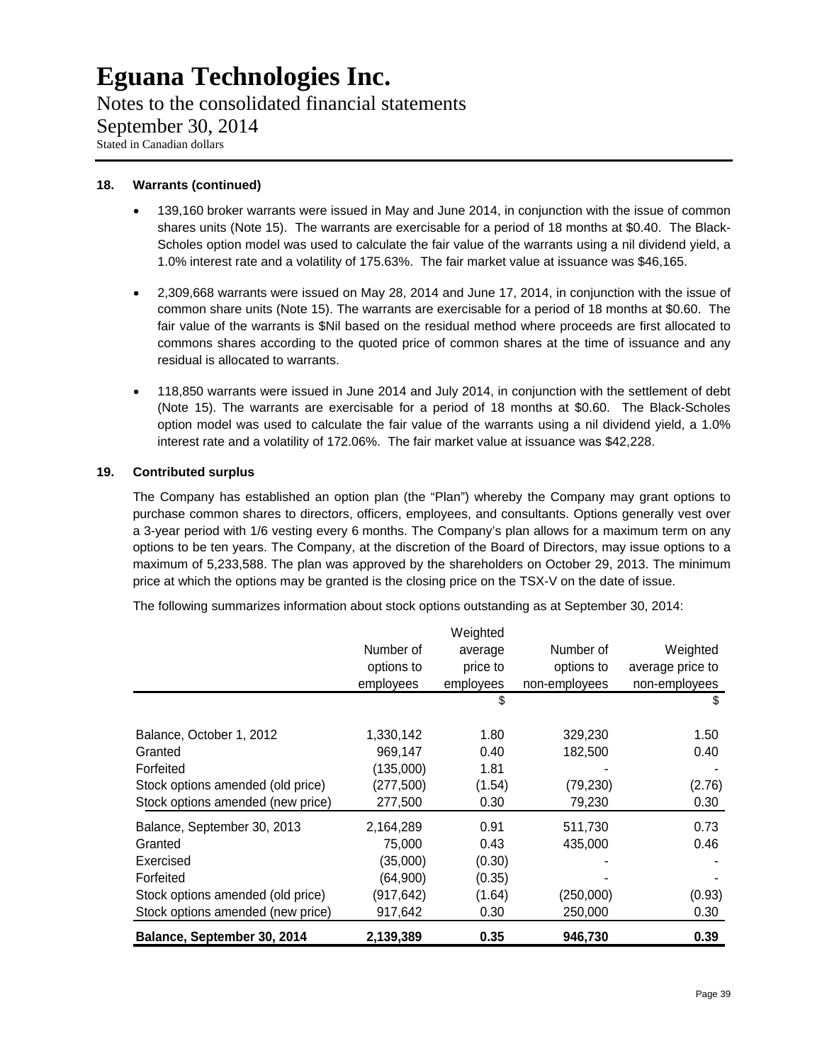# Eguana Technologies Inc.

Notes to the consolidated financial statements

September 30, 2014

Stated in Canadian dollars

**18. Warrants (continued)**

- 139,160 broker warrants were issued in May and June 2014, in conjunction with the issue of common shares units (Note 15). The warrants are exercisable for a period of 18 months at $0.40. The Black-Scholes option model was used to calculate the fair value of the warrants using a nil dividend yield, a 1.0% interest rate and a volatility of 175.63%. The fair market value at issuance was $46,165.

- 2,309,668 warrants were issued on May 28, 2014 and June 17, 2014, in conjunction with the issue of common share units (Note 15). The warrants are exercisable for a period of 18 months at $0.60. The fair value of the warrants is $Nil based on the residual method where proceeds are first allocated to commons shares according to the quoted price of common shares at the time of issuance and any residual is allocated to warrants.

- 118,850 warrants were issued in June 2014 and July 2014, in conjunction with the settlement of debt (Note 15). The warrants are exercisable for a period of 18 months at $0.60. The Black-Scholes option model was used to calculate the fair value of the warrants using a nil dividend yield, a 1.0% interest rate and a volatility of 172.06%. The fair market value at issuance was $42,228.

**19. Contributed surplus**

The Company has established an option plan (the "Plan") whereby the Company may grant options to purchase common shares to directors, officers, employees, and consultants. Options generally vest over a 3-year period with 1/6 vesting every 6 months. The Company's plan allows for a maximum term on any options to be ten years. The Company, at the discretion of the Board of Directors, may issue options to a maximum of 5,233,588. The plan was approved by the shareholders on October 29, 2013. The minimum price at which the options may be granted is the closing price on the TSX-V on the date of issue.

The following summarizes information about stock options outstanding as at September 30, 2014:

| | Number of options to employees | Weighted average price to employees | Number of options to non-employees | Weighted average price to non-employees |
|---|---|---|---|---|
| | | $ | | $ |
| Balance, October 1, 2012 | 1,330,142 | 1.80 | 329,230 | 1.50 |
| Granted | 969,147 | 0.40 | 182,500 | 0.40 |
| Forfeited | (135,000) | 1.81 | - | - |
| Stock options amended (old price) | (277,500) | (1.54) | (79,230) | (2.76) |
| Stock options amended (new price) | 277,500 | 0.30 | 79,230 | 0.30 |
| Balance, September 30, 2013 | 2,164,289 | 0.91 | 511,730 | 0.73 |
| Granted | 75,000 | 0.43 | 435,000 | 0.46 |
| Exercised | (35,000) | (0.30) | - | - |
| Forfeited | (64,900) | (0.35) | - | - |
| Stock options amended (old price) | (917,642) | (1.64) | (250,000) | (0.93) |
| Stock options amended (new price) | 917,642 | 0.30 | 250,000 | 0.30 |
| **Balance, September 30, 2014** | **2,139,389** | **0.35** | **946,730** | **0.39** |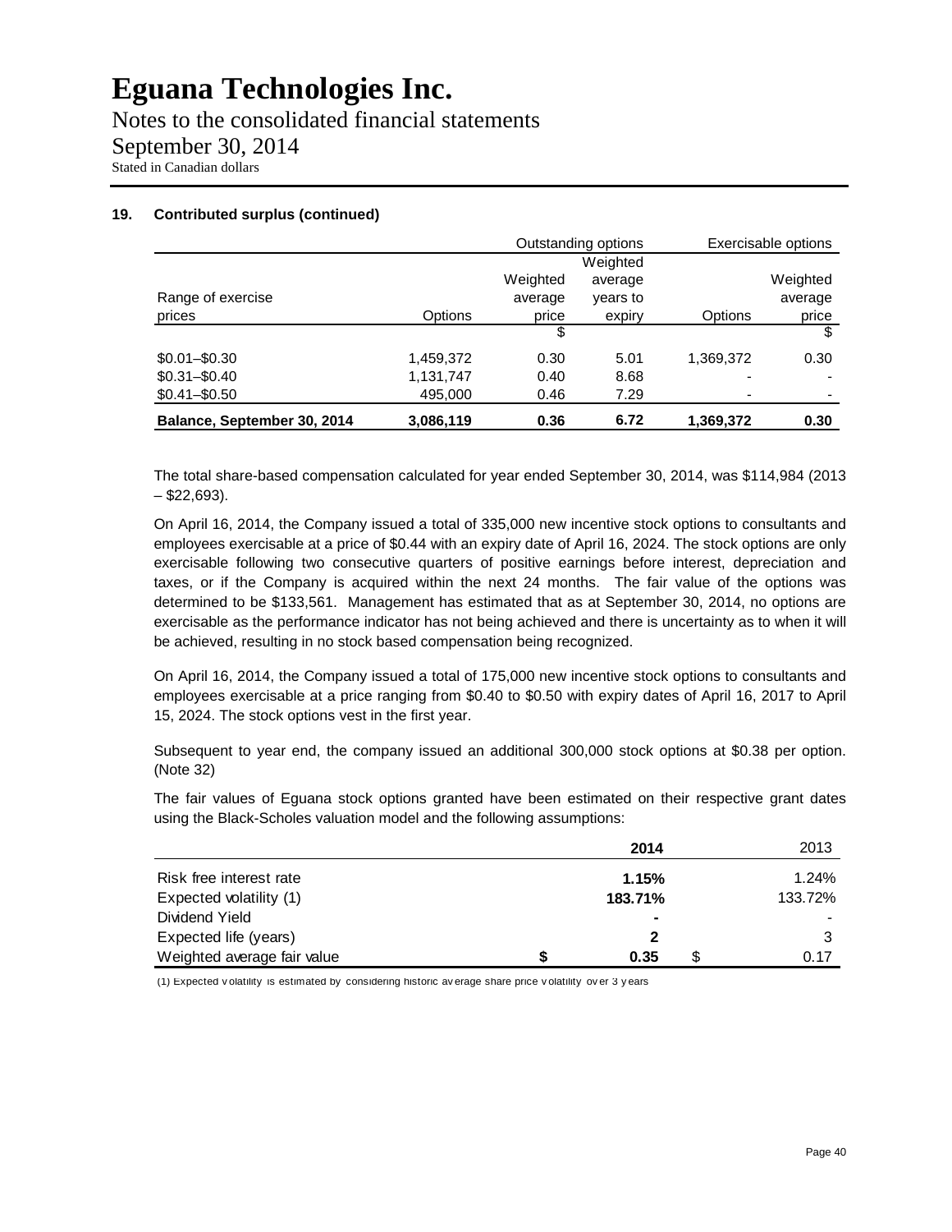**19. Contributed surplus (continued)**

| | | Outstanding options | | | Exercisable options | |
|---|---|---|---|---|---|---|
| Range of exercise prices | Options | Weighted average price | Weighted average years to expiry | | Options | Weighted average price |
| | | $ | | | | $ |
| $0.01–$0.30 | 1,459,372 | 0.30 | 5.01 | | 1,369,372 | 0.30 |
| $0.31–$0.40 | 1,131,747 | 0.40 | 8.68 | | - | - |
| $0.41–$0.50 | 495,000 | 0.46 | 7.29 | | - | - |
| **Balance, September 30, 2014** | **3,086,119** | **0.36** | **6.72** | | **1,369,372** | **0.30** |

The total share-based compensation calculated for year ended September 30, 2014, was $114,984 (2013 – $22,693).

On April 16, 2014, the Company issued a total of 335,000 new incentive stock options to consultants and employees exercisable at a price of $0.44 with an expiry date of April 16, 2024. The stock options are only exercisable following two consecutive quarters of positive earnings before interest, depreciation and taxes, or if the Company is acquired within the next 24 months. The fair value of the options was determined to be $133,561. Management has estimated that as at September 30, 2014, no options are exercisable as the performance indicator has not being achieved and there is uncertainty as to when it will be achieved, resulting in no stock based compensation being recognized.

On April 16, 2014, the Company issued a total of 175,000 new incentive stock options to consultants and employees exercisable at a price ranging from $0.40 to $0.50 with expiry dates of April 16, 2017 to April 15, 2024. The stock options vest in the first year.

Subsequent to year end, the company issued an additional 300,000 stock options at $0.38 per option. (Note 32)

The fair values of Eguana stock options granted have been estimated on their respective grant dates using the Black-Scholes valuation model and the following assumptions:

| | 2014 | 2013 |
|---|---|---|
| Risk free interest rate | **1.15%** | 1.24% |
| Expected volatility (1) | **183.71%** | 133.72% |
| Dividend Yield | **-** | - |
| Expected life (years) | **2** | 3 |
| Weighted average fair value | **$ 0.35** | $ 0.17 |

(1) Expected volatility is estimated by considering historic average share price volatility over 3 years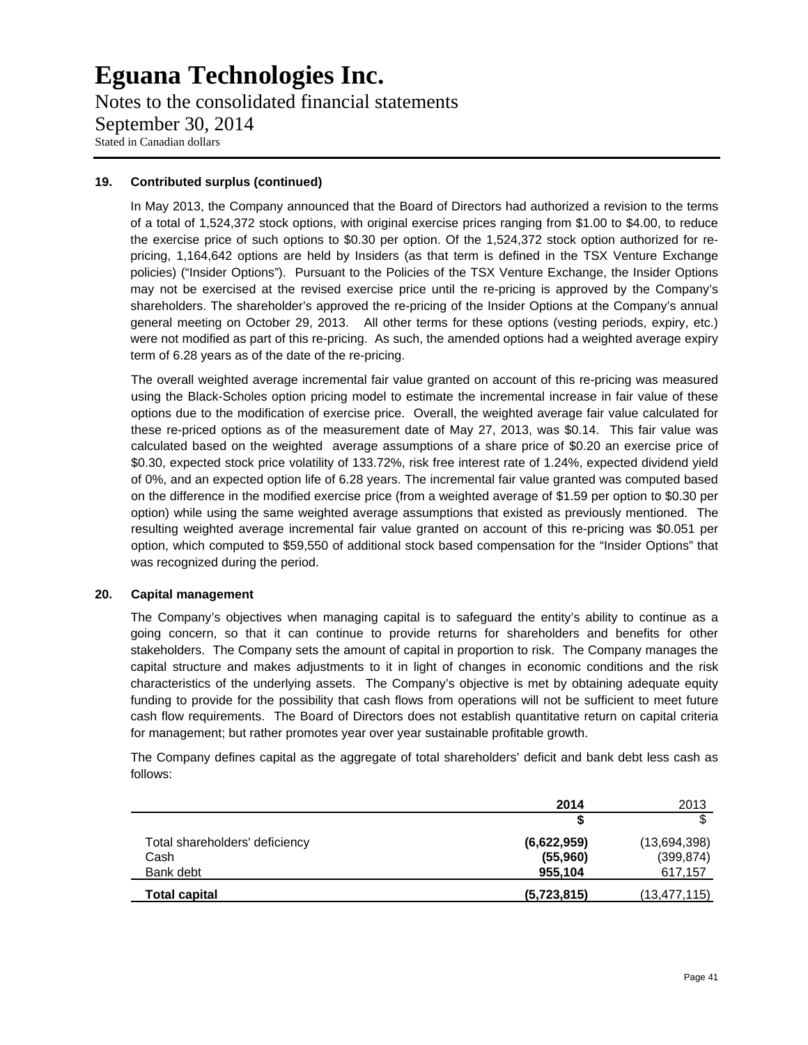# Eguana Technologies Inc.

Notes to the consolidated financial statements

September 30, 2014

Stated in Canadian dollars

**19. Contributed surplus (continued)**

In May 2013, the Company announced that the Board of Directors had authorized a revision to the terms of a total of 1,524,372 stock options, with original exercise prices ranging from $1.00 to $4.00, to reduce the exercise price of such options to $0.30 per option. Of the 1,524,372 stock option authorized for re-pricing, 1,164,642 options are held by Insiders (as that term is defined in the TSX Venture Exchange policies) ("Insider Options"). Pursuant to the Policies of the TSX Venture Exchange, the Insider Options may not be exercised at the revised exercise price until the re-pricing is approved by the Company's shareholders. The shareholder's approved the re-pricing of the Insider Options at the Company's annual general meeting on October 29, 2013. All other terms for these options (vesting periods, expiry, etc.) were not modified as part of this re-pricing. As such, the amended options had a weighted average expiry term of 6.28 years as of the date of the re-pricing.

The overall weighted average incremental fair value granted on account of this re-pricing was measured using the Black-Scholes option pricing model to estimate the incremental increase in fair value of these options due to the modification of exercise price. Overall, the weighted average fair value calculated for these re-priced options as of the measurement date of May 27, 2013, was $0.14. This fair value was calculated based on the weighted average assumptions of a share price of $0.20 an exercise price of $0.30, expected stock price volatility of 133.72%, risk free interest rate of 1.24%, expected dividend yield of 0%, and an expected option life of 6.28 years. The incremental fair value granted was computed based on the difference in the modified exercise price (from a weighted average of $1.59 per option to $0.30 per option) while using the same weighted average assumptions that existed as previously mentioned. The resulting weighted average incremental fair value granted on account of this re-pricing was $0.051 per option, which computed to $59,550 of additional stock based compensation for the "Insider Options" that was recognized during the period.

**20. Capital management**

The Company's objectives when managing capital is to safeguard the entity's ability to continue as a going concern, so that it can continue to provide returns for shareholders and benefits for other stakeholders. The Company sets the amount of capital in proportion to risk. The Company manages the capital structure and makes adjustments to it in light of changes in economic conditions and the risk characteristics of the underlying assets. The Company's objective is met by obtaining adequate equity funding to provide for the possibility that cash flows from operations will not be sufficient to meet future cash flow requirements. The Board of Directors does not establish quantitative return on capital criteria for management; but rather promotes year over year sustainable profitable growth.

The Company defines capital as the aggregate of total shareholders' deficit and bank debt less cash as follows:

| | **2014** | 2013 |
|---|---|---|
| | **$** | $ |
| Total shareholders' deficiency | **(6,622,959)** | (13,694,398) |
| Cash | **(55,960)** | (399,874) |
| Bank debt | **955,104** | 617,157 |
| **Total capital** | **(5,723,815)** | (13,477,115) |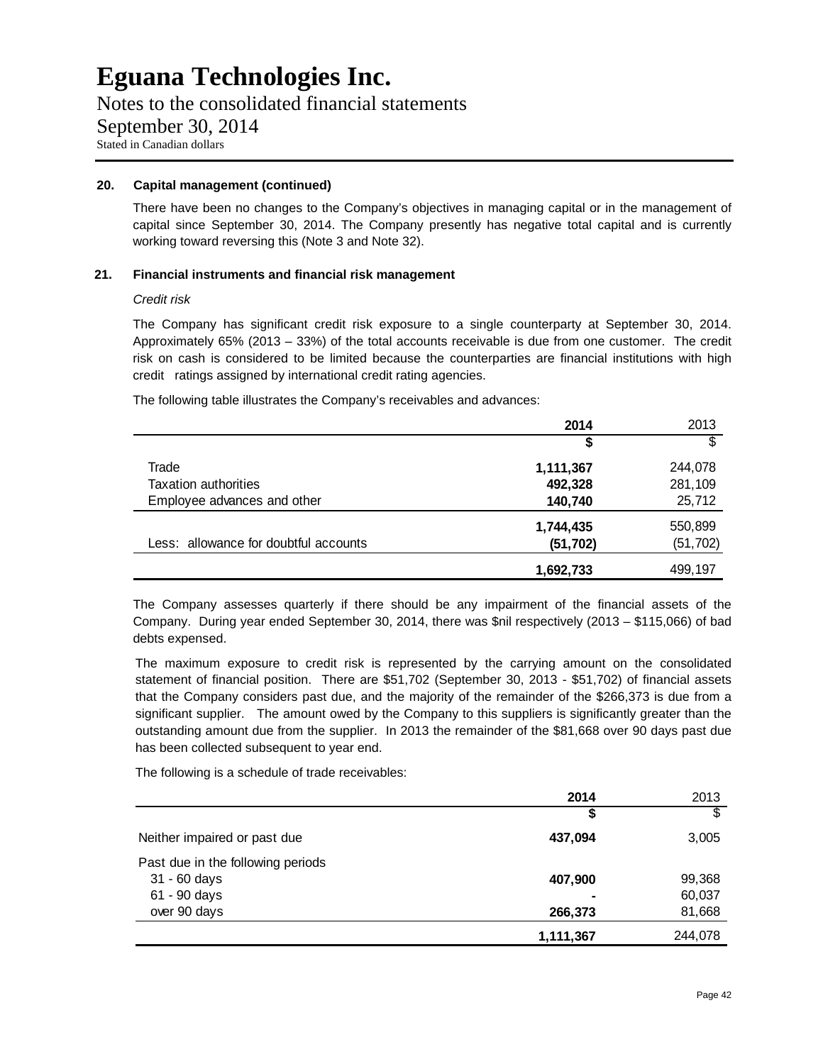# Eguana Technologies Inc.

Notes to the consolidated financial statements

September 30, 2014

Stated in Canadian dollars

**20. Capital management (continued)**

There have been no changes to the Company's objectives in managing capital or in the management of capital since September 30, 2014. The Company presently has negative total capital and is currently working toward reversing this (Note 3 and Note 32).

**21. Financial instruments and financial risk management**

*Credit risk*

The Company has significant credit risk exposure to a single counterparty at September 30, 2014. Approximately 65% (2013 – 33%) of the total accounts receivable is due from one customer. The credit risk on cash is considered to be limited because the counterparties are financial institutions with high credit ratings assigned by international credit rating agencies.

The following table illustrates the Company's receivables and advances:

| | 2014 | 2013 |
|---|---|---|
| | **$** | $ |
| Trade | **1,111,367** | 244,078 |
| Taxation authorities | **492,328** | 281,109 |
| Employee advances and other | **140,740** | 25,712 |
| | **1,744,435** | 550,899 |
| Less: allowance for doubtful accounts | **(51,702)** | (51,702) |
| | **1,692,733** | 499,197 |

The Company assesses quarterly if there should be any impairment of the financial assets of the Company. During year ended September 30, 2014, there was $nil respectively (2013 – $115,066) of bad debts expensed.

The maximum exposure to credit risk is represented by the carrying amount on the consolidated statement of financial position. There are $51,702 (September 30, 2013 - $51,702) of financial assets that the Company considers past due, and the majority of the remainder of the $266,373 is due from a significant supplier. The amount owed by the Company to this suppliers is significantly greater than the outstanding amount due from the supplier. In 2013 the remainder of the $81,668 over 90 days past due has been collected subsequent to year end.

The following is a schedule of trade receivables:

| | 2014 | 2013 |
|---|---|---|
| | **$** | $ |
| Neither impaired or past due | **437,094** | 3,005 |
| Past due in the following periods | | |
| 31 - 60 days | **407,900** | 99,368 |
| 61 - 90 days | **-** | 60,037 |
| over 90 days | **266,373** | 81,668 |
| | **1,111,367** | 244,078 |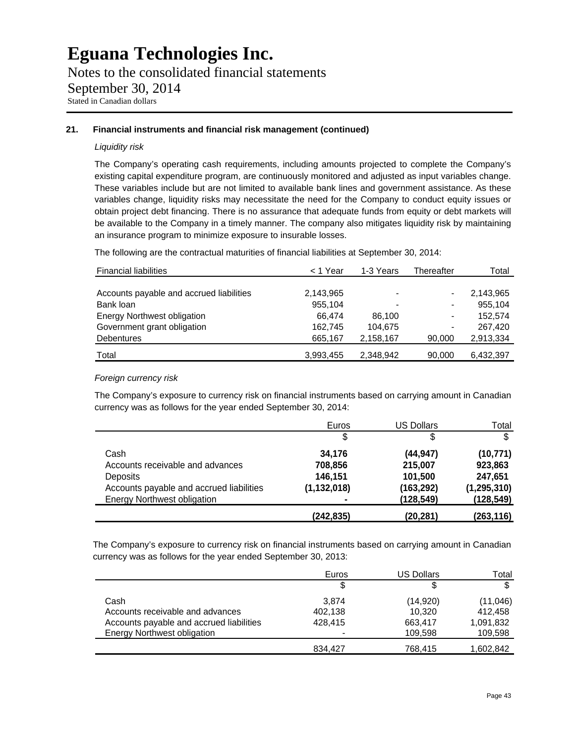# Eguana Technologies Inc.

Notes to the consolidated financial statements
September 30, 2014
Stated in Canadian dollars

**21. Financial instruments and financial risk management (continued)**

*Liquidity risk*

The Company's operating cash requirements, including amounts projected to complete the Company's existing capital expenditure program, are continuously monitored and adjusted as input variables change. These variables include but are not limited to available bank lines and government assistance. As these variables change, liquidity risks may necessitate the need for the Company to conduct equity issues or obtain project debt financing. There is no assurance that adequate funds from equity or debt markets will be available to the Company in a timely manner. The company also mitigates liquidity risk by maintaining an insurance program to minimize exposure to insurable losses.

The following are the contractual maturities of financial liabilities at September 30, 2014:

| Financial liabilities | < 1 Year | 1-3 Years | Thereafter | Total |
|---|---|---|---|---|
| Accounts payable and accrued liabilities | 2,143,965 | - | - | 2,143,965 |
| Bank loan | 955,104 | - | - | 955,104 |
| Energy Northwest obligation | 66,474 | 86,100 | - | 152,574 |
| Government grant obligation | 162,745 | 104,675 | - | 267,420 |
| Debentures | 665,167 | 2,158,167 | 90,000 | 2,913,334 |
| Total | 3,993,455 | 2,348,942 | 90,000 | 6,432,397 |

*Foreign currency risk*

The Company's exposure to currency risk on financial instruments based on carrying amount in Canadian currency was as follows for the year ended September 30, 2014:

| | Euros | US Dollars | Total |
|---|---|---|---|
| | $ | $ | $ |
| Cash | **34,176** | **(44,947)** | **(10,771)** |
| Accounts receivable and advances | **708,856** | **215,007** | **923,863** |
| Deposits | **146,151** | **101,500** | **247,651** |
| Accounts payable and accrued liabilities | **(1,132,018)** | **(163,292)** | **(1,295,310)** |
| Energy Northwest obligation | **-** | **(128,549)** | **(128,549)** |
| | **(242,835)** | **(20,281)** | **(263,116)** |

The Company's exposure to currency risk on financial instruments based on carrying amount in Canadian currency was as follows for the year ended September 30, 2013:

| | Euros | US Dollars | Total |
|---|---|---|---|
| | $ | $ | $ |
| Cash | 3,874 | (14,920) | (11,046) |
| Accounts receivable and advances | 402,138 | 10,320 | 412,458 |
| Accounts payable and accrued liabilities | 428,415 | 663,417 | 1,091,832 |
| Energy Northwest obligation | - | 109,598 | 109,598 |
| | 834,427 | 768,415 | 1,602,842 |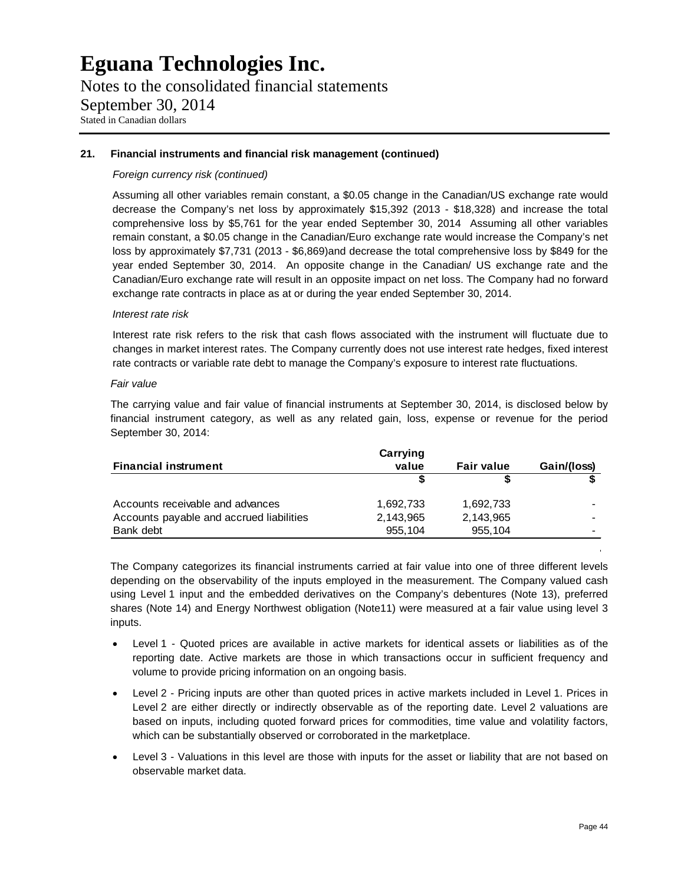## 21. Financial instruments and financial risk management (continued)

*Foreign currency risk (continued)*

Assuming all other variables remain constant, a $0.05 change in the Canadian/US exchange rate would decrease the Company's net loss by approximately $15,392 (2013 - $18,328) and increase the total comprehensive loss by $5,761 for the year ended September 30, 2014 Assuming all other variables remain constant, a $0.05 change in the Canadian/Euro exchange rate would increase the Company's net loss by approximately $7,731 (2013 - $6,869)and decrease the total comprehensive loss by $849 for the year ended September 30, 2014. An opposite change in the Canadian/ US exchange rate and the Canadian/Euro exchange rate will result in an opposite impact on net loss. The Company had no forward exchange rate contracts in place as at or during the year ended September 30, 2014.

*Interest rate risk*

Interest rate risk refers to the risk that cash flows associated with the instrument will fluctuate due to changes in market interest rates. The Company currently does not use interest rate hedges, fixed interest rate contracts or variable rate debt to manage the Company's exposure to interest rate fluctuations.

*Fair value*

The carrying value and fair value of financial instruments at September 30, 2014, is disclosed below by financial instrument category, as well as any related gain, loss, expense or revenue for the period September 30, 2014:

| Financial instrument | Carrying value | Fair value | Gain/(loss) |
|---|---|---|---|
| | $ | $ | $ |
| Accounts receivable and advances | 1,692,733 | 1,692,733 | - |
| Accounts payable and accrued liabilities | 2,143,965 | 2,143,965 | - |
| Bank debt | 955,104 | 955,104 | - |

The Company categorizes its financial instruments carried at fair value into one of three different levels depending on the observability of the inputs employed in the measurement. The Company valued cash using Level 1 input and the embedded derivatives on the Company's debentures (Note 13), preferred shares (Note 14) and Energy Northwest obligation (Note11) were measured at a fair value using level 3 inputs.

- Level 1 - Quoted prices are available in active markets for identical assets or liabilities as of the reporting date. Active markets are those in which transactions occur in sufficient frequency and volume to provide pricing information on an ongoing basis.
- Level 2 - Pricing inputs are other than quoted prices in active markets included in Level 1. Prices in Level 2 are either directly or indirectly observable as of the reporting date. Level 2 valuations are based on inputs, including quoted forward prices for commodities, time value and volatility factors, which can be substantially observed or corroborated in the marketplace.
- Level 3 - Valuations in this level are those with inputs for the asset or liability that are not based on observable market data.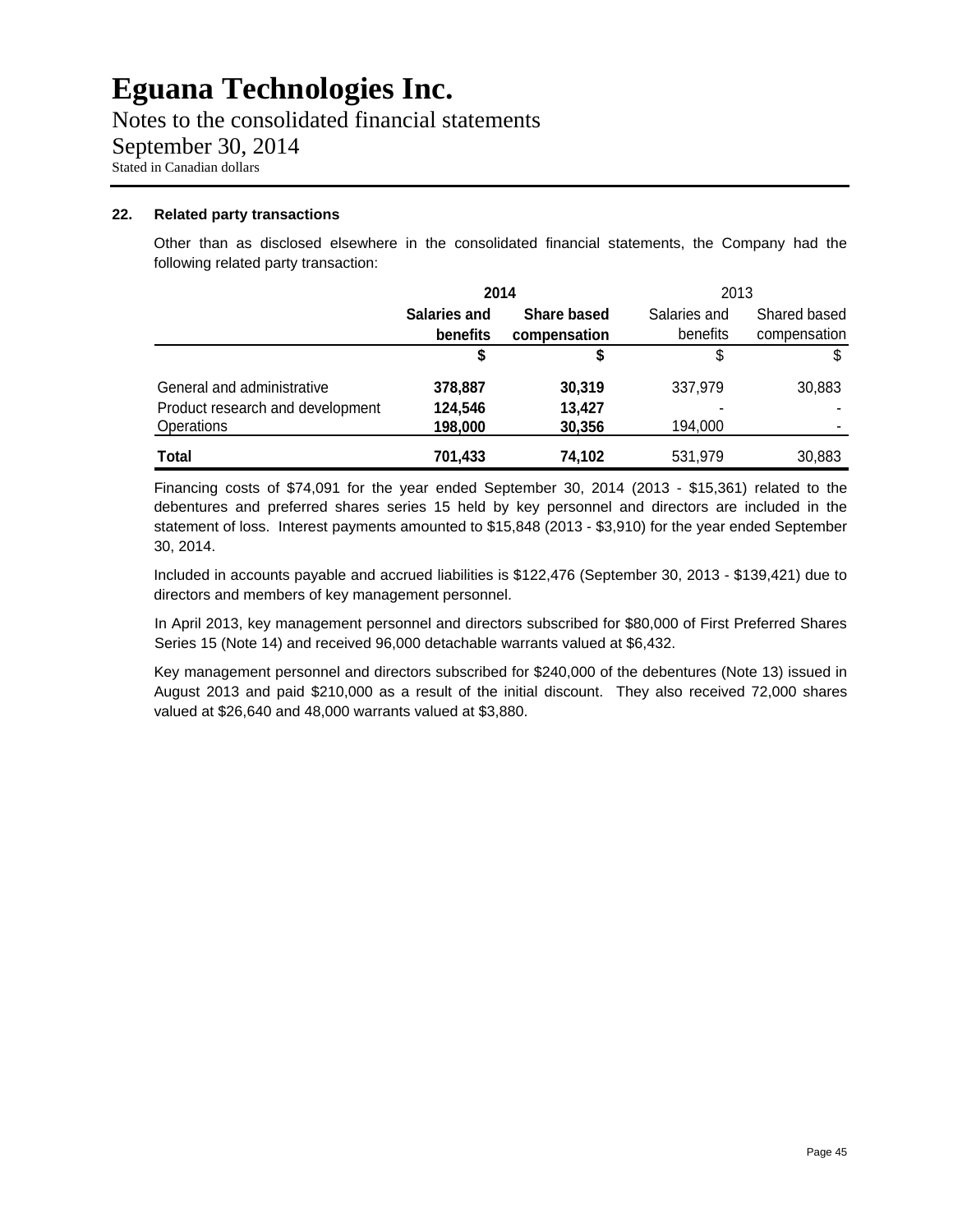# Eguana Technologies Inc.

Notes to the consolidated financial statements
September 30, 2014
Stated in Canadian dollars

### 22. Related party transactions

Other than as disclosed elsewhere in the consolidated financial statements, the Company had the following related party transaction:

| | 2014 | | 2013 | |
|---|---|---|---|---|
| | **Salaries and benefits** | **Share based compensation** | Salaries and benefits | Shared based compensation |
| | **$** | **$** | $ | $ |
| General and administrative | **378,887** | **30,319** | 337,979 | 30,883 |
| Product research and development | **124,546** | **13,427** | - | - |
| Operations | **198,000** | **30,356** | 194,000 | - |
| **Total** | **701,433** | **74,102** | 531,979 | 30,883 |

Financing costs of $74,091 for the year ended September 30, 2014 (2013 - $15,361) related to the debentures and preferred shares series 15 held by key personnel and directors are included in the statement of loss. Interest payments amounted to $15,848 (2013 - $3,910) for the year ended September 30, 2014.

Included in accounts payable and accrued liabilities is $122,476 (September 30, 2013 - $139,421) due to directors and members of key management personnel.

In April 2013, key management personnel and directors subscribed for $80,000 of First Preferred Shares Series 15 (Note 14) and received 96,000 detachable warrants valued at $6,432.

Key management personnel and directors subscribed for $240,000 of the debentures (Note 13) issued in August 2013 and paid $210,000 as a result of the initial discount. They also received 72,000 shares valued at $26,640 and 48,000 warrants valued at $3,880.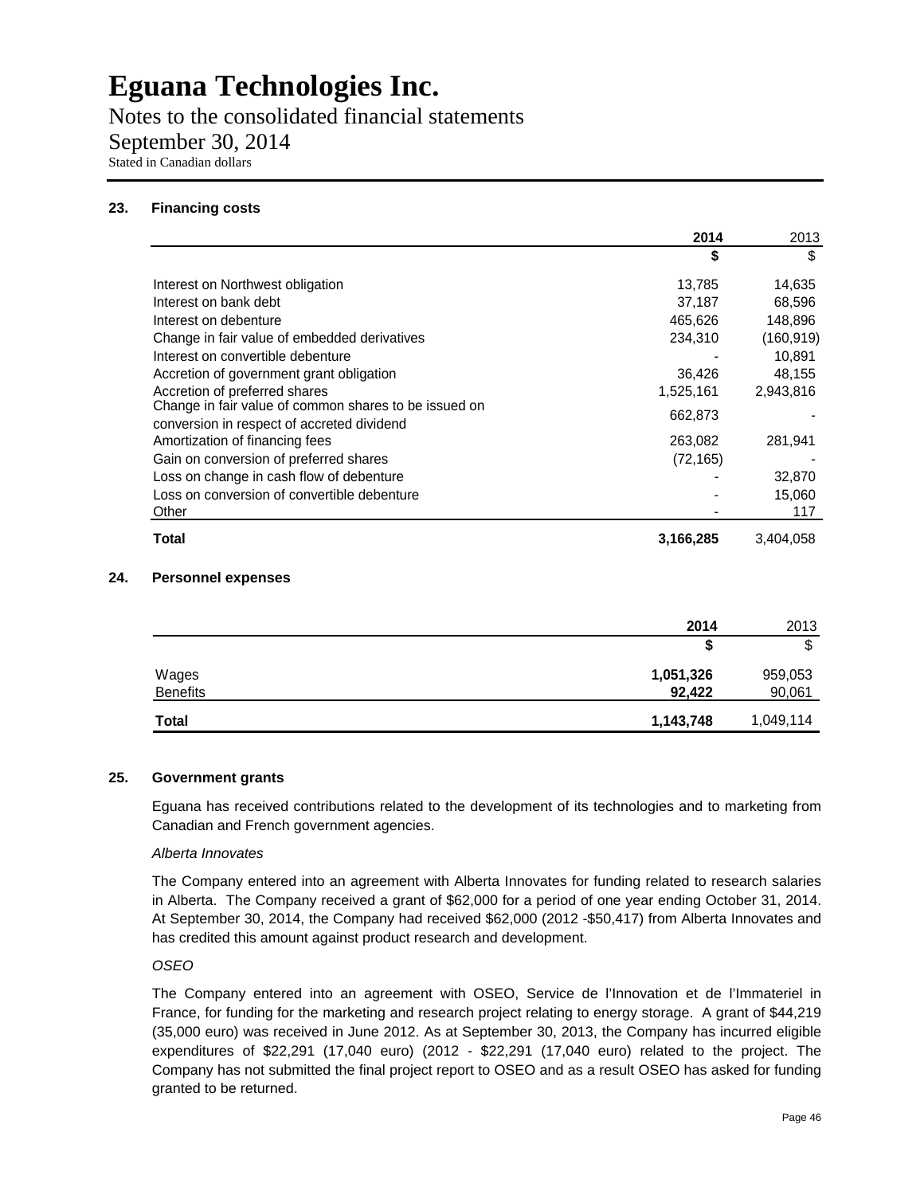# Eguana Technologies Inc.

Notes to the consolidated financial statements

September 30, 2014

Stated in Canadian dollars

### 23. Financing costs

| | **2014** | 2013 |
|---|---|---|
| | **$** | $ |
| Interest on Northwest obligation | 13,785 | 14,635 |
| Interest on bank debt | 37,187 | 68,596 |
| Interest on debenture | 465,626 | 148,896 |
| Change in fair value of embedded derivatives | 234,310 | (160,919) |
| Interest on convertible debenture | - | 10,891 |
| Accretion of government grant obligation | 36,426 | 48,155 |
| Accretion of preferred shares | 1,525,161 | 2,943,816 |
| Change in fair value of common shares to be issued on conversion in respect of accreted dividend | 662,873 | - |
| Amortization of financing fees | 263,082 | 281,941 |
| Gain on conversion of preferred shares | (72,165) | - |
| Loss on change in cash flow of debenture | - | 32,870 |
| Loss on conversion of convertible debenture | - | 15,060 |
| Other | - | 117 |
| **Total** | **3,166,285** | 3,404,058 |

### 24. Personnel expenses

| | **2014** | 2013 |
|---|---|---|
| | **$** | $ |
| Wages | **1,051,326** | 959,053 |
| Benefits | **92,422** | 90,061 |
| **Total** | **1,143,748** | 1,049,114 |

### 25. Government grants

Eguana has received contributions related to the development of its technologies and to marketing from Canadian and French government agencies.

*Alberta Innovates*

The Company entered into an agreement with Alberta Innovates for funding related to research salaries in Alberta. The Company received a grant of $62,000 for a period of one year ending October 31, 2014. At September 30, 2014, the Company had received $62,000 (2012 -$50,417) from Alberta Innovates and has credited this amount against product research and development.

*OSEO*

The Company entered into an agreement with OSEO, Service de l'Innovation et de l'Immateriel in France, for funding for the marketing and research project relating to energy storage. A grant of $44,219 (35,000 euro) was received in June 2012. As at September 30, 2013, the Company has incurred eligible expenditures of $22,291 (17,040 euro) (2012 - $22,291 (17,040 euro) related to the project. The Company has not submitted the final project report to OSEO and as a result OSEO has asked for funding granted to be returned.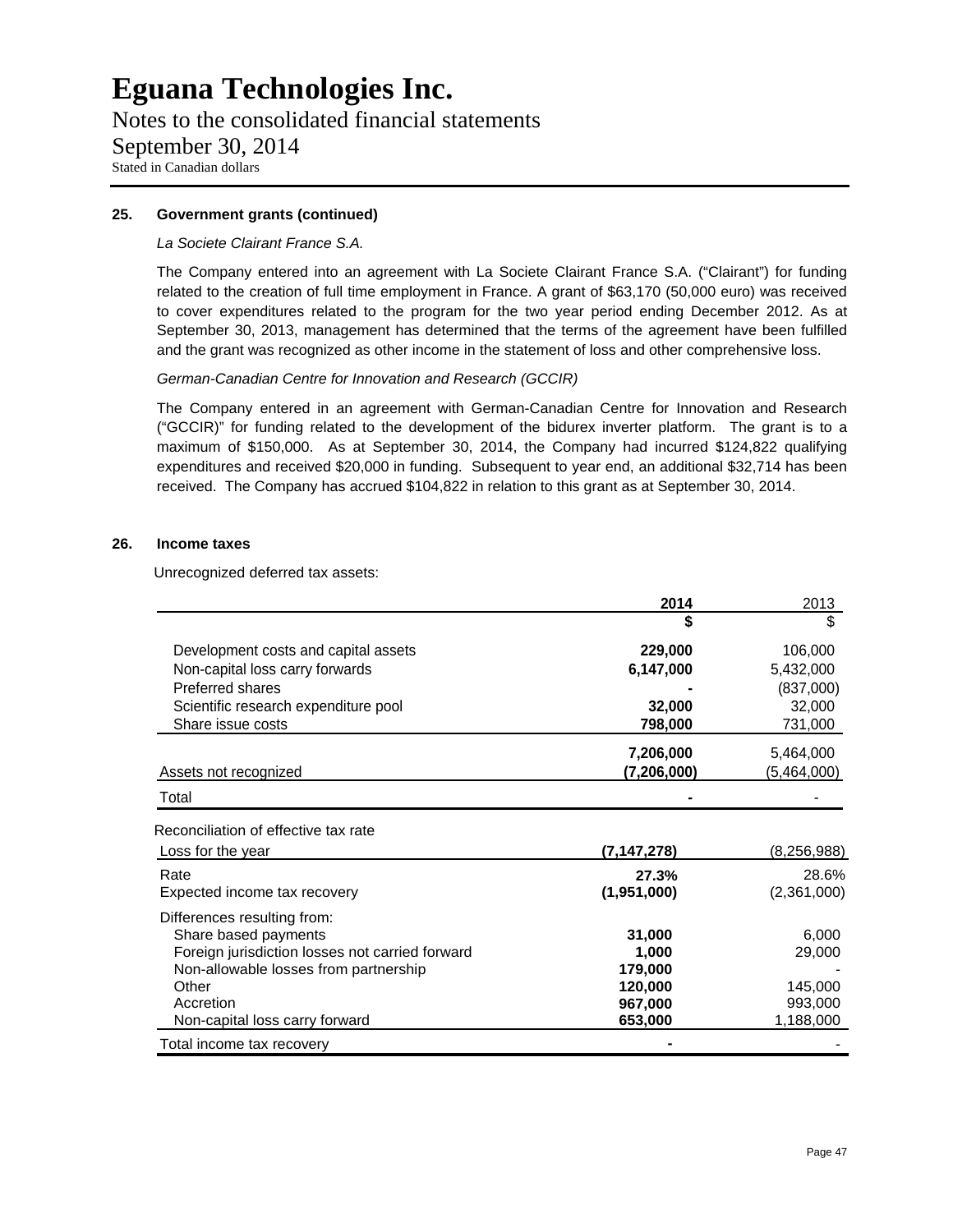**25. Government grants (continued)**

*La Societe Clairant France S.A.*

The Company entered into an agreement with La Societe Clairant France S.A. ("Clairant") for funding related to the creation of full time employment in France. A grant of $63,170 (50,000 euro) was received to cover expenditures related to the program for the two year period ending December 2012. As at September 30, 2013, management has determined that the terms of the agreement have been fulfilled and the grant was recognized as other income in the statement of loss and other comprehensive loss.

*German-Canadian Centre for Innovation and Research (GCCIR)*

The Company entered in an agreement with German-Canadian Centre for Innovation and Research ("GCCIR)" for funding related to the development of the bidurex inverter platform. The grant is to a maximum of $150,000. As at September 30, 2014, the Company had incurred $124,822 qualifying expenditures and received $20,000 in funding. Subsequent to year end, an additional $32,714 has been received. The Company has accrued $104,822 in relation to this grant as at September 30, 2014.

**26. Income taxes**

Unrecognized deferred tax assets:

| | 2014 | 2013 |
|---|---|---|
| | $ | $ |
| Development costs and capital assets | 229,000 | 106,000 |
| Non-capital loss carry forwards | 6,147,000 | 5,432,000 |
| Preferred shares | - | (837,000) |
| Scientific research expenditure pool | 32,000 | 32,000 |
| Share issue costs | 798,000 | 731,000 |
| | 7,206,000 | 5,464,000 |
| Assets not recognized | (7,206,000) | (5,464,000) |
| Total | - | - |

Reconciliation of effective tax rate

| | 2014 | 2013 |
|---|---|---|
| Loss for the year | (7,147,278) | (8,256,988) |
| Rate | 27.3% | 28.6% |
| Expected income tax recovery | (1,951,000) | (2,361,000) |
| Differences resulting from: | | |
| Share based payments | 31,000 | 6,000 |
| Foreign jurisdiction losses not carried forward | 1,000 | 29,000 |
| Non-allowable losses from partnership | 179,000 | - |
| Other | 120,000 | 145,000 |
| Accretion | 967,000 | 993,000 |
| Non-capital loss carry forward | 653,000 | 1,188,000 |
| Total income tax recovery | - | - |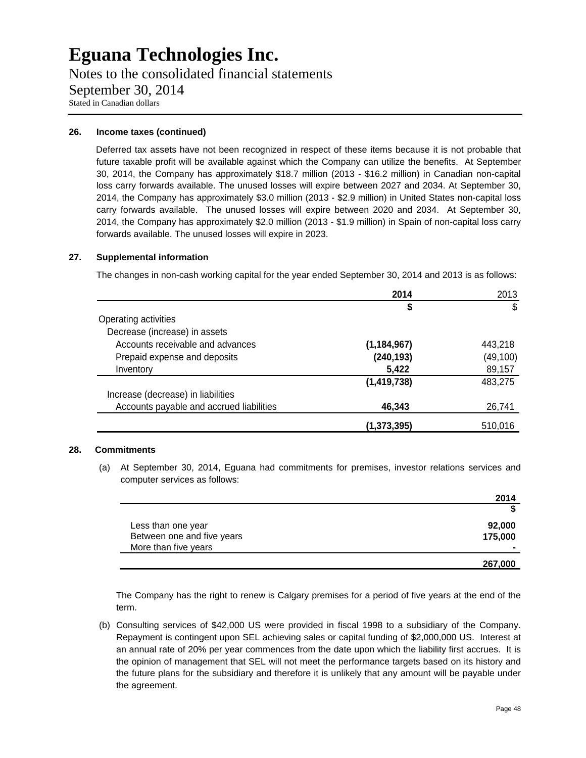### 26. Income taxes (continued)

Deferred tax assets have not been recognized in respect of these items because it is not probable that future taxable profit will be available against which the Company can utilize the benefits. At September 30, 2014, the Company has approximately $18.7 million (2013 - $16.2 million) in Canadian non-capital loss carry forwards available. The unused losses will expire between 2027 and 2034. At September 30, 2014, the Company has approximately $3.0 million (2013 - $2.9 million) in United States non-capital loss carry forwards available. The unused losses will expire between 2020 and 2034. At September 30, 2014, the Company has approximately $2.0 million (2013 - $1.9 million) in Spain of non-capital loss carry forwards available. The unused losses will expire in 2023.

### 27. Supplemental information

The changes in non-cash working capital for the year ended September 30, 2014 and 2013 is as follows:

| | **2014** | 2013 |
|---|---|---|
| | **$** | $ |
| Operating activities | | |
| Decrease (increase) in assets | | |
| Accounts receivable and advances | **(1,184,967)** | 443,218 |
| Prepaid expense and deposits | **(240,193)** | (49,100) |
| Inventory | **5,422** | 89,157 |
| | **(1,419,738)** | 483,275 |
| Increase (decrease) in liabilities | | |
| Accounts payable and accrued liabilities | **46,343** | 26,741 |
| | **(1,373,395)** | 510,016 |

### 28. Commitments

(a) At September 30, 2014, Eguana had commitments for premises, investor relations services and computer services as follows:

| | **2014** |
|---|---|
| | **$** |
| Less than one year | **92,000** |
| Between one and five years | **175,000** |
| More than five years | **-** |
| | **267,000** |

The Company has the right to renew is Calgary premises for a period of five years at the end of the term.

(b) Consulting services of $42,000 US were provided in fiscal 1998 to a subsidiary of the Company. Repayment is contingent upon SEL achieving sales or capital funding of $2,000,000 US. Interest at an annual rate of 20% per year commences from the date upon which the liability first accrues. It is the opinion of management that SEL will not meet the performance targets based on its history and the future plans for the subsidiary and therefore it is unlikely that any amount will be payable under the agreement.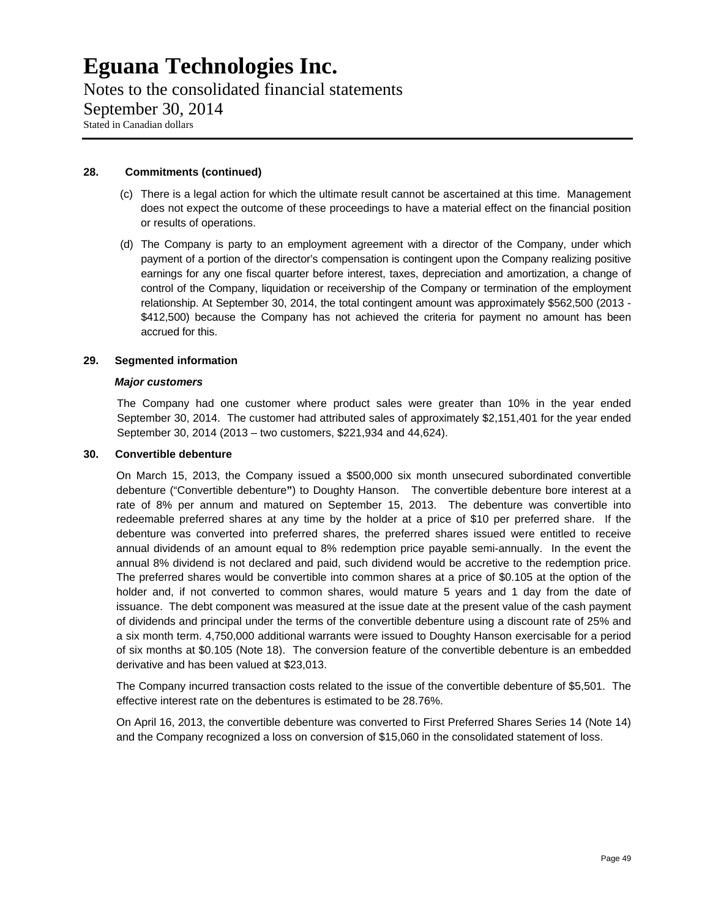**28. Commitments (continued)**

(c) There is a legal action for which the ultimate result cannot be ascertained at this time. Management does not expect the outcome of these proceedings to have a material effect on the financial position or results of operations.

(d) The Company is party to an employment agreement with a director of the Company, under which payment of a portion of the director's compensation is contingent upon the Company realizing positive earnings for any one fiscal quarter before interest, taxes, depreciation and amortization, a change of control of the Company, liquidation or receivership of the Company or termination of the employment relationship. At September 30, 2014, the total contingent amount was approximately $562,500 (2013 - $412,500) because the Company has not achieved the criteria for payment no amount has been accrued for this.

**29. Segmented information**

***Major customers***

The Company had one customer where product sales were greater than 10% in the year ended September 30, 2014. The customer had attributed sales of approximately $2,151,401 for the year ended September 30, 2014 (2013 – two customers, $221,934 and 44,624).

**30. Convertible debenture**

On March 15, 2013, the Company issued a $500,000 six month unsecured subordinated convertible debenture ("Convertible debenture") to Doughty Hanson. The convertible debenture bore interest at a rate of 8% per annum and matured on September 15, 2013. The debenture was convertible into redeemable preferred shares at any time by the holder at a price of $10 per preferred share. If the debenture was converted into preferred shares, the preferred shares issued were entitled to receive annual dividends of an amount equal to 8% redemption price payable semi-annually. In the event the annual 8% dividend is not declared and paid, such dividend would be accretive to the redemption price. The preferred shares would be convertible into common shares at a price of $0.105 at the option of the holder and, if not converted to common shares, would mature 5 years and 1 day from the date of issuance. The debt component was measured at the issue date at the present value of the cash payment of dividends and principal under the terms of the convertible debenture using a discount rate of 25% and a six month term. 4,750,000 additional warrants were issued to Doughty Hanson exercisable for a period of six months at $0.105 (Note 18). The conversion feature of the convertible debenture is an embedded derivative and has been valued at $23,013.

The Company incurred transaction costs related to the issue of the convertible debenture of $5,501. The effective interest rate on the debentures is estimated to be 28.76%.

On April 16, 2013, the convertible debenture was converted to First Preferred Shares Series 14 (Note 14) and the Company recognized a loss on conversion of $15,060 in the consolidated statement of loss.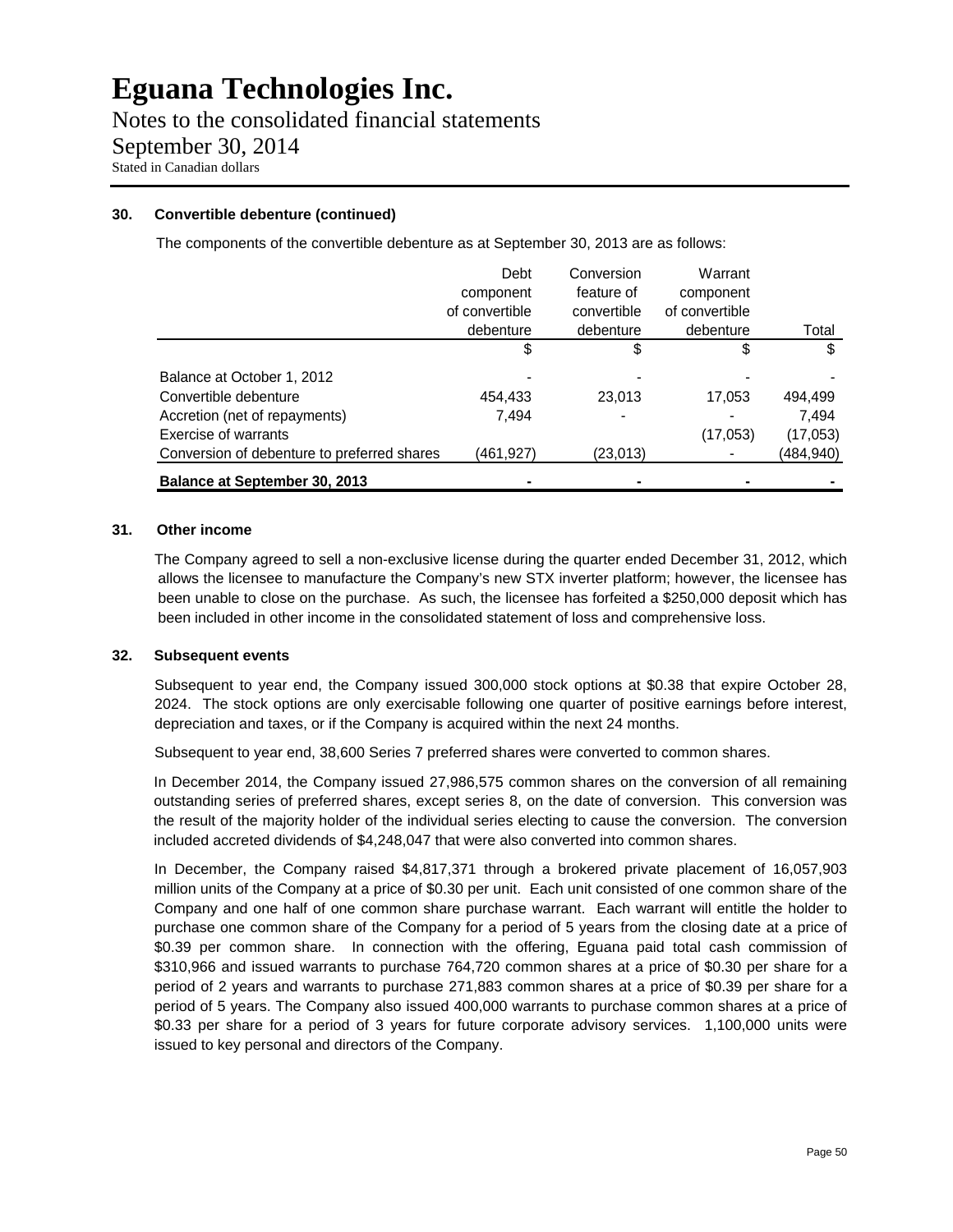### 30. Convertible debenture (continued)

The components of the convertible debenture as at September 30, 2013 are as follows:

| | Debt component of convertible debenture | Conversion feature of convertible debenture | Warrant component of convertible debenture | Total |
|---|---|---|---|---|
| | $ | $ | $ | $ |
| Balance at October 1, 2012 | - | - | - | - |
| Convertible debenture | 454,433 | 23,013 | 17,053 | 494,499 |
| Accretion (net of repayments) | 7,494 | - | - | 7,494 |
| Exercise of warrants | | | (17,053) | (17,053) |
| Conversion of debenture to preferred shares | (461,927) | (23,013) | - | (484,940) |
| **Balance at September 30, 2013** | **-** | **-** | **-** | **-** |

### 31. Other income

The Company agreed to sell a non-exclusive license during the quarter ended December 31, 2012, which allows the licensee to manufacture the Company's new STX inverter platform; however, the licensee has been unable to close on the purchase. As such, the licensee has forfeited a $250,000 deposit which has been included in other income in the consolidated statement of loss and comprehensive loss.

### 32. Subsequent events

Subsequent to year end, the Company issued 300,000 stock options at $0.38 that expire October 28, 2024. The stock options are only exercisable following one quarter of positive earnings before interest, depreciation and taxes, or if the Company is acquired within the next 24 months.

Subsequent to year end, 38,600 Series 7 preferred shares were converted to common shares.

In December 2014, the Company issued 27,986,575 common shares on the conversion of all remaining outstanding series of preferred shares, except series 8, on the date of conversion. This conversion was the result of the majority holder of the individual series electing to cause the conversion. The conversion included accreted dividends of $4,248,047 that were also converted into common shares.

In December, the Company raised $4,817,371 through a brokered private placement of 16,057,903 million units of the Company at a price of $0.30 per unit. Each unit consisted of one common share of the Company and one half of one common share purchase warrant. Each warrant will entitle the holder to purchase one common share of the Company for a period of 5 years from the closing date at a price of $0.39 per common share. In connection with the offering, Eguana paid total cash commission of $310,966 and issued warrants to purchase 764,720 common shares at a price of $0.30 per share for a period of 2 years and warrants to purchase 271,883 common shares at a price of $0.39 per share for a period of 5 years. The Company also issued 400,000 warrants to purchase common shares at a price of $0.33 per share for a period of 3 years for future corporate advisory services. 1,100,000 units were issued to key personal and directors of the Company.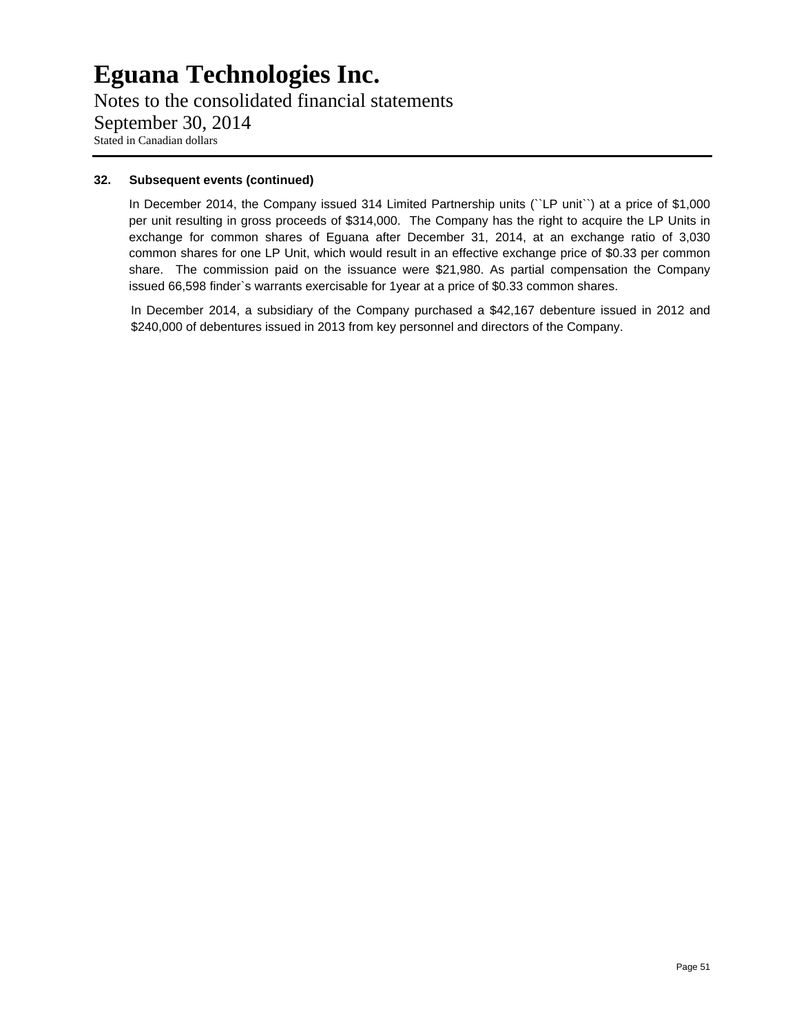### 32. Subsequent events (continued)

In December 2014, the Company issued 314 Limited Partnership units (``LP unit``) at a price of $1,000 per unit resulting in gross proceeds of $314,000. The Company has the right to acquire the LP Units in exchange for common shares of Eguana after December 31, 2014, at an exchange ratio of 3,030 common shares for one LP Unit, which would result in an effective exchange price of $0.33 per common share. The commission paid on the issuance were $21,980. As partial compensation the Company issued 66,598 finder`s warrants exercisable for 1year at a price of $0.33 common shares.

In December 2014, a subsidiary of the Company purchased a $42,167 debenture issued in 2012 and $240,000 of debentures issued in 2013 from key personnel and directors of the Company.